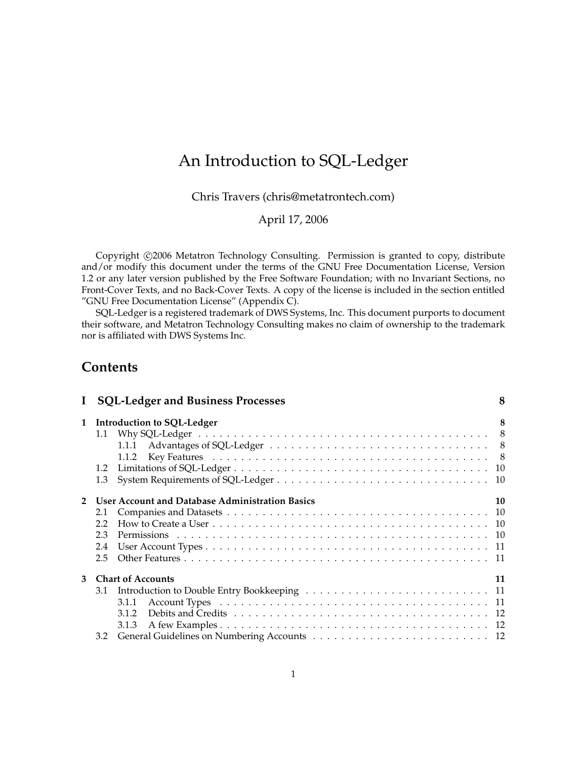# An Introduction to SQL-Ledger

Chris Travers (chris@metatrontech.com)

April 17, 2006

Copyright ©2006 Metatron Technology Consulting. Permission is granted to copy, distribute and/or modify this document under the terms of the GNU Free Documentation License, Version 1.2 or any later version published by the Free Software Foundation; with no Invariant Sections, no Front-Cover Texts, and no Back-Cover Texts. A copy of the license is included in the section entitled "GNU Free Documentation License" (Appendix C).

SQL-Ledger is a registered trademark of DWS Systems, Inc. This document purports to document their software, and Metatron Technology Consulting makes no claim of ownership to the trademark nor is affiliated with DWS Systems Inc.

## Contents

- **I SQL-Ledger and Business Processes** — 8
- **1 Introduction to SQL-Ledger** — 8
  - 1.1 Why SQL-Ledger — 8
    - 1.1.1 Advantages of SQL-Ledger — 8
    - 1.1.2 Key Features — 8
  - 1.2 Limitations of SQL-Ledger — 10
  - 1.3 System Requirements of SQL-Ledger — 10
- **2 User Account and Database Administration Basics** — 10
  - 2.1 Companies and Datasets — 10
  - 2.2 How to Create a User — 10
  - 2.3 Permissions — 10
  - 2.4 User Account Types — 11
  - 2.5 Other Features — 11
- **3 Chart of Accounts** — 11
  - 3.1 Introduction to Double Entry Bookkeeping — 11
    - 3.1.1 Account Types — 11
    - 3.1.2 Debits and Credits — 12
    - 3.1.3 A few Examples — 12
  - 3.2 General Guidelines on Numbering Accounts — 12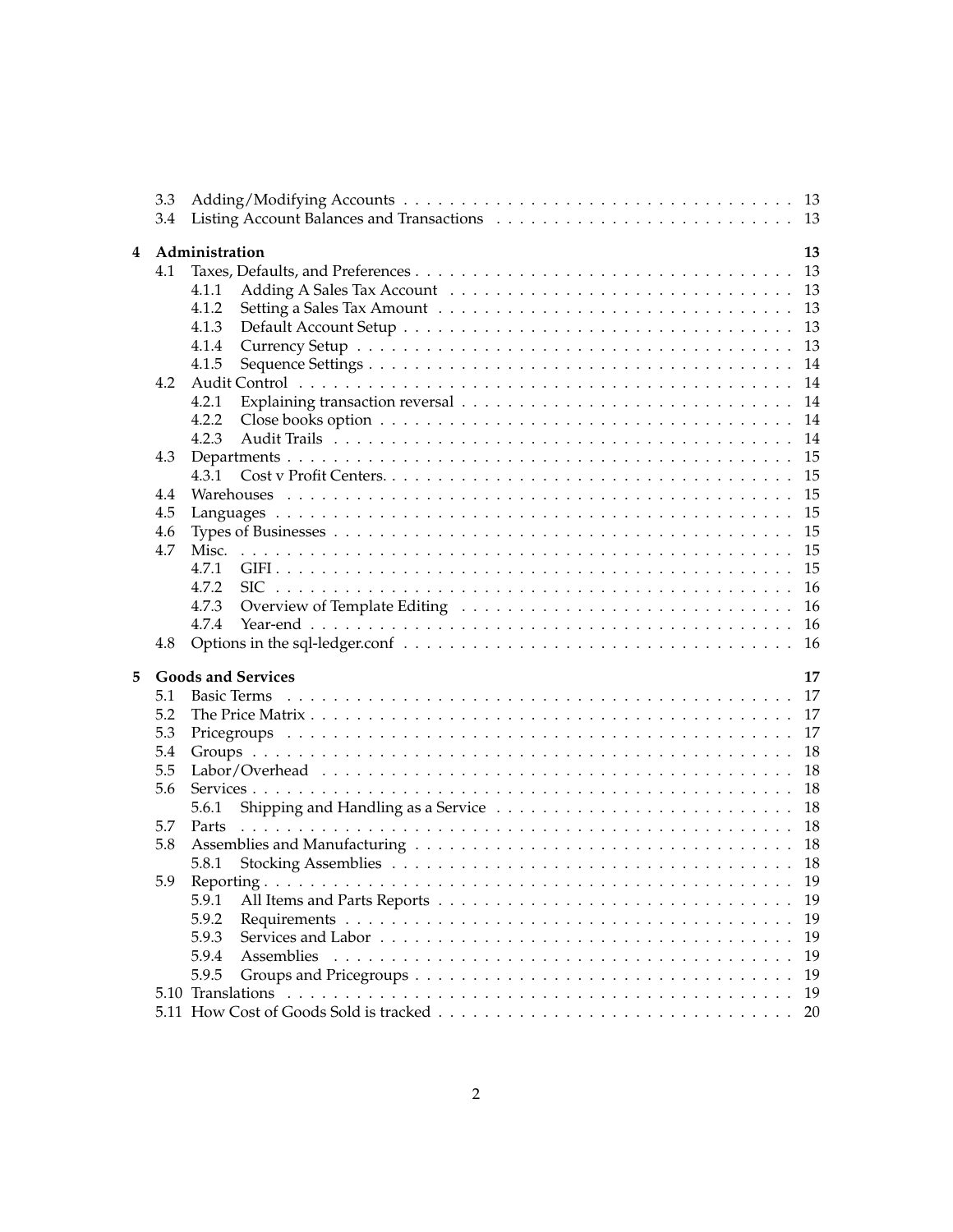3.3 Adding/Modifying Accounts . . . . . . . . . . . . . . . . . . . . . . . . . . . . . . . . 13
3.4 Listing Account Balances and Transactions . . . . . . . . . . . . . . . . . . . . . . . . 13

**4 Administration** **13**
4.1 Taxes, Defaults, and Preferences . . . . . . . . . . . . . . . . . . . . . . . . . . . . . . 13
4.1.1 Adding A Sales Tax Account . . . . . . . . . . . . . . . . . . . . . . . . . . . 13
4.1.2 Setting a Sales Tax Amount . . . . . . . . . . . . . . . . . . . . . . . . . . . 13
4.1.3 Default Account Setup . . . . . . . . . . . . . . . . . . . . . . . . . . . . . . 13
4.1.4 Currency Setup . . . . . . . . . . . . . . . . . . . . . . . . . . . . . . . . . . 13
4.1.5 Sequence Settings . . . . . . . . . . . . . . . . . . . . . . . . . . . . . . . . . 14
4.2 Audit Control . . . . . . . . . . . . . . . . . . . . . . . . . . . . . . . . . . . . . . . 14
4.2.1 Explaining transaction reversal . . . . . . . . . . . . . . . . . . . . . . . . . 14
4.2.2 Close books option . . . . . . . . . . . . . . . . . . . . . . . . . . . . . . . . 14
4.2.3 Audit Trails . . . . . . . . . . . . . . . . . . . . . . . . . . . . . . . . . . . . 14
4.3 Departments . . . . . . . . . . . . . . . . . . . . . . . . . . . . . . . . . . . . . . . . 15
4.3.1 Cost v Profit Centers. . . . . . . . . . . . . . . . . . . . . . . . . . . . . . . . 15
4.4 Warehouses . . . . . . . . . . . . . . . . . . . . . . . . . . . . . . . . . . . . . . . . 15
4.5 Languages . . . . . . . . . . . . . . . . . . . . . . . . . . . . . . . . . . . . . . . . . 15
4.6 Types of Businesses . . . . . . . . . . . . . . . . . . . . . . . . . . . . . . . . . . . . 15
4.7 Misc. . . . . . . . . . . . . . . . . . . . . . . . . . . . . . . . . . . . . . . . . . . . . 15
4.7.1 GIFI . . . . . . . . . . . . . . . . . . . . . . . . . . . . . . . . . . . . . . . . . 15
4.7.2 SIC . . . . . . . . . . . . . . . . . . . . . . . . . . . . . . . . . . . . . . . . . 16
4.7.3 Overview of Template Editing . . . . . . . . . . . . . . . . . . . . . . . . . . 16
4.7.4 Year-end . . . . . . . . . . . . . . . . . . . . . . . . . . . . . . . . . . . . . . 16
4.8 Options in the sql-ledger.conf . . . . . . . . . . . . . . . . . . . . . . . . . . . . . . 16

**5 Goods and Services** **17**
5.1 Basic Terms . . . . . . . . . . . . . . . . . . . . . . . . . . . . . . . . . . . . . . . . 17
5.2 The Price Matrix . . . . . . . . . . . . . . . . . . . . . . . . . . . . . . . . . . . . . . 17
5.3 Pricegroups . . . . . . . . . . . . . . . . . . . . . . . . . . . . . . . . . . . . . . . . 17
5.4 Groups . . . . . . . . . . . . . . . . . . . . . . . . . . . . . . . . . . . . . . . . . . . 18
5.5 Labor/Overhead . . . . . . . . . . . . . . . . . . . . . . . . . . . . . . . . . . . . . . 18
5.6 Services . . . . . . . . . . . . . . . . . . . . . . . . . . . . . . . . . . . . . . . . . . . 18
5.6.1 Shipping and Handling as a Service . . . . . . . . . . . . . . . . . . . . . . . 18
5.7 Parts . . . . . . . . . . . . . . . . . . . . . . . . . . . . . . . . . . . . . . . . . . . . 18
5.8 Assemblies and Manufacturing . . . . . . . . . . . . . . . . . . . . . . . . . . . . . . 18
5.8.1 Stocking Assemblies . . . . . . . . . . . . . . . . . . . . . . . . . . . . . . . . 18
5.9 Reporting . . . . . . . . . . . . . . . . . . . . . . . . . . . . . . . . . . . . . . . . . . 19
5.9.1 All Items and Parts Reports . . . . . . . . . . . . . . . . . . . . . . . . . . . . 19
5.9.2 Requirements . . . . . . . . . . . . . . . . . . . . . . . . . . . . . . . . . . . . 19
5.9.3 Services and Labor . . . . . . . . . . . . . . . . . . . . . . . . . . . . . . . . . 19
5.9.4 Assemblies . . . . . . . . . . . . . . . . . . . . . . . . . . . . . . . . . . . . . 19
5.9.5 Groups and Pricegroups . . . . . . . . . . . . . . . . . . . . . . . . . . . . . . 19
5.10 Translations . . . . . . . . . . . . . . . . . . . . . . . . . . . . . . . . . . . . . . . . 19
5.11 How Cost of Goods Sold is tracked . . . . . . . . . . . . . . . . . . . . . . . . . . . . 20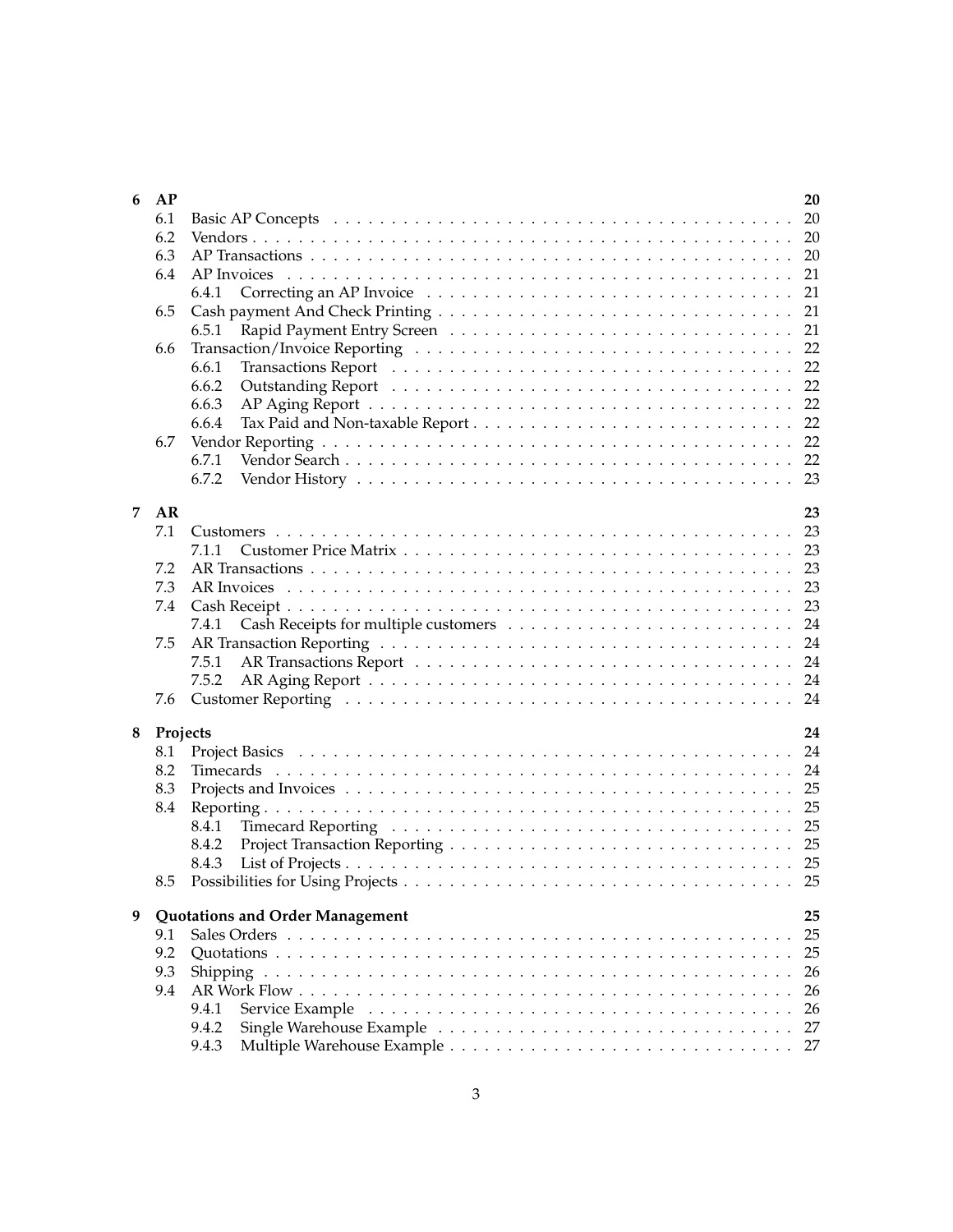| | | |
|---|---|---|
| **6** | **AP** | **20** |
| 6.1 | Basic AP Concepts | 20 |
| 6.2 | Vendors | 20 |
| 6.3 | AP Transactions | 20 |
| 6.4 | AP Invoices | 21 |
| 6.4.1 | Correcting an AP Invoice | 21 |
| 6.5 | Cash payment And Check Printing | 21 |
| 6.5.1 | Rapid Payment Entry Screen | 21 |
| 6.6 | Transaction/Invoice Reporting | 22 |
| 6.6.1 | Transactions Report | 22 |
| 6.6.2 | Outstanding Report | 22 |
| 6.6.3 | AP Aging Report | 22 |
| 6.6.4 | Tax Paid and Non-taxable Report | 22 |
| 6.7 | Vendor Reporting | 22 |
| 6.7.1 | Vendor Search | 22 |
| 6.7.2 | Vendor History | 23 |
| **7** | **AR** | **23** |
| 7.1 | Customers | 23 |
| 7.1.1 | Customer Price Matrix | 23 |
| 7.2 | AR Transactions | 23 |
| 7.3 | AR Invoices | 23 |
| 7.4 | Cash Receipt | 23 |
| 7.4.1 | Cash Receipts for multiple customers | 24 |
| 7.5 | AR Transaction Reporting | 24 |
| 7.5.1 | AR Transactions Report | 24 |
| 7.5.2 | AR Aging Report | 24 |
| 7.6 | Customer Reporting | 24 |
| **8** | **Projects** | **24** |
| 8.1 | Project Basics | 24 |
| 8.2 | Timecards | 24 |
| 8.3 | Projects and Invoices | 25 |
| 8.4 | Reporting | 25 |
| 8.4.1 | Timecard Reporting | 25 |
| 8.4.2 | Project Transaction Reporting | 25 |
| 8.4.3 | List of Projects | 25 |
| 8.5 | Possibilities for Using Projects | 25 |
| **9** | **Quotations and Order Management** | **25** |
| 9.1 | Sales Orders | 25 |
| 9.2 | Quotations | 25 |
| 9.3 | Shipping | 26 |
| 9.4 | AR Work Flow | 26 |
| 9.4.1 | Service Example | 26 |
| 9.4.2 | Single Warehouse Example | 27 |
| 9.4.3 | Multiple Warehouse Example | 27 |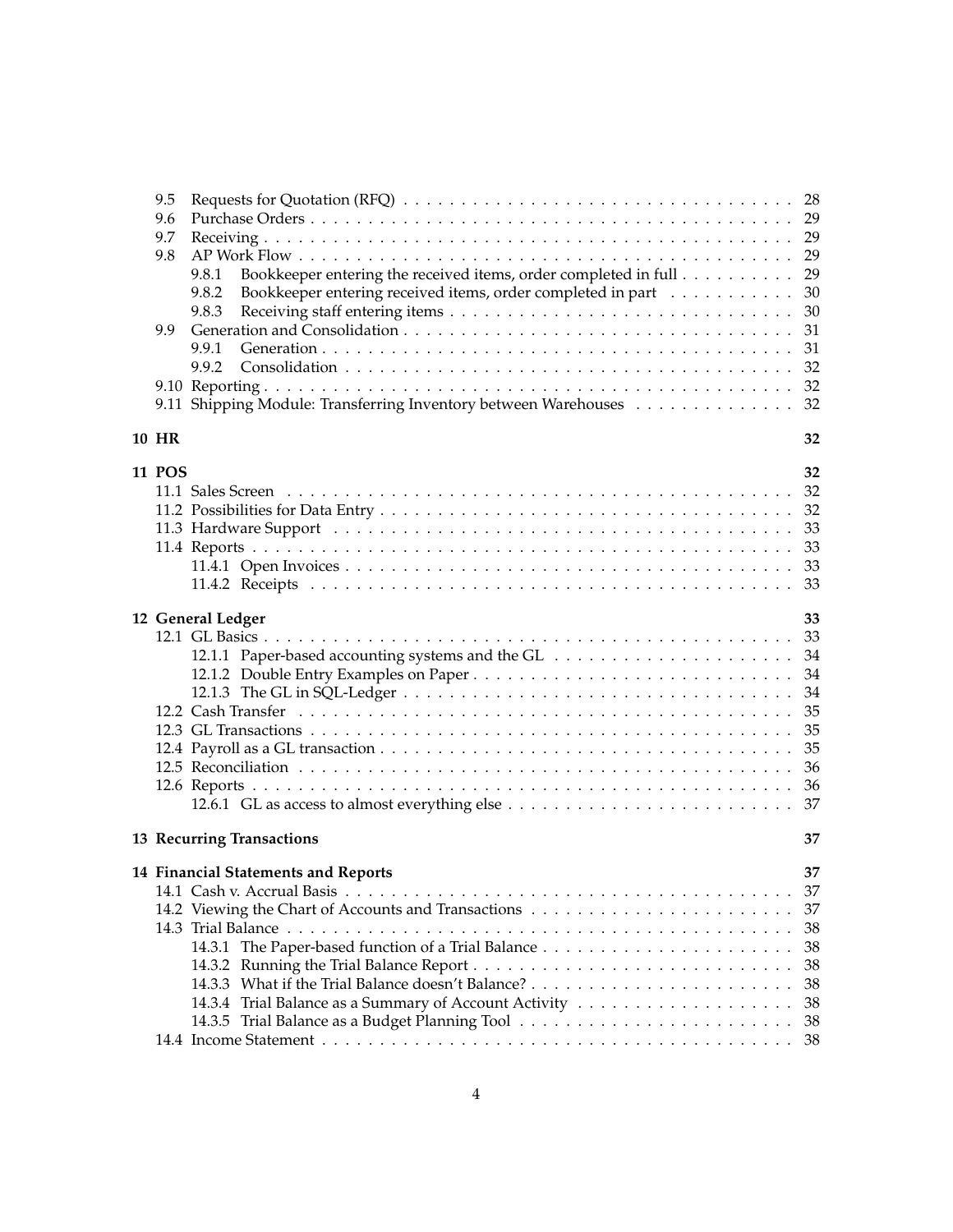- 9.5 Requests for Quotation (RFQ) . . . 28
- 9.6 Purchase Orders . . . 29
- 9.7 Receiving . . . 29
- 9.8 AP Work Flow . . . 29
  - 9.8.1 Bookkeeper entering the received items, order completed in full . . . 29
  - 9.8.2 Bookkeeper entering received items, order completed in part . . . 30
  - 9.8.3 Receiving staff entering items . . . 30
- 9.9 Generation and Consolidation . . . 31
  - 9.9.1 Generation . . . 31
  - 9.9.2 Consolidation . . . 32
- 9.10 Reporting . . . 32
- 9.11 Shipping Module: Transferring Inventory between Warehouses . . . 32

**10 HR** **32**

**11 POS** **32**

- 11.1 Sales Screen . . . 32
- 11.2 Possibilities for Data Entry . . . 32
- 11.3 Hardware Support . . . 33
- 11.4 Reports . . . 33
  - 11.4.1 Open Invoices . . . 33
  - 11.4.2 Receipts . . . 33

**12 General Ledger** **33**

- 12.1 GL Basics . . . 33
  - 12.1.1 Paper-based accounting systems and the GL . . . 34
  - 12.1.2 Double Entry Examples on Paper . . . 34
  - 12.1.3 The GL in SQL-Ledger . . . 34
- 12.2 Cash Transfer . . . 35
- 12.3 GL Transactions . . . 35
- 12.4 Payroll as a GL transaction . . . 35
- 12.5 Reconciliation . . . 36
- 12.6 Reports . . . 36
  - 12.6.1 GL as access to almost everything else . . . 37

**13 Recurring Transactions** **37**

**14 Financial Statements and Reports** **37**

- 14.1 Cash v. Accrual Basis . . . 37
- 14.2 Viewing the Chart of Accounts and Transactions . . . 37
- 14.3 Trial Balance . . . 38
  - 14.3.1 The Paper-based function of a Trial Balance . . . 38
  - 14.3.2 Running the Trial Balance Report . . . 38
  - 14.3.3 What if the Trial Balance doesn't Balance? . . . 38
  - 14.3.4 Trial Balance as a Summary of Account Activity . . . 38
  - 14.3.5 Trial Balance as a Budget Planning Tool . . . 38
- 14.4 Income Statement . . . 38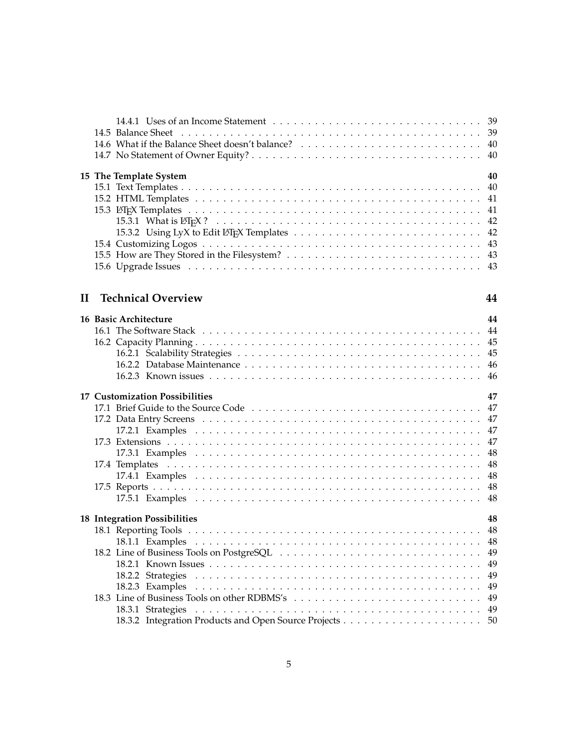14.4.1 Uses of an Income Statement . . . . . . . . . . . . . . . . . . . . . . . . . . . . . 39
14.5 Balance Sheet . . . . . . . . . . . . . . . . . . . . . . . . . . . . . . . . . . . . . . . . 39
14.6 What if the Balance Sheet doesn't balance? . . . . . . . . . . . . . . . . . . . . . . . . 40
14.7 No Statement of Owner Equity? . . . . . . . . . . . . . . . . . . . . . . . . . . . . . . . 40

**15 The Template System** **40**
15.1 Text Templates . . . . . . . . . . . . . . . . . . . . . . . . . . . . . . . . . . . . . . . . 40
15.2 HTML Templates . . . . . . . . . . . . . . . . . . . . . . . . . . . . . . . . . . . . . . 41
15.3 LaTeX Templates . . . . . . . . . . . . . . . . . . . . . . . . . . . . . . . . . . . . . . 41
15.3.1 What is LaTeX ? . . . . . . . . . . . . . . . . . . . . . . . . . . . . . . . . . . . . 42
15.3.2 Using LyX to Edit LaTeX Templates . . . . . . . . . . . . . . . . . . . . . . . . . . 42
15.4 Customizing Logos . . . . . . . . . . . . . . . . . . . . . . . . . . . . . . . . . . . . . . 43
15.5 How are They Stored in the Filesystem? . . . . . . . . . . . . . . . . . . . . . . . . . . 43
15.6 Upgrade Issues . . . . . . . . . . . . . . . . . . . . . . . . . . . . . . . . . . . . . . . . 43

## II Technical Overview 44

**16 Basic Architecture** **44**
16.1 The Software Stack . . . . . . . . . . . . . . . . . . . . . . . . . . . . . . . . . . . . . 44
16.2 Capacity Planning . . . . . . . . . . . . . . . . . . . . . . . . . . . . . . . . . . . . . . 45
16.2.1 Scalability Strategies . . . . . . . . . . . . . . . . . . . . . . . . . . . . . . . . . . 45
16.2.2 Database Maintenance . . . . . . . . . . . . . . . . . . . . . . . . . . . . . . . . . 46
16.2.3 Known issues . . . . . . . . . . . . . . . . . . . . . . . . . . . . . . . . . . . . . . 46

**17 Customization Possibilities** **47**
17.1 Brief Guide to the Source Code . . . . . . . . . . . . . . . . . . . . . . . . . . . . . . . 47
17.2 Data Entry Screens . . . . . . . . . . . . . . . . . . . . . . . . . . . . . . . . . . . . . . 47
17.2.1 Examples . . . . . . . . . . . . . . . . . . . . . . . . . . . . . . . . . . . . . . . . 47
17.3 Extensions . . . . . . . . . . . . . . . . . . . . . . . . . . . . . . . . . . . . . . . . . . . 47
17.3.1 Examples . . . . . . . . . . . . . . . . . . . . . . . . . . . . . . . . . . . . . . . . 48
17.4 Templates . . . . . . . . . . . . . . . . . . . . . . . . . . . . . . . . . . . . . . . . . . . 48
17.4.1 Examples . . . . . . . . . . . . . . . . . . . . . . . . . . . . . . . . . . . . . . . . 48
17.5 Reports . . . . . . . . . . . . . . . . . . . . . . . . . . . . . . . . . . . . . . . . . . . . 48
17.5.1 Examples . . . . . . . . . . . . . . . . . . . . . . . . . . . . . . . . . . . . . . . . 48

**18 Integration Possibilities** **48**
18.1 Reporting Tools . . . . . . . . . . . . . . . . . . . . . . . . . . . . . . . . . . . . . . . . 48
18.1.1 Examples . . . . . . . . . . . . . . . . . . . . . . . . . . . . . . . . . . . . . . . . 48
18.2 Line of Business Tools on PostgreSQL . . . . . . . . . . . . . . . . . . . . . . . . . . . 49
18.2.1 Known Issues . . . . . . . . . . . . . . . . . . . . . . . . . . . . . . . . . . . . . . 49
18.2.2 Strategies . . . . . . . . . . . . . . . . . . . . . . . . . . . . . . . . . . . . . . . . 49
18.2.3 Examples . . . . . . . . . . . . . . . . . . . . . . . . . . . . . . . . . . . . . . . . 49
18.3 Line of Business Tools on other RDBMS's . . . . . . . . . . . . . . . . . . . . . . . . . 49
18.3.1 Strategies . . . . . . . . . . . . . . . . . . . . . . . . . . . . . . . . . . . . . . . . 49
18.3.2 Integration Products and Open Source Projects . . . . . . . . . . . . . . . . . . . . 50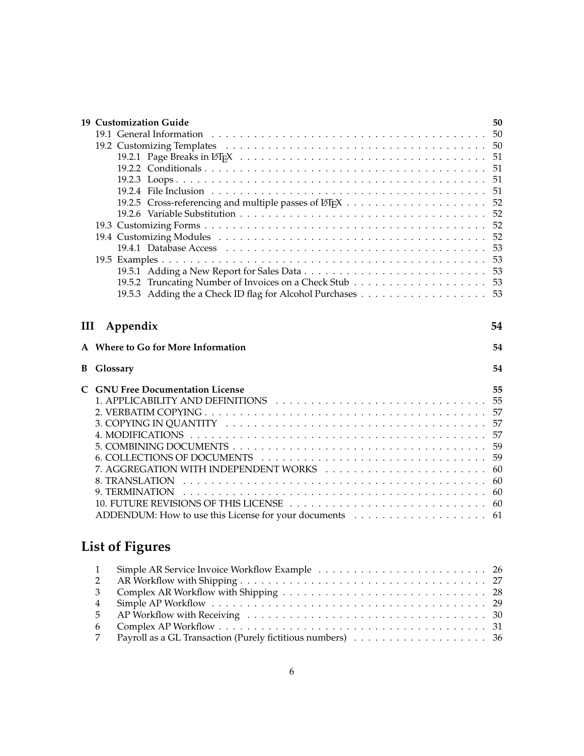**19 Customization Guide** 50

- 19.1 General Information . . . 50
- 19.2 Customizing Templates . . . 50
  - 19.2.1 Page Breaks in LaTeX . . . 51
  - 19.2.2 Conditionals . . . 51
  - 19.2.3 Loops . . . 51
  - 19.2.4 File Inclusion . . . 51
  - 19.2.5 Cross-referencing and multiple passes of LaTeX . . . 52
  - 19.2.6 Variable Substitution . . . 52
- 19.3 Customizing Forms . . . 52
- 19.4 Customizing Modules . . . 52
  - 19.4.1 Database Access . . . 53
- 19.5 Examples . . . 53
  - 19.5.1 Adding a New Report for Sales Data . . . 53
  - 19.5.2 Truncating Number of Invoices on a Check Stub . . . 53
  - 19.5.3 Adding the a Check ID flag for Alcohol Purchases . . . 53

**III Appendix** 54

**A Where to Go for More Information** 54

**B Glossary** 54

**C GNU Free Documentation License** 55

- 1. APPLICABILITY AND DEFINITIONS . . . 55
- 2. VERBATIM COPYING . . . 57
- 3. COPYING IN QUANTITY . . . 57
- 4. MODIFICATIONS . . . 57
- 5. COMBINING DOCUMENTS . . . 59
- 6. COLLECTIONS OF DOCUMENTS . . . 59
- 7. AGGREGATION WITH INDEPENDENT WORKS . . . 60
- 8. TRANSLATION . . . 60
- 9. TERMINATION . . . 60
- 10. FUTURE REVISIONS OF THIS LICENSE . . . 60
- ADDENDUM: How to use this License for your documents . . . 61

# List of Figures

1. Simple AR Service Invoice Workflow Example . . . 26
2. AR Workflow with Shipping . . . 27
3. Complex AR Workflow with Shipping . . . 28
4. Simple AP Workflow . . . 29
5. AP Workflow with Receiving . . . 30
6. Complex AP Workflow . . . 31
7. Payroll as a GL Transaction (Purely fictitious numbers) . . . 36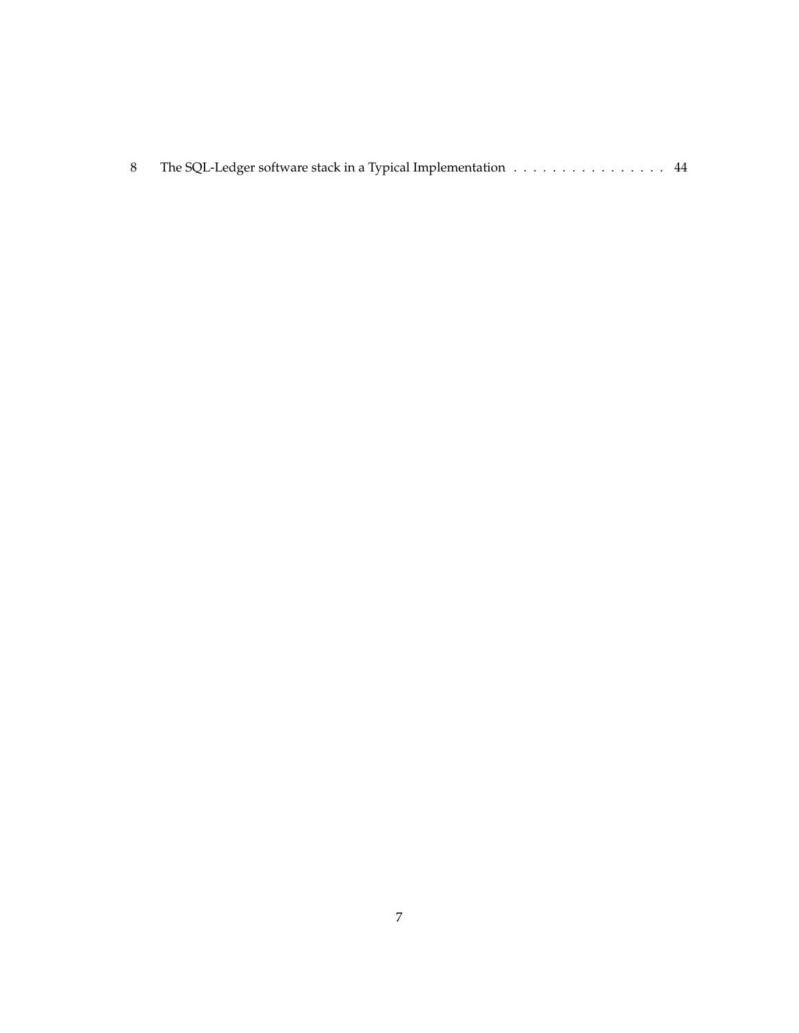8 The SQL-Ledger software stack in a Typical Implementation . . . . . . . . . . . . . . . . 44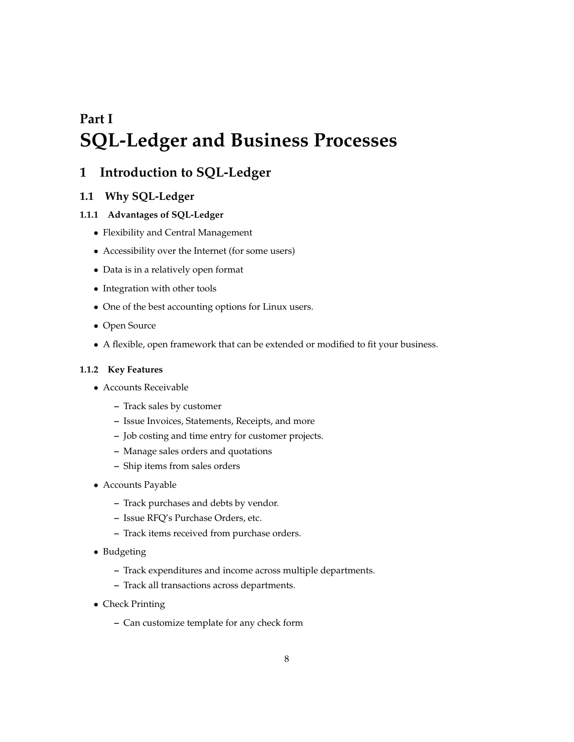# Part I
# SQL-Ledger and Business Processes

## 1 Introduction to SQL-Ledger

### 1.1 Why SQL-Ledger

#### 1.1.1 Advantages of SQL-Ledger

- Flexibility and Central Management
- Accessibility over the Internet (for some users)
- Data is in a relatively open format
- Integration with other tools
- One of the best accounting options for Linux users.
- Open Source
- A flexible, open framework that can be extended or modified to fit your business.

#### 1.1.2 Key Features

- Accounts Receivable
  - Track sales by customer
  - Issue Invoices, Statements, Receipts, and more
  - Job costing and time entry for customer projects.
  - Manage sales orders and quotations
  - Ship items from sales orders
- Accounts Payable
  - Track purchases and debts by vendor.
  - Issue RFQ's Purchase Orders, etc.
  - Track items received from purchase orders.
- Budgeting
  - Track expenditures and income across multiple departments.
  - Track all transactions across departments.
- Check Printing
  - Can customize template for any check form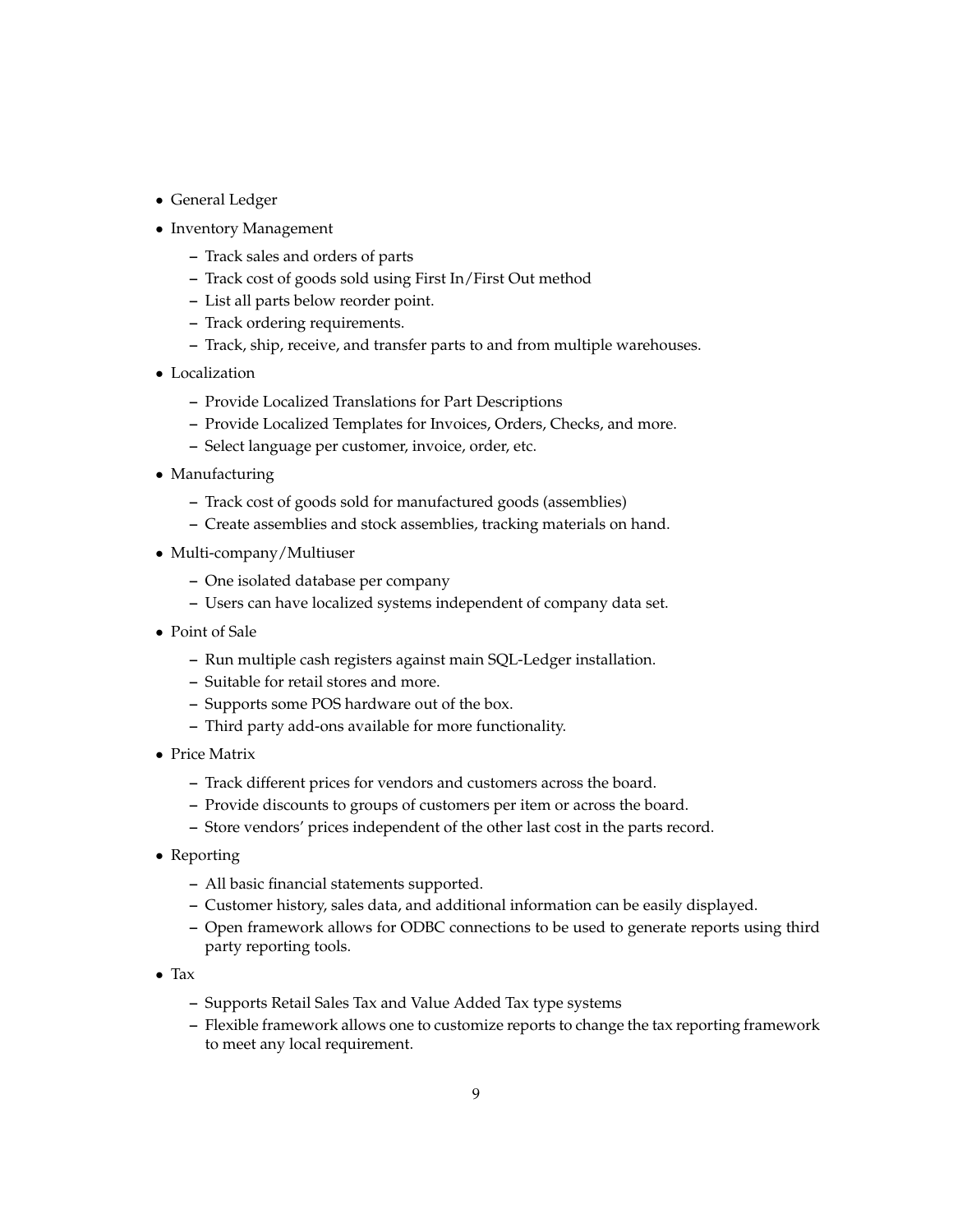- General Ledger
- Inventory Management
  - Track sales and orders of parts
  - Track cost of goods sold using First In/First Out method
  - List all parts below reorder point.
  - Track ordering requirements.
  - Track, ship, receive, and transfer parts to and from multiple warehouses.
- Localization
  - Provide Localized Translations for Part Descriptions
  - Provide Localized Templates for Invoices, Orders, Checks, and more.
  - Select language per customer, invoice, order, etc.
- Manufacturing
  - Track cost of goods sold for manufactured goods (assemblies)
  - Create assemblies and stock assemblies, tracking materials on hand.
- Multi-company/Multiuser
  - One isolated database per company
  - Users can have localized systems independent of company data set.
- Point of Sale
  - Run multiple cash registers against main SQL-Ledger installation.
  - Suitable for retail stores and more.
  - Supports some POS hardware out of the box.
  - Third party add-ons available for more functionality.
- Price Matrix
  - Track different prices for vendors and customers across the board.
  - Provide discounts to groups of customers per item or across the board.
  - Store vendors' prices independent of the other last cost in the parts record.
- Reporting
  - All basic financial statements supported.
  - Customer history, sales data, and additional information can be easily displayed.
  - Open framework allows for ODBC connections to be used to generate reports using third party reporting tools.
- Tax
  - Supports Retail Sales Tax and Value Added Tax type systems
  - Flexible framework allows one to customize reports to change the tax reporting framework to meet any local requirement.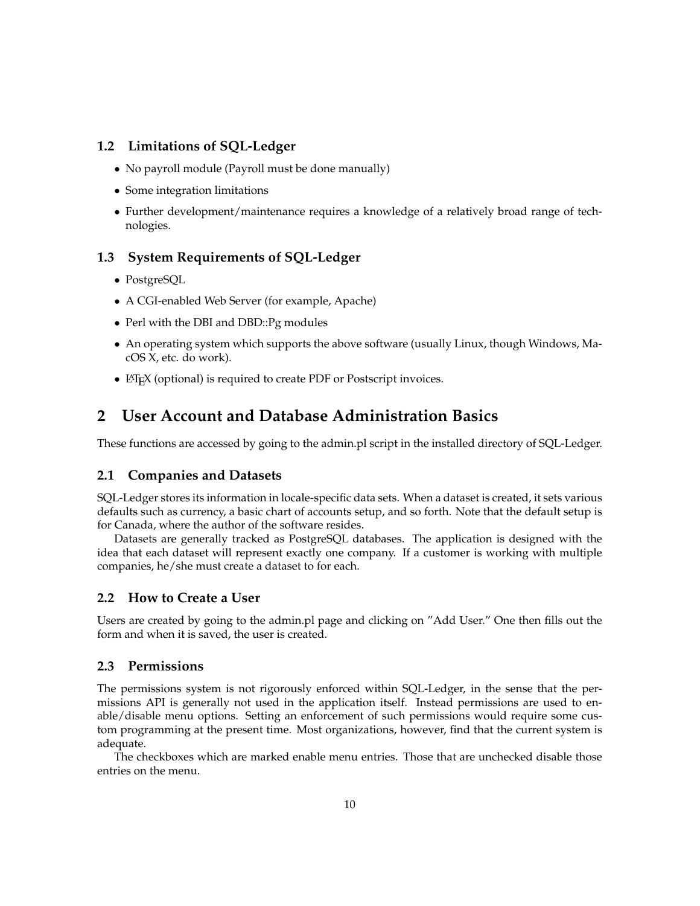### 1.2 Limitations of SQL-Ledger

- No payroll module (Payroll must be done manually)
- Some integration limitations
- Further development/maintenance requires a knowledge of a relatively broad range of technologies.

### 1.3 System Requirements of SQL-Ledger

- PostgreSQL
- A CGI-enabled Web Server (for example, Apache)
- Perl with the DBI and DBD::Pg modules
- An operating system which supports the above software (usually Linux, though Windows, MacOS X, etc. do work).
- LaTeX (optional) is required to create PDF or Postscript invoices.

## 2 User Account and Database Administration Basics

These functions are accessed by going to the admin.pl script in the installed directory of SQL-Ledger.

### 2.1 Companies and Datasets

SQL-Ledger stores its information in locale-specific data sets. When a dataset is created, it sets various defaults such as currency, a basic chart of accounts setup, and so forth. Note that the default setup is for Canada, where the author of the software resides.

Datasets are generally tracked as PostgreSQL databases. The application is designed with the idea that each dataset will represent exactly one company. If a customer is working with multiple companies, he/she must create a dataset to for each.

### 2.2 How to Create a User

Users are created by going to the admin.pl page and clicking on "Add User." One then fills out the form and when it is saved, the user is created.

### 2.3 Permissions

The permissions system is not rigorously enforced within SQL-Ledger, in the sense that the permissions API is generally not used in the application itself. Instead permissions are used to enable/disable menu options. Setting an enforcement of such permissions would require some custom programming at the present time. Most organizations, however, find that the current system is adequate.

The checkboxes which are marked enable menu entries. Those that are unchecked disable those entries on the menu.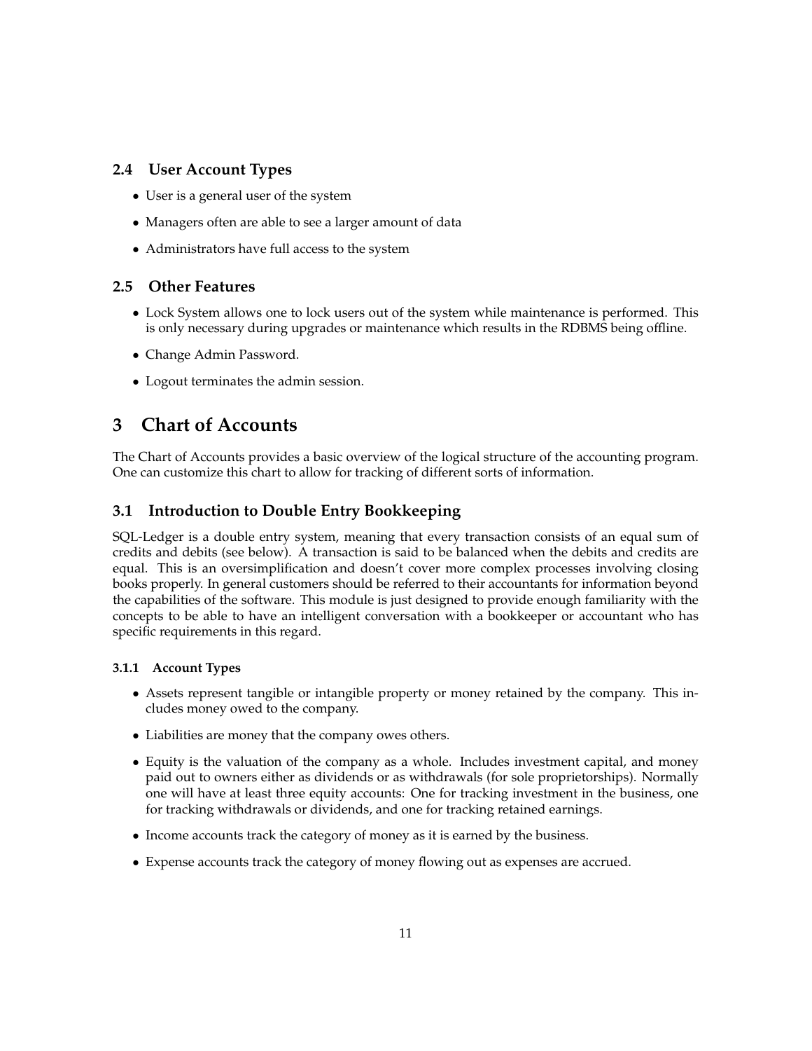### 2.4 User Account Types

- User is a general user of the system
- Managers often are able to see a larger amount of data
- Administrators have full access to the system

### 2.5 Other Features

- Lock System allows one to lock users out of the system while maintenance is performed. This is only necessary during upgrades or maintenance which results in the RDBMS being offline.
- Change Admin Password.
- Logout terminates the admin session.

## 3 Chart of Accounts

The Chart of Accounts provides a basic overview of the logical structure of the accounting program. One can customize this chart to allow for tracking of different sorts of information.

### 3.1 Introduction to Double Entry Bookkeeping

SQL-Ledger is a double entry system, meaning that every transaction consists of an equal sum of credits and debits (see below). A transaction is said to be balanced when the debits and credits are equal. This is an oversimplification and doesn't cover more complex processes involving closing books properly. In general customers should be referred to their accountants for information beyond the capabilities of the software. This module is just designed to provide enough familiarity with the concepts to be able to have an intelligent conversation with a bookkeeper or accountant who has specific requirements in this regard.

#### 3.1.1 Account Types

- Assets represent tangible or intangible property or money retained by the company. This includes money owed to the company.
- Liabilities are money that the company owes others.
- Equity is the valuation of the company as a whole. Includes investment capital, and money paid out to owners either as dividends or as withdrawals (for sole proprietorships). Normally one will have at least three equity accounts: One for tracking investment in the business, one for tracking withdrawals or dividends, and one for tracking retained earnings.
- Income accounts track the category of money as it is earned by the business.
- Expense accounts track the category of money flowing out as expenses are accrued.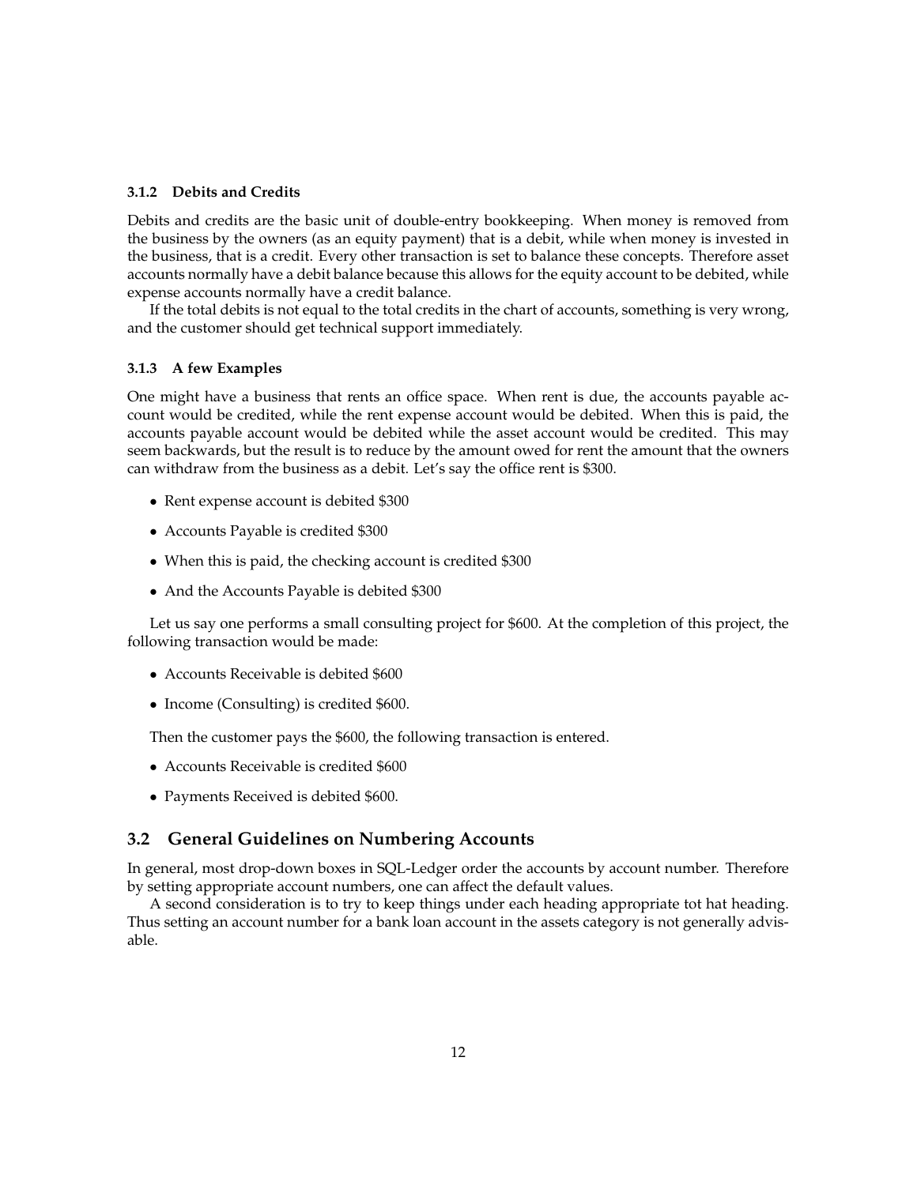### 3.1.2 Debits and Credits

Debits and credits are the basic unit of double-entry bookkeeping. When money is removed from the business by the owners (as an equity payment) that is a debit, while when money is invested in the business, that is a credit. Every other transaction is set to balance these concepts. Therefore asset accounts normally have a debit balance because this allows for the equity account to be debited, while expense accounts normally have a credit balance.

If the total debits is not equal to the total credits in the chart of accounts, something is very wrong, and the customer should get technical support immediately.

### 3.1.3 A few Examples

One might have a business that rents an office space. When rent is due, the accounts payable account would be credited, while the rent expense account would be debited. When this is paid, the accounts payable account would be debited while the asset account would be credited. This may seem backwards, but the result is to reduce by the amount owed for rent the amount that the owners can withdraw from the business as a debit. Let's say the office rent is $300.

- Rent expense account is debited $300
- Accounts Payable is credited $300
- When this is paid, the checking account is credited $300
- And the Accounts Payable is debited $300

Let us say one performs a small consulting project for $600. At the completion of this project, the following transaction would be made:

- Accounts Receivable is debited $600
- Income (Consulting) is credited $600.

Then the customer pays the $600, the following transaction is entered.

- Accounts Receivable is credited $600
- Payments Received is debited $600.

## 3.2 General Guidelines on Numbering Accounts

In general, most drop-down boxes in SQL-Ledger order the accounts by account number. Therefore by setting appropriate account numbers, one can affect the default values.

A second consideration is to try to keep things under each heading appropriate tot hat heading. Thus setting an account number for a bank loan account in the assets category is not generally advisable.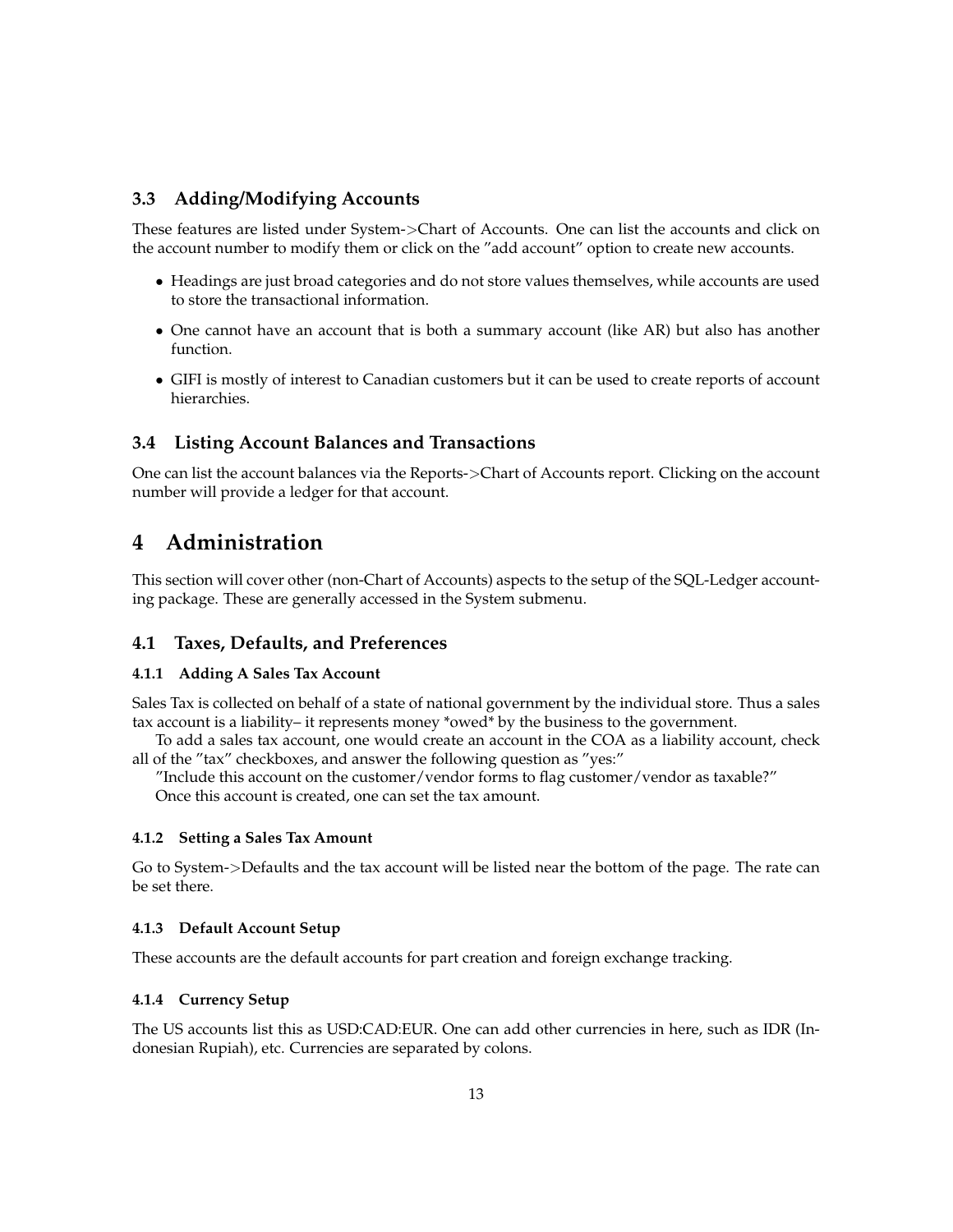### 3.3 Adding/Modifying Accounts

These features are listed under System->Chart of Accounts. One can list the accounts and click on the account number to modify them or click on the "add account" option to create new accounts.

- Headings are just broad categories and do not store values themselves, while accounts are used to store the transactional information.
- One cannot have an account that is both a summary account (like AR) but also has another function.
- GIFI is mostly of interest to Canadian customers but it can be used to create reports of account hierarchies.

### 3.4 Listing Account Balances and Transactions

One can list the account balances via the Reports->Chart of Accounts report. Clicking on the account number will provide a ledger for that account.

## 4 Administration

This section will cover other (non-Chart of Accounts) aspects to the setup of the SQL-Ledger accounting package. These are generally accessed in the System submenu.

### 4.1 Taxes, Defaults, and Preferences

#### 4.1.1 Adding A Sales Tax Account

Sales Tax is collected on behalf of a state of national government by the individual store. Thus a sales tax account is a liability– it represents money *owed* by the business to the government.

To add a sales tax account, one would create an account in the COA as a liability account, check all of the "tax" checkboxes, and answer the following question as "yes:"

"Include this account on the customer/vendor forms to flag customer/vendor as taxable?"

Once this account is created, one can set the tax amount.

#### 4.1.2 Setting a Sales Tax Amount

Go to System->Defaults and the tax account will be listed near the bottom of the page. The rate can be set there.

#### 4.1.3 Default Account Setup

These accounts are the default accounts for part creation and foreign exchange tracking.

#### 4.1.4 Currency Setup

The US accounts list this as USD:CAD:EUR. One can add other currencies in here, such as IDR (Indonesian Rupiah), etc. Currencies are separated by colons.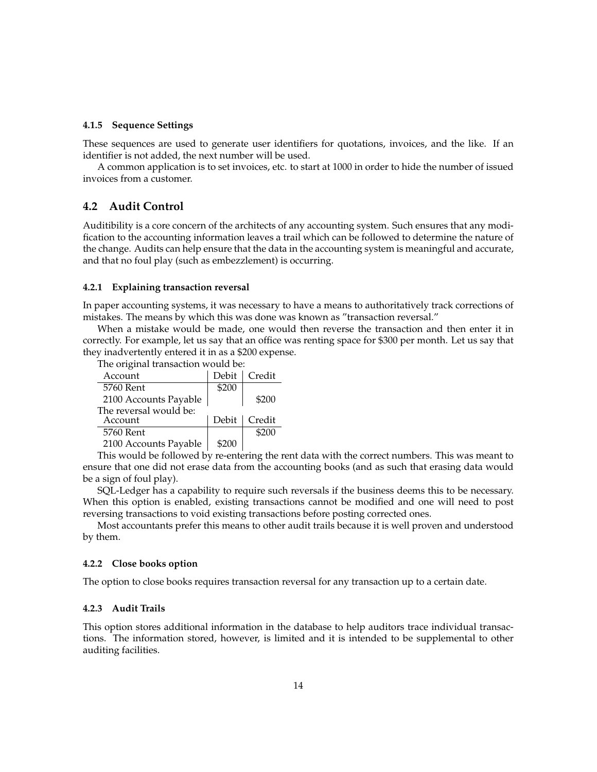#### 4.1.5 Sequence Settings

These sequences are used to generate user identifiers for quotations, invoices, and the like. If an identifier is not added, the next number will be used.

A common application is to set invoices, etc. to start at 1000 in order to hide the number of issued invoices from a customer.

## 4.2 Audit Control

Auditibility is a core concern of the architects of any accounting system. Such ensures that any modification to the accounting information leaves a trail which can be followed to determine the nature of the change. Audits can help ensure that the data in the accounting system is meaningful and accurate, and that no foul play (such as embezzlement) is occurring.

#### 4.2.1 Explaining transaction reversal

In paper accounting systems, it was necessary to have a means to authoritatively track corrections of mistakes. The means by which this was done was known as "transaction reversal."

When a mistake would be made, one would then reverse the transaction and then enter it in correctly. For example, let us say that an office was renting space for $300 per month. Let us say that they inadvertently entered it in as a $200 expense.

The original transaction would be:

| Account | Debit | Credit |
|---|---|---|
| 5760 Rent | $200 | |
| 2100 Accounts Payable | | $200 |

The reversal would be:

| Account | Debit | Credit |
|---|---|---|
| 5760 Rent | | $200 |
| 2100 Accounts Payable | $200 | |

This would be followed by re-entering the rent data with the correct numbers. This was meant to ensure that one did not erase data from the accounting books (and as such that erasing data would be a sign of foul play).

SQL-Ledger has a capability to require such reversals if the business deems this to be necessary. When this option is enabled, existing transactions cannot be modified and one will need to post reversing transactions to void existing transactions before posting corrected ones.

Most accountants prefer this means to other audit trails because it is well proven and understood by them.

#### 4.2.2 Close books option

The option to close books requires transaction reversal for any transaction up to a certain date.

#### 4.2.3 Audit Trails

This option stores additional information in the database to help auditors trace individual transactions. The information stored, however, is limited and it is intended to be supplemental to other auditing facilities.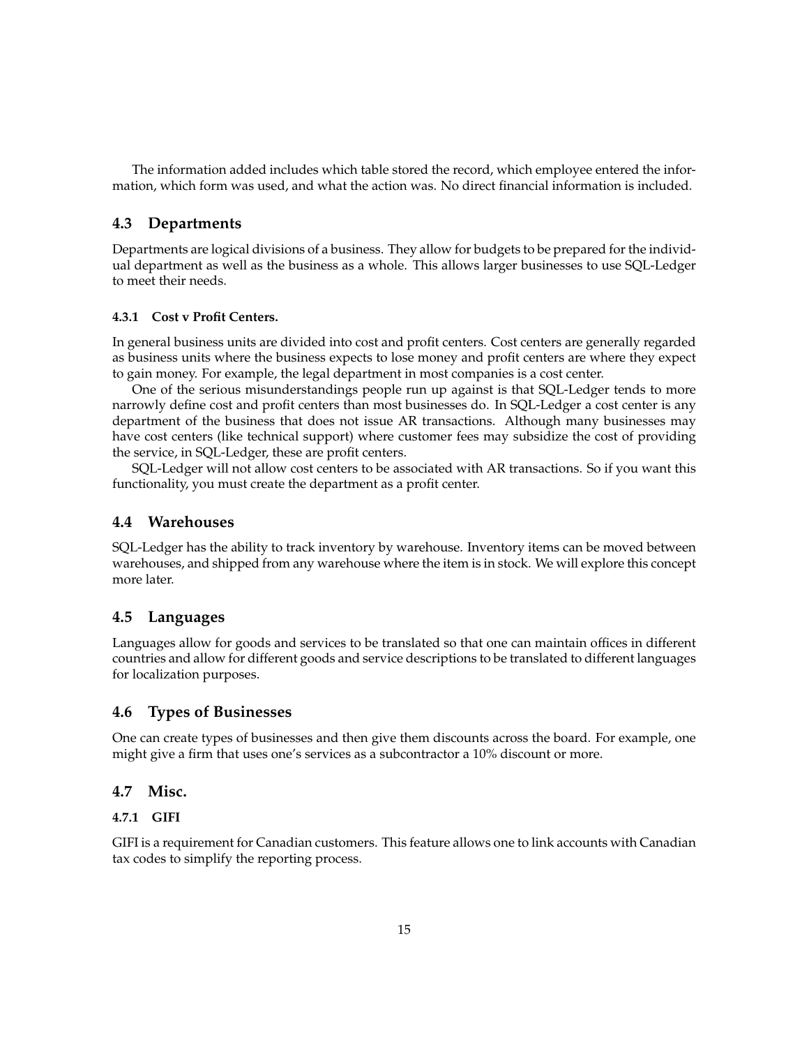The information added includes which table stored the record, which employee entered the information, which form was used, and what the action was. No direct financial information is included.

## 4.3 Departments

Departments are logical divisions of a business. They allow for budgets to be prepared for the individual department as well as the business as a whole. This allows larger businesses to use SQL-Ledger to meet their needs.

#### 4.3.1 Cost v Profit Centers.

In general business units are divided into cost and profit centers. Cost centers are generally regarded as business units where the business expects to lose money and profit centers are where they expect to gain money. For example, the legal department in most companies is a cost center.

One of the serious misunderstandings people run up against is that SQL-Ledger tends to more narrowly define cost and profit centers than most businesses do. In SQL-Ledger a cost center is any department of the business that does not issue AR transactions. Although many businesses may have cost centers (like technical support) where customer fees may subsidize the cost of providing the service, in SQL-Ledger, these are profit centers.

SQL-Ledger will not allow cost centers to be associated with AR transactions. So if you want this functionality, you must create the department as a profit center.

## 4.4 Warehouses

SQL-Ledger has the ability to track inventory by warehouse. Inventory items can be moved between warehouses, and shipped from any warehouse where the item is in stock. We will explore this concept more later.

## 4.5 Languages

Languages allow for goods and services to be translated so that one can maintain offices in different countries and allow for different goods and service descriptions to be translated to different languages for localization purposes.

## 4.6 Types of Businesses

One can create types of businesses and then give them discounts across the board. For example, one might give a firm that uses one's services as a subcontractor a 10% discount or more.

## 4.7 Misc.

#### 4.7.1 GIFI

GIFI is a requirement for Canadian customers. This feature allows one to link accounts with Canadian tax codes to simplify the reporting process.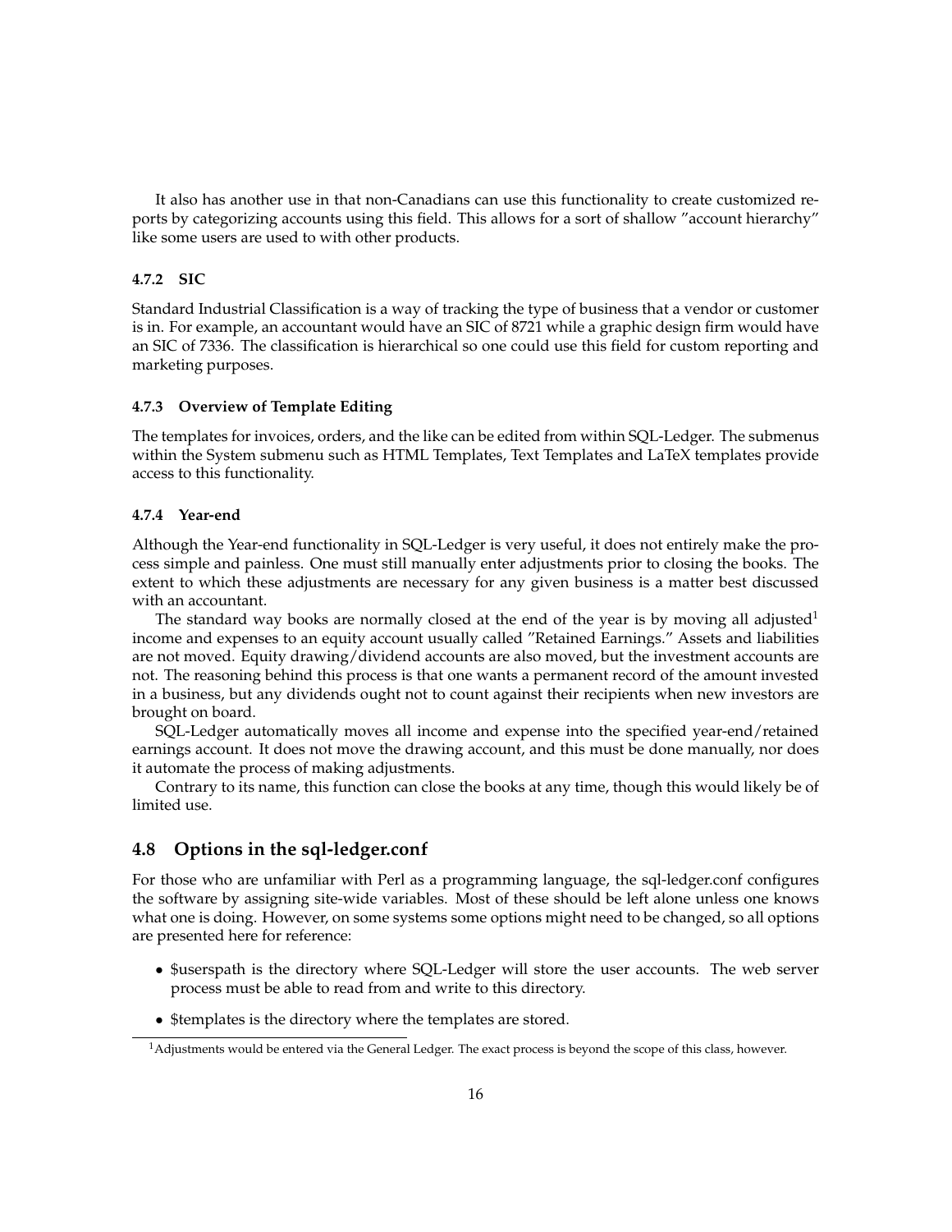It also has another use in that non-Canadians can use this functionality to create customized reports by categorizing accounts using this field. This allows for a sort of shallow "account hierarchy" like some users are used to with other products.

#### 4.7.2 SIC

Standard Industrial Classification is a way of tracking the type of business that a vendor or customer is in. For example, an accountant would have an SIC of 8721 while a graphic design firm would have an SIC of 7336. The classification is hierarchical so one could use this field for custom reporting and marketing purposes.

#### 4.7.3 Overview of Template Editing

The templates for invoices, orders, and the like can be edited from within SQL-Ledger. The submenus within the System submenu such as HTML Templates, Text Templates and LaTeX templates provide access to this functionality.

#### 4.7.4 Year-end

Although the Year-end functionality in SQL-Ledger is very useful, it does not entirely make the process simple and painless. One must still manually enter adjustments prior to closing the books. The extent to which these adjustments are necessary for any given business is a matter best discussed with an accountant.

The standard way books are normally closed at the end of the year is by moving all adjusted[1] income and expenses to an equity account usually called "Retained Earnings." Assets and liabilities are not moved. Equity drawing/dividend accounts are also moved, but the investment accounts are not. The reasoning behind this process is that one wants a permanent record of the amount invested in a business, but any dividends ought not to count against their recipients when new investors are brought on board.

SQL-Ledger automatically moves all income and expense into the specified year-end/retained earnings account. It does not move the drawing account, and this must be done manually, nor does it automate the process of making adjustments.

Contrary to its name, this function can close the books at any time, though this would likely be of limited use.

### 4.8 Options in the sql-ledger.conf

For those who are unfamiliar with Perl as a programming language, the sql-ledger.conf configures the software by assigning site-wide variables. Most of these should be left alone unless one knows what one is doing. However, on some systems some options might need to be changed, so all options are presented here for reference:

- $userspath is the directory where SQL-Ledger will store the user accounts. The web server process must be able to read from and write to this directory.
- $templates is the directory where the templates are stored.

[1] Adjustments would be entered via the General Ledger. The exact process is beyond the scope of this class, however.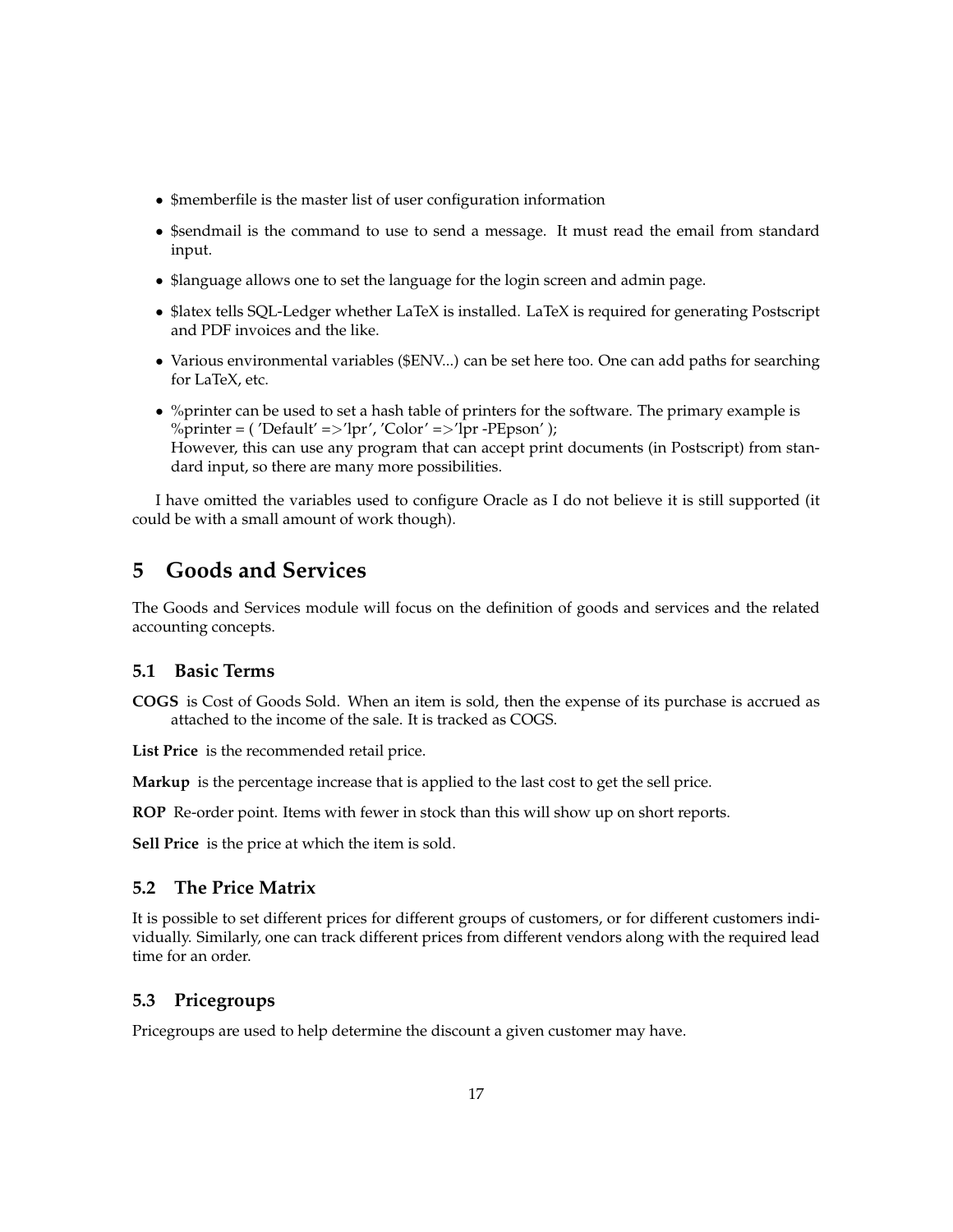- $memberfile is the master list of user configuration information
- $sendmail is the command to use to send a message. It must read the email from standard input.
- $language allows one to set the language for the login screen and admin page.
- $latex tells SQL-Ledger whether LaTeX is installed. LaTeX is required for generating Postscript and PDF invoices and the like.
- Various environmental variables ($ENV...) can be set here too. One can add paths for searching for LaTeX, etc.
- %printer can be used to set a hash table of printers for the software. The primary example is %printer = ( 'Default' =>'lpr', 'Color' =>'lpr -PEpson' );
  However, this can use any program that can accept print documents (in Postscript) from standard input, so there are many more possibilities.

I have omitted the variables used to configure Oracle as I do not believe it is still supported (it could be with a small amount of work though).

# 5 Goods and Services

The Goods and Services module will focus on the definition of goods and services and the related accounting concepts.

## 5.1 Basic Terms

**COGS** is Cost of Goods Sold. When an item is sold, then the expense of its purchase is accrued as attached to the income of the sale. It is tracked as COGS.

**List Price** is the recommended retail price.

**Markup** is the percentage increase that is applied to the last cost to get the sell price.

**ROP** Re-order point. Items with fewer in stock than this will show up on short reports.

**Sell Price** is the price at which the item is sold.

## 5.2 The Price Matrix

It is possible to set different prices for different groups of customers, or for different customers individually. Similarly, one can track different prices from different vendors along with the required lead time for an order.

## 5.3 Pricegroups

Pricegroups are used to help determine the discount a given customer may have.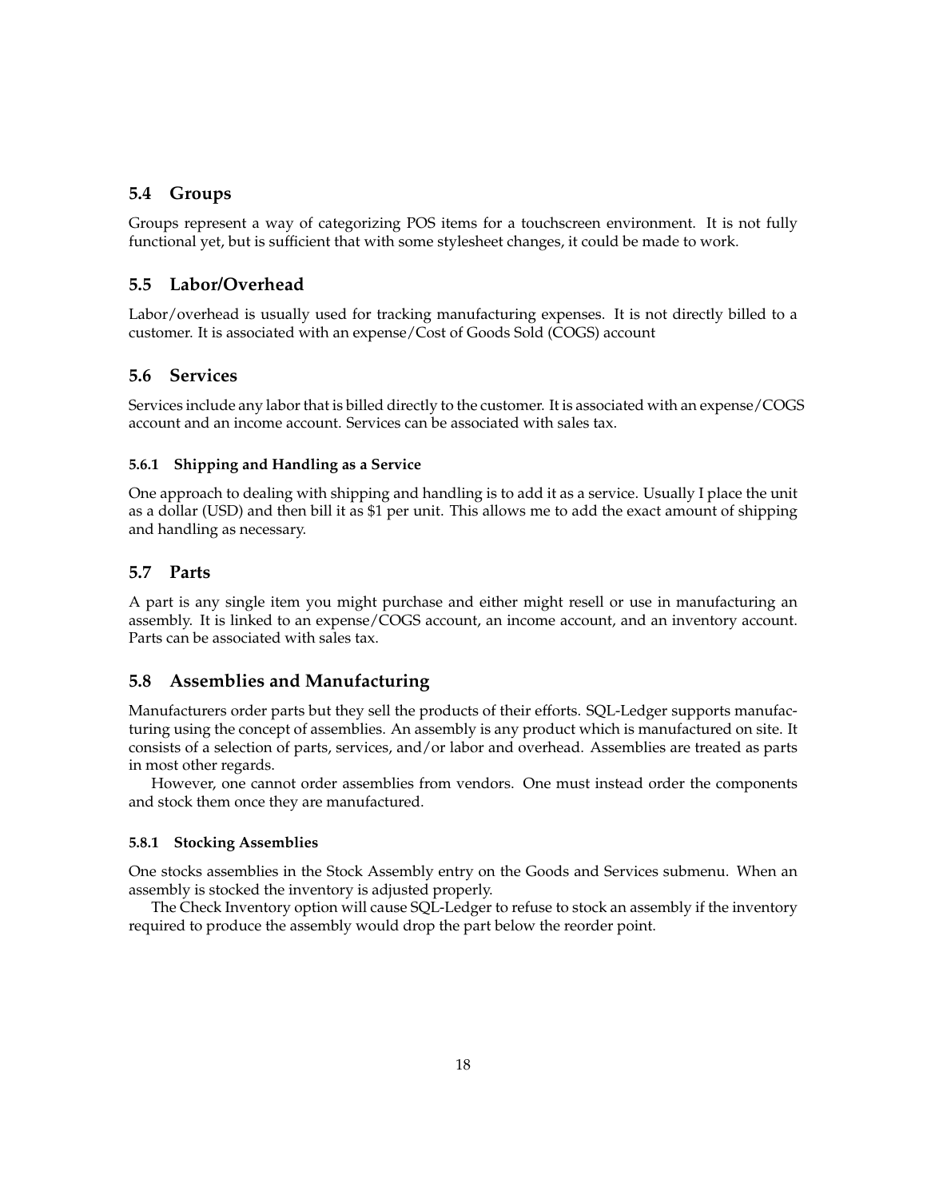## 5.4 Groups

Groups represent a way of categorizing POS items for a touchscreen environment. It is not fully functional yet, but is sufficient that with some stylesheet changes, it could be made to work.

## 5.5 Labor/Overhead

Labor/overhead is usually used for tracking manufacturing expenses. It is not directly billed to a customer. It is associated with an expense/Cost of Goods Sold (COGS) account

## 5.6 Services

Services include any labor that is billed directly to the customer. It is associated with an expense/COGS account and an income account. Services can be associated with sales tax.

### 5.6.1 Shipping and Handling as a Service

One approach to dealing with shipping and handling is to add it as a service. Usually I place the unit as a dollar (USD) and then bill it as $1 per unit. This allows me to add the exact amount of shipping and handling as necessary.

## 5.7 Parts

A part is any single item you might purchase and either might resell or use in manufacturing an assembly. It is linked to an expense/COGS account, an income account, and an inventory account. Parts can be associated with sales tax.

## 5.8 Assemblies and Manufacturing

Manufacturers order parts but they sell the products of their efforts. SQL-Ledger supports manufacturing using the concept of assemblies. An assembly is any product which is manufactured on site. It consists of a selection of parts, services, and/or labor and overhead. Assemblies are treated as parts in most other regards.

However, one cannot order assemblies from vendors. One must instead order the components and stock them once they are manufactured.

### 5.8.1 Stocking Assemblies

One stocks assemblies in the Stock Assembly entry on the Goods and Services submenu. When an assembly is stocked the inventory is adjusted properly.

The Check Inventory option will cause SQL-Ledger to refuse to stock an assembly if the inventory required to produce the assembly would drop the part below the reorder point.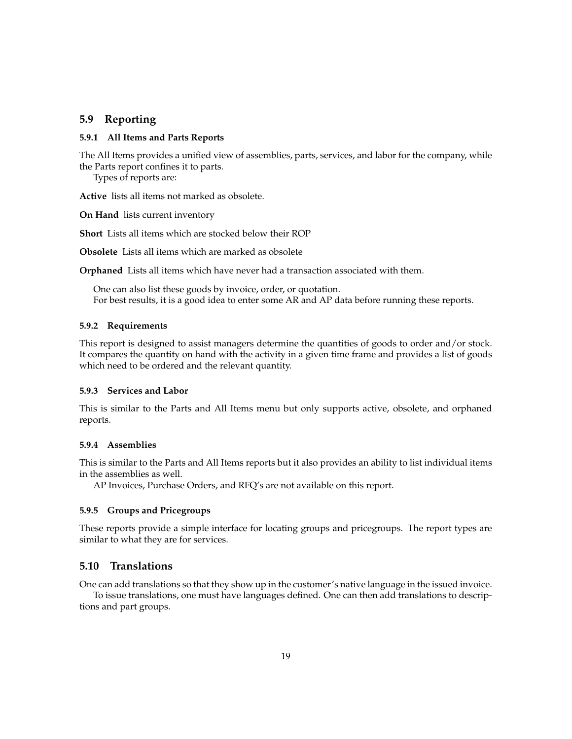## 5.9 Reporting

### 5.9.1 All Items and Parts Reports

The All Items provides a unified view of assemblies, parts, services, and labor for the company, while the Parts report confines it to parts.

Types of reports are:

**Active** lists all items not marked as obsolete.

**On Hand** lists current inventory

**Short** Lists all items which are stocked below their ROP

**Obsolete** Lists all items which are marked as obsolete

**Orphaned** Lists all items which have never had a transaction associated with them.

One can also list these goods by invoice, order, or quotation.

For best results, it is a good idea to enter some AR and AP data before running these reports.

### 5.9.2 Requirements

This report is designed to assist managers determine the quantities of goods to order and/or stock. It compares the quantity on hand with the activity in a given time frame and provides a list of goods which need to be ordered and the relevant quantity.

### 5.9.3 Services and Labor

This is similar to the Parts and All Items menu but only supports active, obsolete, and orphaned reports.

### 5.9.4 Assemblies

This is similar to the Parts and All Items reports but it also provides an ability to list individual items in the assemblies as well.

AP Invoices, Purchase Orders, and RFQ's are not available on this report.

### 5.9.5 Groups and Pricegroups

These reports provide a simple interface for locating groups and pricegroups. The report types are similar to what they are for services.

## 5.10 Translations

One can add translations so that they show up in the customer's native language in the issued invoice.

To issue translations, one must have languages defined. One can then add translations to descriptions and part groups.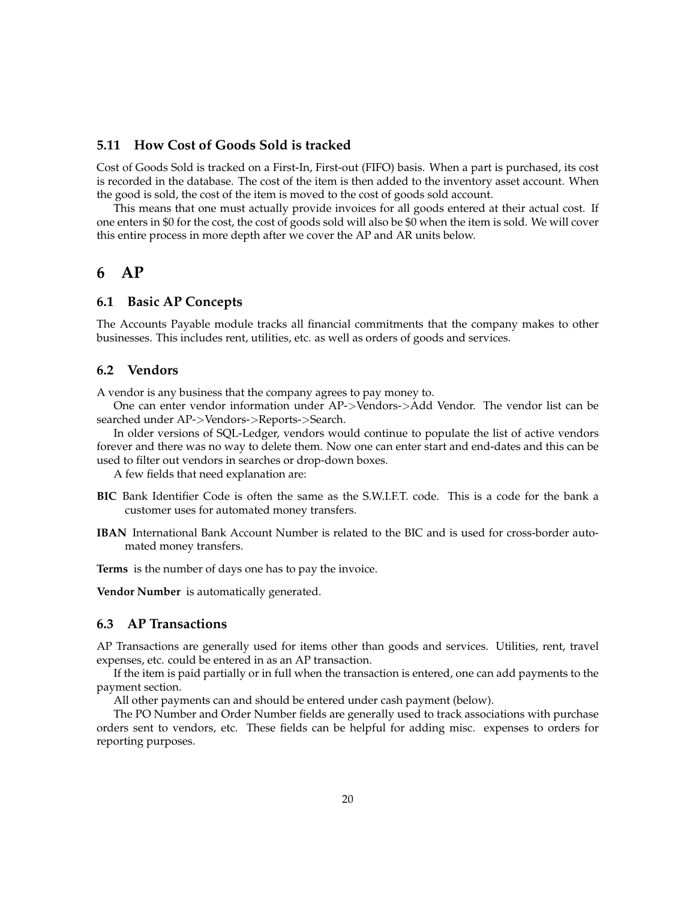### 5.11 How Cost of Goods Sold is tracked

Cost of Goods Sold is tracked on a First-In, First-out (FIFO) basis. When a part is purchased, its cost is recorded in the database. The cost of the item is then added to the inventory asset account. When the good is sold, the cost of the item is moved to the cost of goods sold account.

This means that one must actually provide invoices for all goods entered at their actual cost. If one enters in $0 for the cost, the cost of goods sold will also be $0 when the item is sold. We will cover this entire process in more depth after we cover the AP and AR units below.

# 6 AP

## 6.1 Basic AP Concepts

The Accounts Payable module tracks all financial commitments that the company makes to other businesses. This includes rent, utilities, etc. as well as orders of goods and services.

## 6.2 Vendors

A vendor is any business that the company agrees to pay money to.

One can enter vendor information under AP->Vendors->Add Vendor. The vendor list can be searched under AP->Vendors->Reports->Search.

In older versions of SQL-Ledger, vendors would continue to populate the list of active vendors forever and there was no way to delete them. Now one can enter start and end-dates and this can be used to filter out vendors in searches or drop-down boxes.

A few fields that need explanation are:

**BIC** Bank Identifier Code is often the same as the S.W.I.F.T. code. This is a code for the bank a customer uses for automated money transfers.

**IBAN** International Bank Account Number is related to the BIC and is used for cross-border automated money transfers.

**Terms** is the number of days one has to pay the invoice.

**Vendor Number** is automatically generated.

## 6.3 AP Transactions

AP Transactions are generally used for items other than goods and services. Utilities, rent, travel expenses, etc. could be entered in as an AP transaction.

If the item is paid partially or in full when the transaction is entered, one can add payments to the payment section.

All other payments can and should be entered under cash payment (below).

The PO Number and Order Number fields are generally used to track associations with purchase orders sent to vendors, etc. These fields can be helpful for adding misc. expenses to orders for reporting purposes.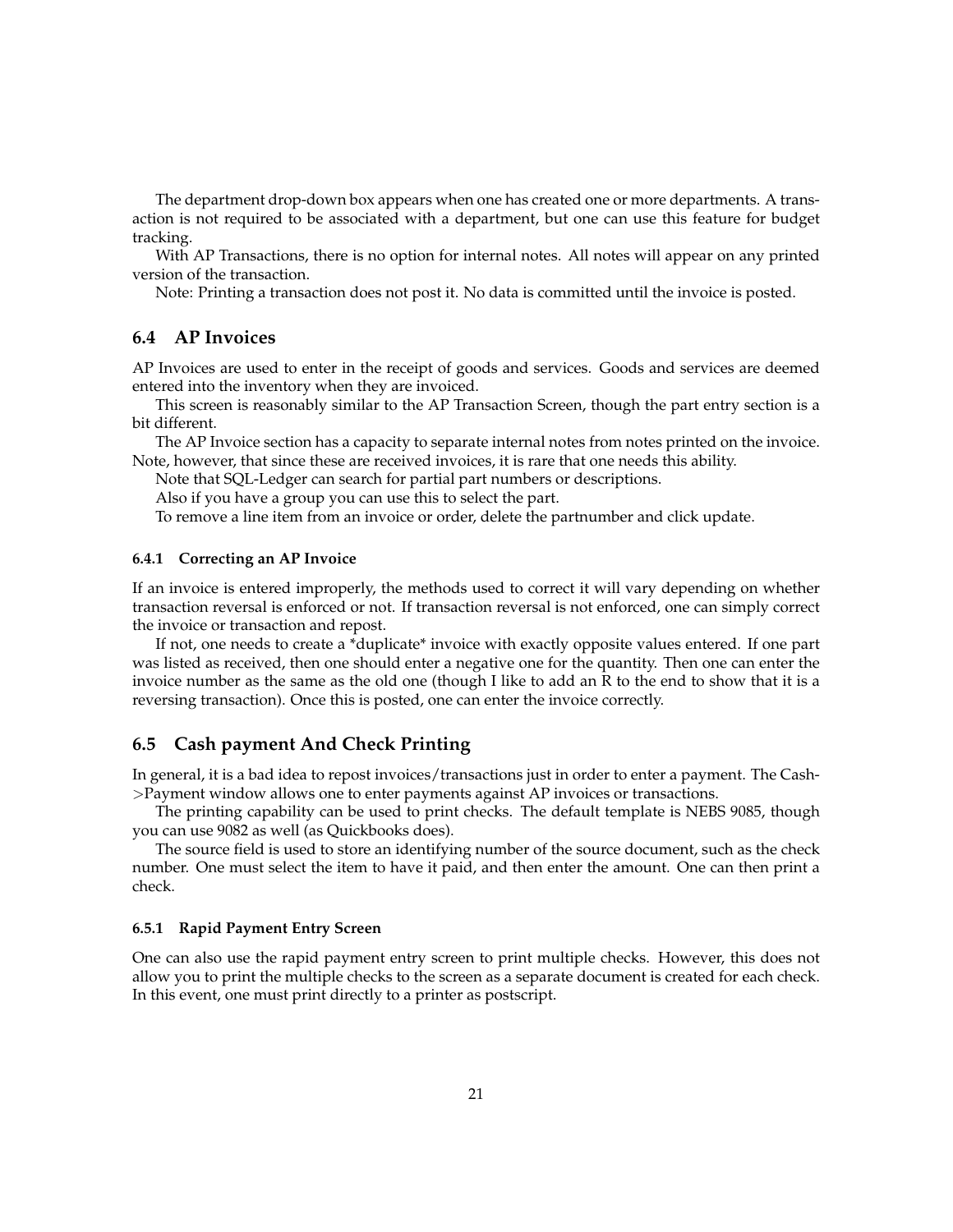The department drop-down box appears when one has created one or more departments. A transaction is not required to be associated with a department, but one can use this feature for budget tracking.

With AP Transactions, there is no option for internal notes. All notes will appear on any printed version of the transaction.

Note: Printing a transaction does not post it. No data is committed until the invoice is posted.

## 6.4 AP Invoices

AP Invoices are used to enter in the receipt of goods and services. Goods and services are deemed entered into the inventory when they are invoiced.

This screen is reasonably similar to the AP Transaction Screen, though the part entry section is a bit different.

The AP Invoice section has a capacity to separate internal notes from notes printed on the invoice. Note, however, that since these are received invoices, it is rare that one needs this ability.

Note that SQL-Ledger can search for partial part numbers or descriptions.

Also if you have a group you can use this to select the part.

To remove a line item from an invoice or order, delete the partnumber and click update.

### 6.4.1 Correcting an AP Invoice

If an invoice is entered improperly, the methods used to correct it will vary depending on whether transaction reversal is enforced or not. If transaction reversal is not enforced, one can simply correct the invoice or transaction and repost.

If not, one needs to create a *duplicate* invoice with exactly opposite values entered. If one part was listed as received, then one should enter a negative one for the quantity. Then one can enter the invoice number as the same as the old one (though I like to add an R to the end to show that it is a reversing transaction). Once this is posted, one can enter the invoice correctly.

## 6.5 Cash payment And Check Printing

In general, it is a bad idea to repost invoices/transactions just in order to enter a payment. The Cash->Payment window allows one to enter payments against AP invoices or transactions.

The printing capability can be used to print checks. The default template is NEBS 9085, though you can use 9082 as well (as Quickbooks does).

The source field is used to store an identifying number of the source document, such as the check number. One must select the item to have it paid, and then enter the amount. One can then print a check.

### 6.5.1 Rapid Payment Entry Screen

One can also use the rapid payment entry screen to print multiple checks. However, this does not allow you to print the multiple checks to the screen as a separate document is created for each check. In this event, one must print directly to a printer as postscript.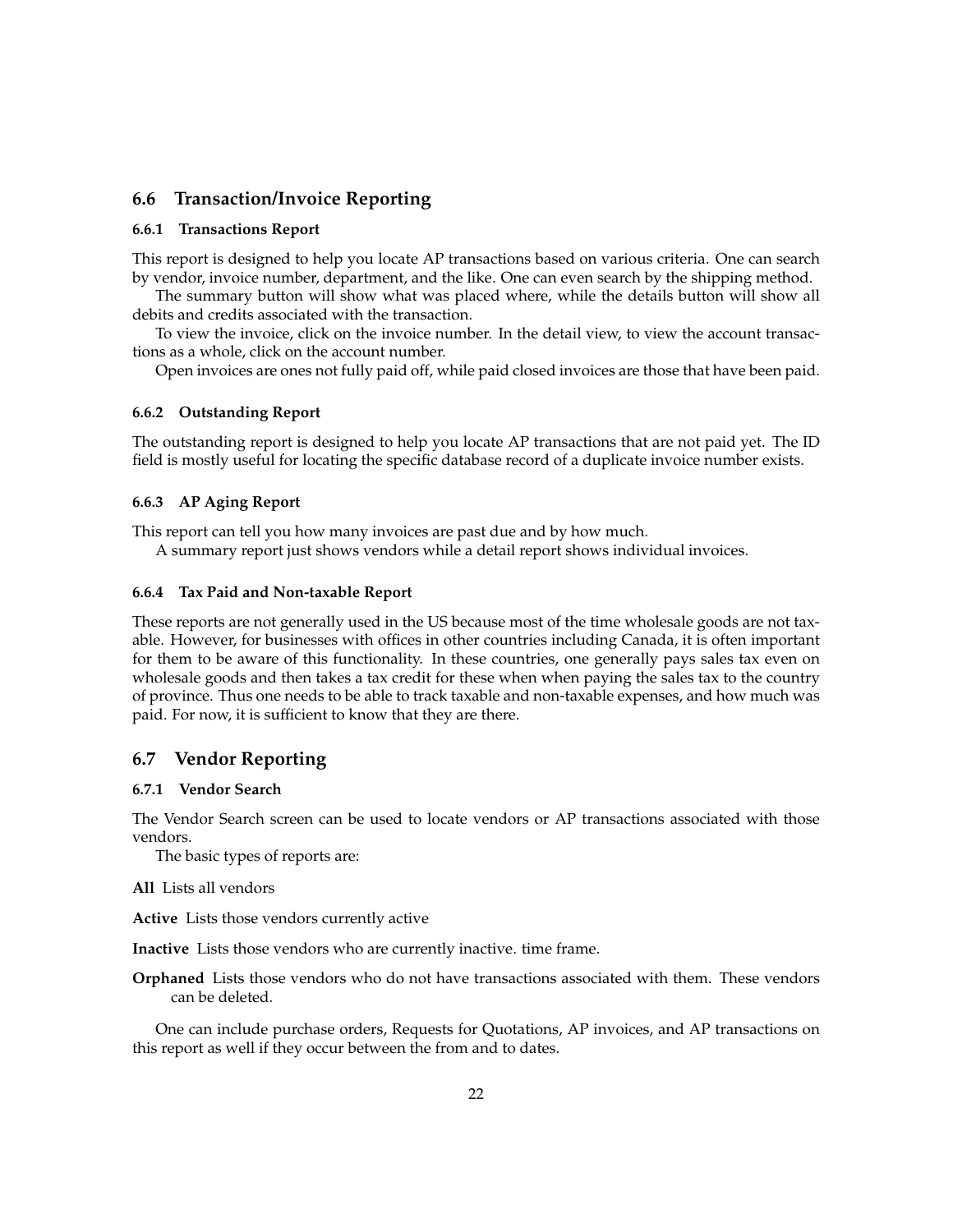## 6.6 Transaction/Invoice Reporting

### 6.6.1 Transactions Report

This report is designed to help you locate AP transactions based on various criteria. One can search by vendor, invoice number, department, and the like. One can even search by the shipping method.

The summary button will show what was placed where, while the details button will show all debits and credits associated with the transaction.

To view the invoice, click on the invoice number. In the detail view, to view the account transactions as a whole, click on the account number.

Open invoices are ones not fully paid off, while paid closed invoices are those that have been paid.

### 6.6.2 Outstanding Report

The outstanding report is designed to help you locate AP transactions that are not paid yet. The ID field is mostly useful for locating the specific database record of a duplicate invoice number exists.

### 6.6.3 AP Aging Report

This report can tell you how many invoices are past due and by how much.

A summary report just shows vendors while a detail report shows individual invoices.

### 6.6.4 Tax Paid and Non-taxable Report

These reports are not generally used in the US because most of the time wholesale goods are not taxable. However, for businesses with offices in other countries including Canada, it is often important for them to be aware of this functionality. In these countries, one generally pays sales tax even on wholesale goods and then takes a tax credit for these when when paying the sales tax to the country of province. Thus one needs to be able to track taxable and non-taxable expenses, and how much was paid. For now, it is sufficient to know that they are there.

## 6.7 Vendor Reporting

### 6.7.1 Vendor Search

The Vendor Search screen can be used to locate vendors or AP transactions associated with those vendors.

The basic types of reports are:

**All** Lists all vendors

**Active** Lists those vendors currently active

**Inactive** Lists those vendors who are currently inactive. time frame.

**Orphaned** Lists those vendors who do not have transactions associated with them. These vendors can be deleted.

One can include purchase orders, Requests for Quotations, AP invoices, and AP transactions on this report as well if they occur between the from and to dates.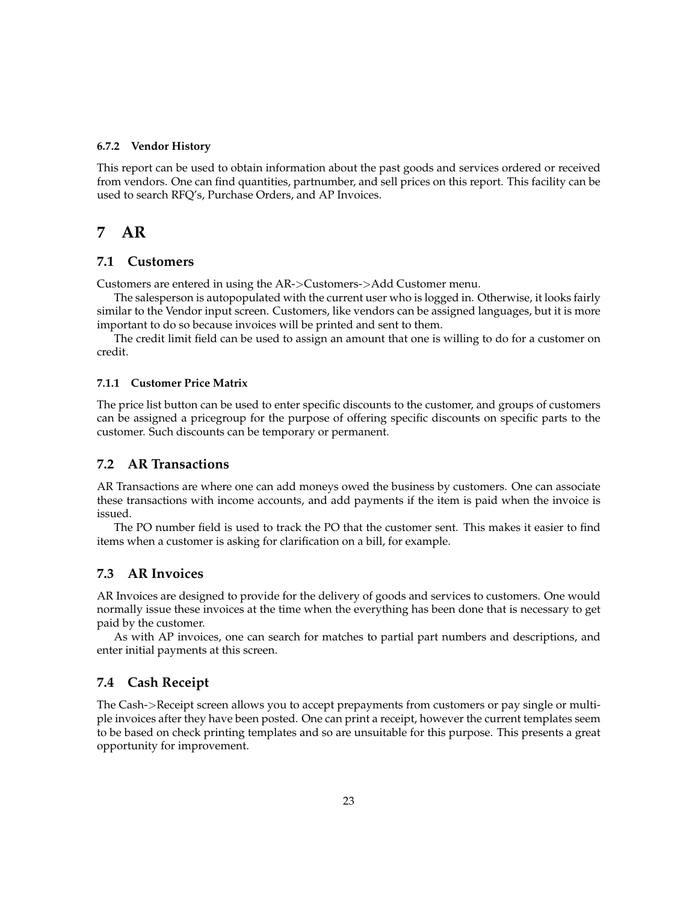#### 6.7.2 Vendor History

This report can be used to obtain information about the past goods and services ordered or received from vendors. One can find quantities, partnumber, and sell prices on this report. This facility can be used to search RFQ's, Purchase Orders, and AP Invoices.

# 7 AR

## 7.1 Customers

Customers are entered in using the AR->Customers->Add Customer menu.

The salesperson is autopopulated with the current user who is logged in. Otherwise, it looks fairly similar to the Vendor input screen. Customers, like vendors can be assigned languages, but it is more important to do so because invoices will be printed and sent to them.

The credit limit field can be used to assign an amount that one is willing to do for a customer on credit.

#### 7.1.1 Customer Price Matrix

The price list button can be used to enter specific discounts to the customer, and groups of customers can be assigned a pricegroup for the purpose of offering specific discounts on specific parts to the customer. Such discounts can be temporary or permanent.

## 7.2 AR Transactions

AR Transactions are where one can add moneys owed the business by customers. One can associate these transactions with income accounts, and add payments if the item is paid when the invoice is issued.

The PO number field is used to track the PO that the customer sent. This makes it easier to find items when a customer is asking for clarification on a bill, for example.

## 7.3 AR Invoices

AR Invoices are designed to provide for the delivery of goods and services to customers. One would normally issue these invoices at the time when the everything has been done that is necessary to get paid by the customer.

As with AP invoices, one can search for matches to partial part numbers and descriptions, and enter initial payments at this screen.

## 7.4 Cash Receipt

The Cash->Receipt screen allows you to accept prepayments from customers or pay single or multiple invoices after they have been posted. One can print a receipt, however the current templates seem to be based on check printing templates and so are unsuitable for this purpose. This presents a great opportunity for improvement.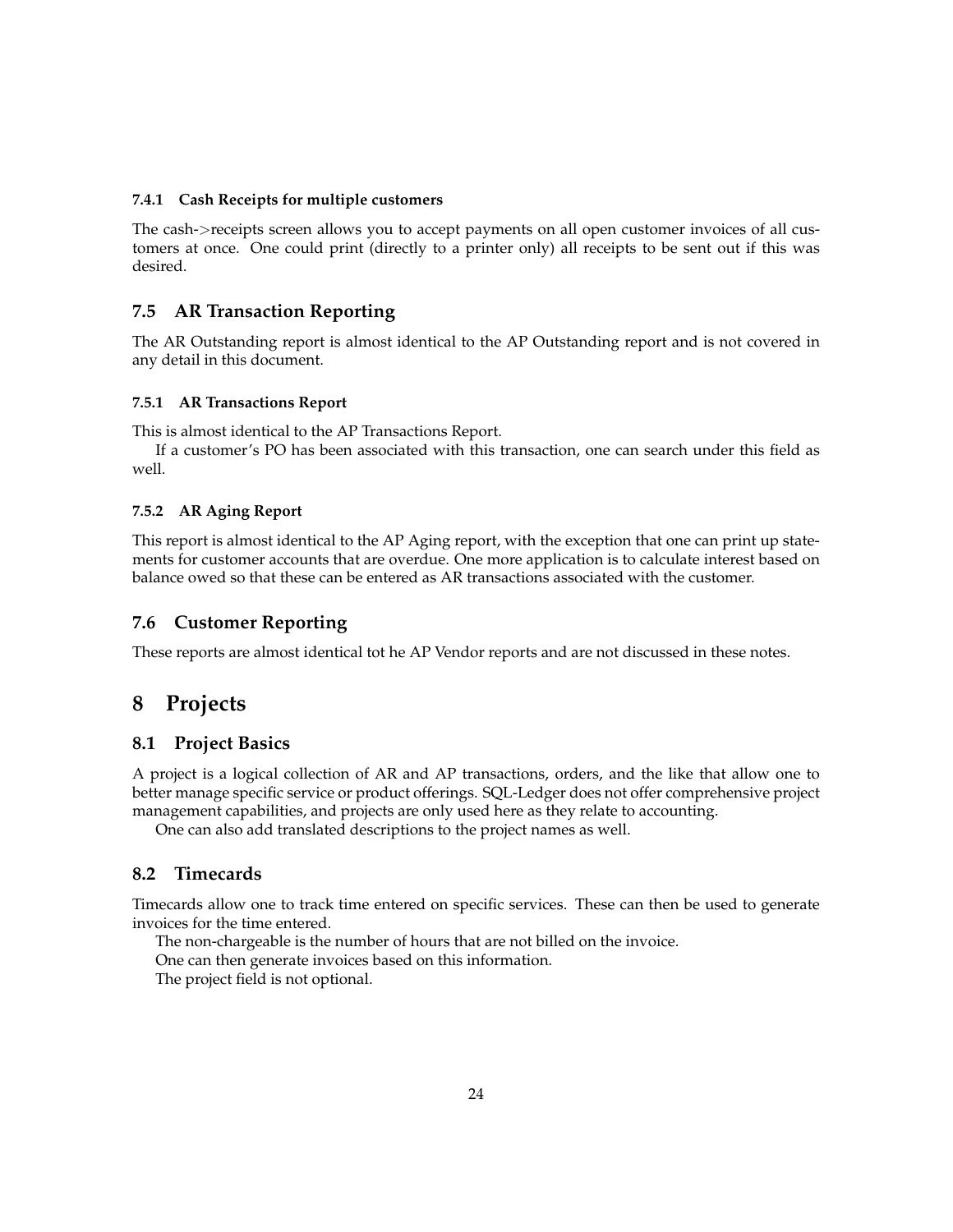#### 7.4.1 Cash Receipts for multiple customers

The cash->receipts screen allows you to accept payments on all open customer invoices of all customers at once. One could print (directly to a printer only) all receipts to be sent out if this was desired.

### 7.5 AR Transaction Reporting

The AR Outstanding report is almost identical to the AP Outstanding report and is not covered in any detail in this document.

#### 7.5.1 AR Transactions Report

This is almost identical to the AP Transactions Report.

If a customer's PO has been associated with this transaction, one can search under this field as well.

#### 7.5.2 AR Aging Report

This report is almost identical to the AP Aging report, with the exception that one can print up statements for customer accounts that are overdue. One more application is to calculate interest based on balance owed so that these can be entered as AR transactions associated with the customer.

### 7.6 Customer Reporting

These reports are almost identical tot he AP Vendor reports and are not discussed in these notes.

## 8 Projects

### 8.1 Project Basics

A project is a logical collection of AR and AP transactions, orders, and the like that allow one to better manage specific service or product offerings. SQL-Ledger does not offer comprehensive project management capabilities, and projects are only used here as they relate to accounting.

One can also add translated descriptions to the project names as well.

### 8.2 Timecards

Timecards allow one to track time entered on specific services. These can then be used to generate invoices for the time entered.

The non-chargeable is the number of hours that are not billed on the invoice.

One can then generate invoices based on this information.

The project field is not optional.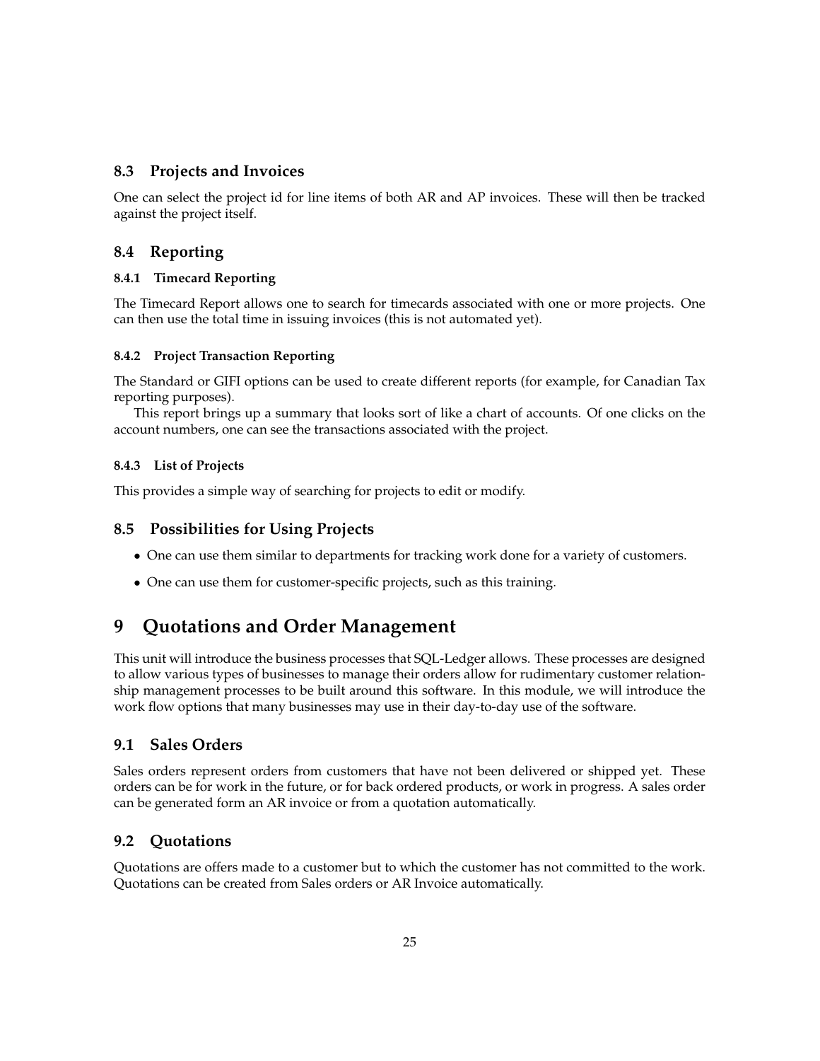### 8.3 Projects and Invoices

One can select the project id for line items of both AR and AP invoices. These will then be tracked against the project itself.

### 8.4 Reporting

#### 8.4.1 Timecard Reporting

The Timecard Report allows one to search for timecards associated with one or more projects. One can then use the total time in issuing invoices (this is not automated yet).

#### 8.4.2 Project Transaction Reporting

The Standard or GIFI options can be used to create different reports (for example, for Canadian Tax reporting purposes).

This report brings up a summary that looks sort of like a chart of accounts. Of one clicks on the account numbers, one can see the transactions associated with the project.

#### 8.4.3 List of Projects

This provides a simple way of searching for projects to edit or modify.

### 8.5 Possibilities for Using Projects

- One can use them similar to departments for tracking work done for a variety of customers.
- One can use them for customer-specific projects, such as this training.

## 9 Quotations and Order Management

This unit will introduce the business processes that SQL-Ledger allows. These processes are designed to allow various types of businesses to manage their orders allow for rudimentary customer relationship management processes to be built around this software. In this module, we will introduce the work flow options that many businesses may use in their day-to-day use of the software.

### 9.1 Sales Orders

Sales orders represent orders from customers that have not been delivered or shipped yet. These orders can be for work in the future, or for back ordered products, or work in progress. A sales order can be generated form an AR invoice or from a quotation automatically.

### 9.2 Quotations

Quotations are offers made to a customer but to which the customer has not committed to the work. Quotations can be created from Sales orders or AR Invoice automatically.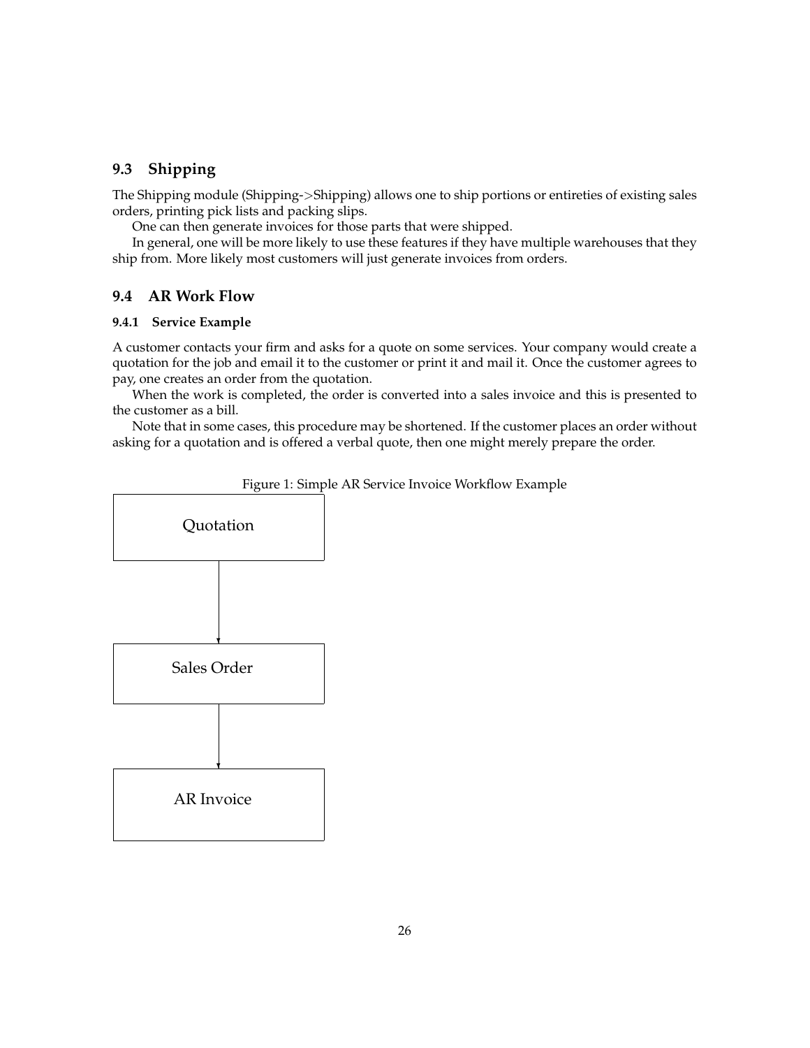## 9.3 Shipping

The Shipping module (Shipping->Shipping) allows one to ship portions or entireties of existing sales orders, printing pick lists and packing slips.

One can then generate invoices for those parts that were shipped.

In general, one will be more likely to use these features if they have multiple warehouses that they ship from. More likely most customers will just generate invoices from orders.

## 9.4 AR Work Flow

### 9.4.1 Service Example

A customer contacts your firm and asks for a quote on some services. Your company would create a quotation for the job and email it to the customer or print it and mail it. Once the customer agrees to pay, one creates an order from the quotation.

When the work is completed, the order is converted into a sales invoice and this is presented to the customer as a bill.

Note that in some cases, this procedure may be shortened. If the customer places an order without asking for a quotation and is offered a verbal quote, then one might merely prepare the order.

Figure 1: Simple AR Service Invoice Workflow Example

Quotation

↓

Sales Order

↓

AR Invoice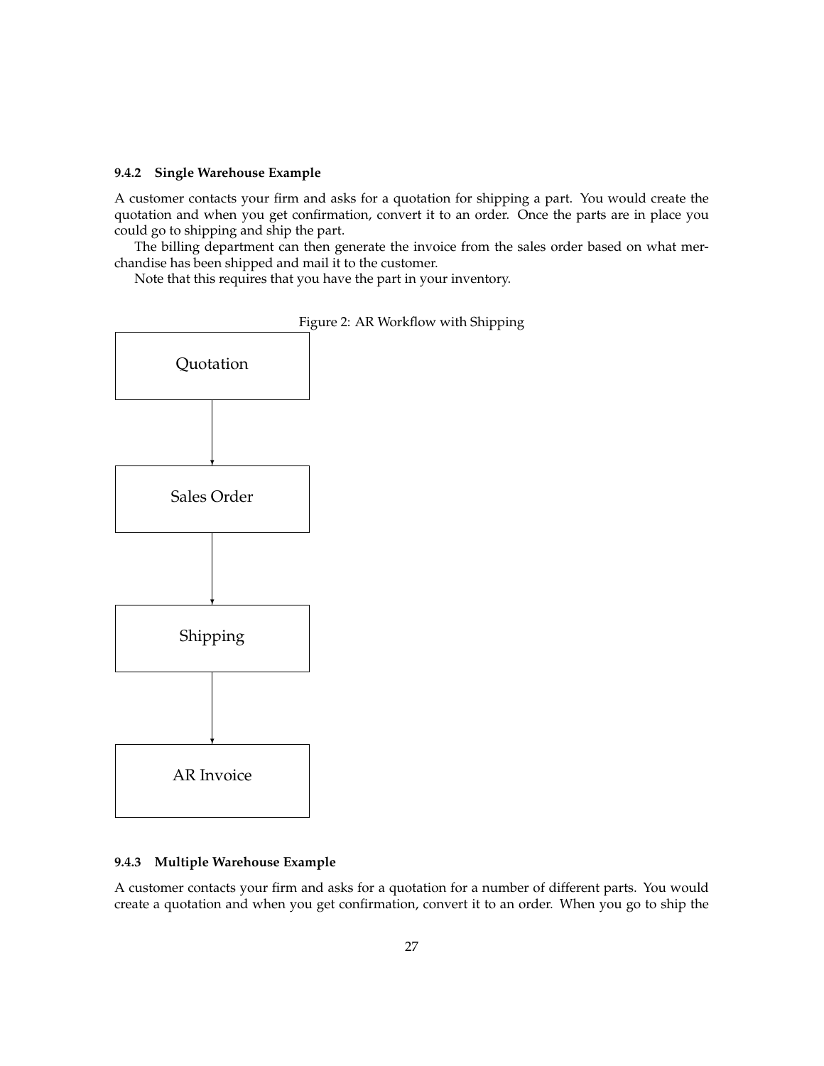#### 9.4.2 Single Warehouse Example

A customer contacts your firm and asks for a quotation for shipping a part. You would create the quotation and when you get confirmation, convert it to an order. Once the parts are in place you could go to shipping and ship the part.

The billing department can then generate the invoice from the sales order based on what merchandise has been shipped and mail it to the customer.

Note that this requires that you have the part in your inventory.

Figure 2: AR Workflow with Shipping

Quotation → Sales Order → Shipping → AR Invoice

#### 9.4.3 Multiple Warehouse Example

A customer contacts your firm and asks for a quotation for a number of different parts. You would create a quotation and when you get confirmation, convert it to an order. When you go to ship the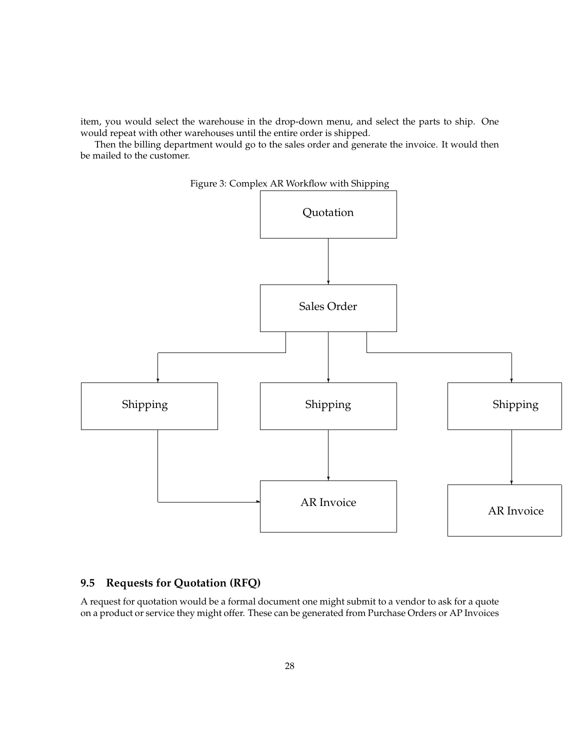item, you would select the warehouse in the drop-down menu, and select the parts to ship. One would repeat with other warehouses until the entire order is shipped.

Then the billing department would go to the sales order and generate the invoice. It would then be mailed to the customer.

Figure 3: Complex AR Workflow with Shipping

Quotation

Sales Order

Shipping

Shipping

Shipping

AR Invoice

AR Invoice

### 9.5 Requests for Quotation (RFQ)

A request for quotation would be a formal document one might submit to a vendor to ask for a quote on a product or service they might offer. These can be generated from Purchase Orders or AP Invoices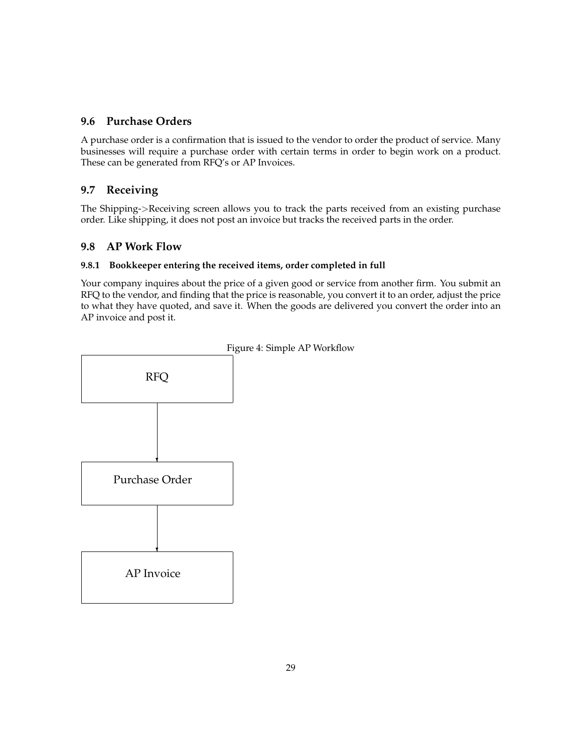## 9.6 Purchase Orders

A purchase order is a confirmation that is issued to the vendor to order the product of service. Many businesses will require a purchase order with certain terms in order to begin work on a product. These can be generated from RFQ's or AP Invoices.

## 9.7 Receiving

The Shipping->Receiving screen allows you to track the parts received from an existing purchase order. Like shipping, it does not post an invoice but tracks the received parts in the order.

## 9.8 AP Work Flow

### 9.8.1 Bookkeeper entering the received items, order completed in full

Your company inquires about the price of a given good or service from another firm. You submit an RFQ to the vendor, and finding that the price is reasonable, you convert it to an order, adjust the price to what they have quoted, and save it. When the goods are delivered you convert the order into an AP invoice and post it.

Figure 4: Simple AP Workflow

RFQ

Purchase Order

AP Invoice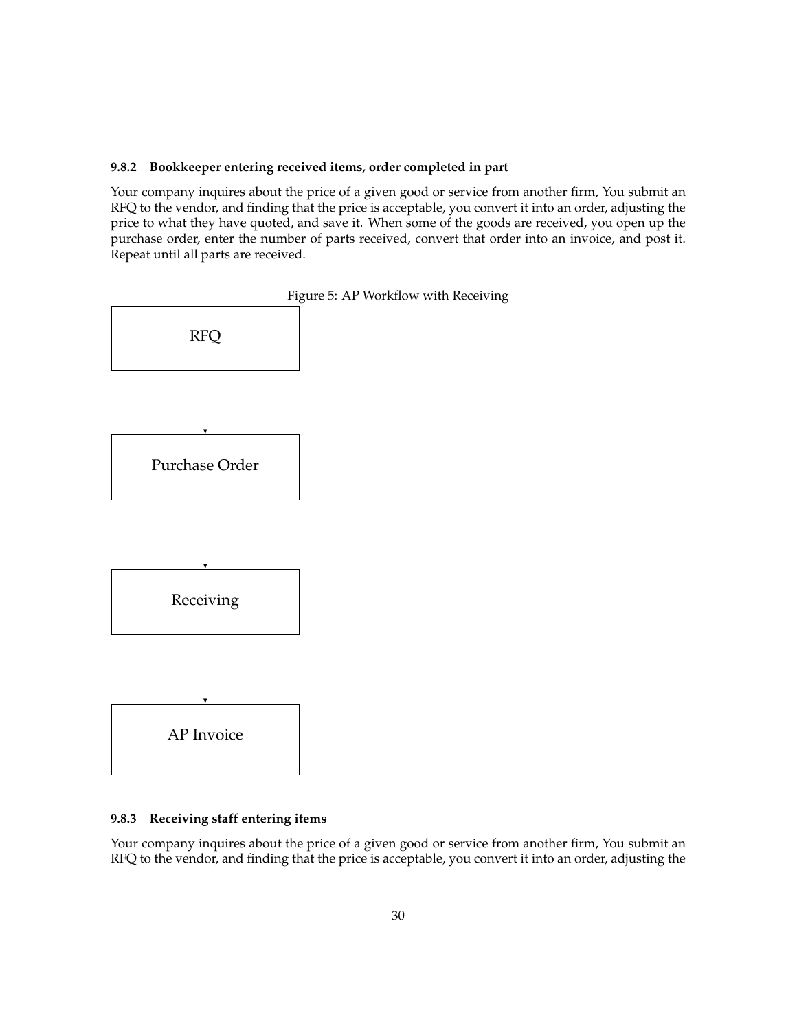### 9.8.2 Bookkeeper entering received items, order completed in part

Your company inquires about the price of a given good or service from another firm, You submit an RFQ to the vendor, and finding that the price is acceptable, you convert it into an order, adjusting the price to what they have quoted, and save it. When some of the goods are received, you open up the purchase order, enter the number of parts received, convert that order into an invoice, and post it. Repeat until all parts are received.

Figure 5: AP Workflow with Receiving

RFQ → Purchase Order → Receiving → AP Invoice

### 9.8.3 Receiving staff entering items

Your company inquires about the price of a given good or service from another firm, You submit an RFQ to the vendor, and finding that the price is acceptable, you convert it into an order, adjusting the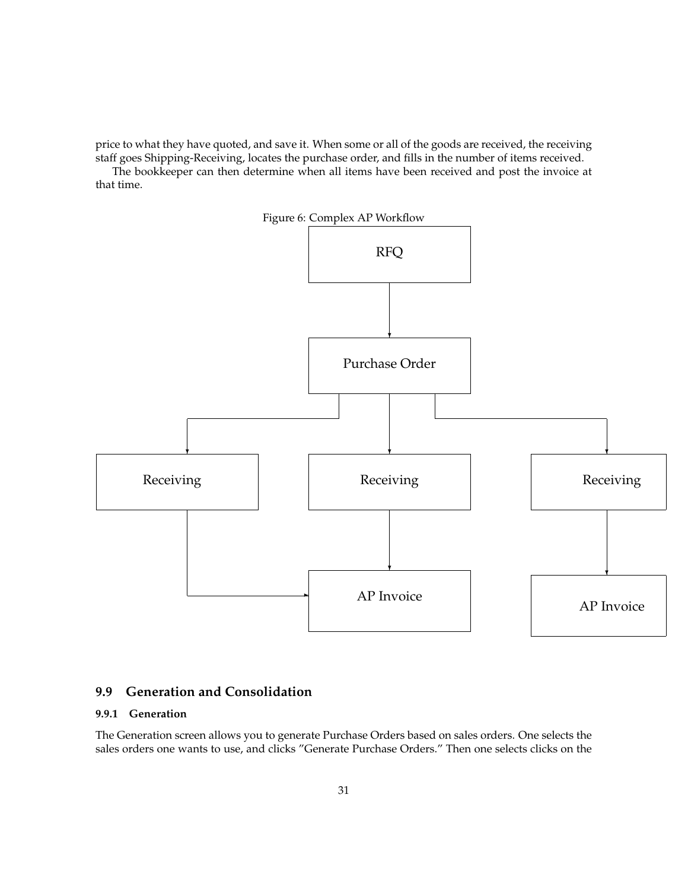price to what they have quoted, and save it. When some or all of the goods are received, the receiving staff goes Shipping-Receiving, locates the purchase order, and fills in the number of items received.

The bookkeeper can then determine when all items have been received and post the invoice at that time.

Figure 6: Complex AP Workflow

## 9.9 Generation and Consolidation

### 9.9.1 Generation

The Generation screen allows you to generate Purchase Orders based on sales orders. One selects the sales orders one wants to use, and clicks "Generate Purchase Orders." Then one selects clicks on the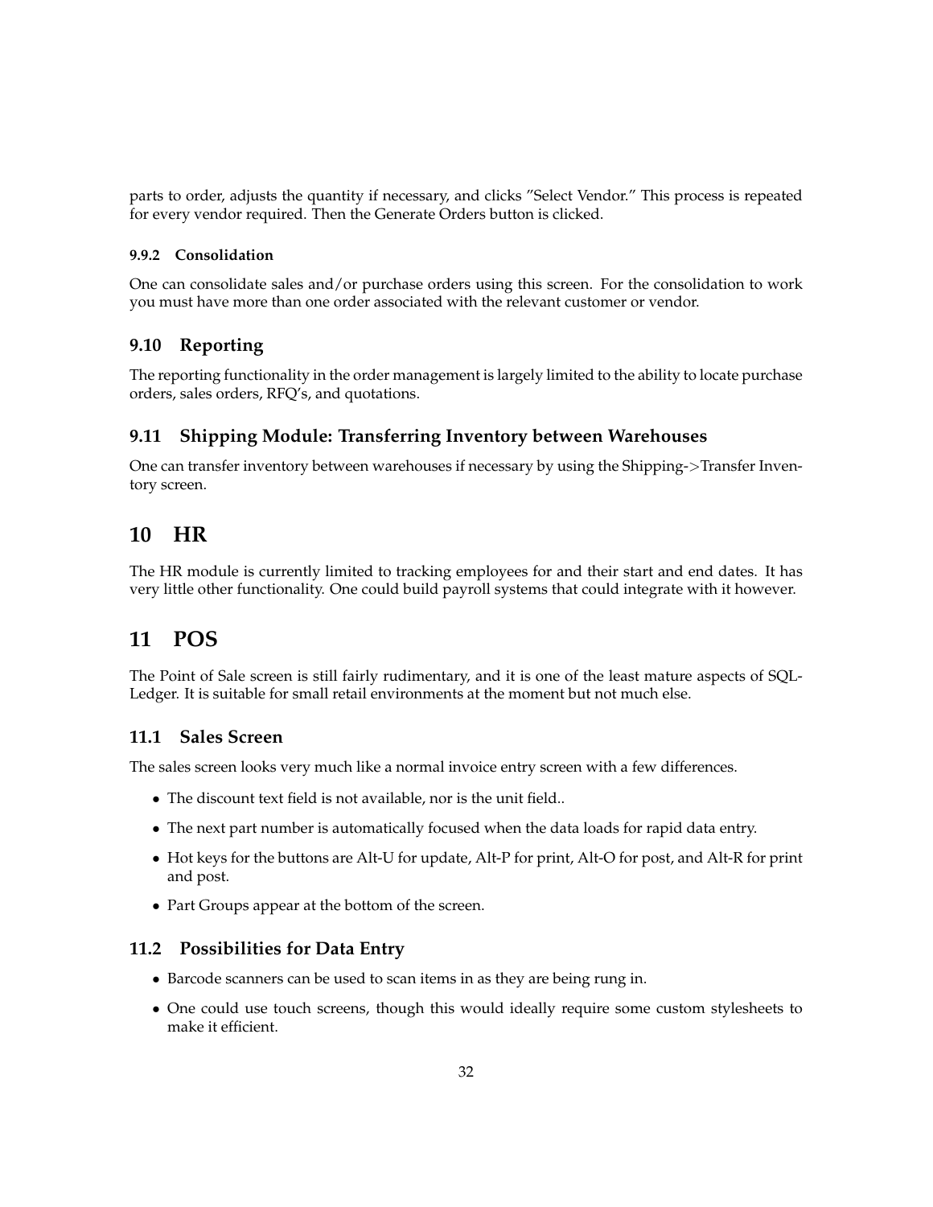parts to order, adjusts the quantity if necessary, and clicks "Select Vendor." This process is repeated for every vendor required. Then the Generate Orders button is clicked.

#### 9.9.2 Consolidation

One can consolidate sales and/or purchase orders using this screen. For the consolidation to work you must have more than one order associated with the relevant customer or vendor.

### 9.10 Reporting

The reporting functionality in the order management is largely limited to the ability to locate purchase orders, sales orders, RFQ's, and quotations.

### 9.11 Shipping Module: Transferring Inventory between Warehouses

One can transfer inventory between warehouses if necessary by using the Shipping->Transfer Inventory screen.

## 10 HR

The HR module is currently limited to tracking employees for and their start and end dates. It has very little other functionality. One could build payroll systems that could integrate with it however.

## 11 POS

The Point of Sale screen is still fairly rudimentary, and it is one of the least mature aspects of SQL-Ledger. It is suitable for small retail environments at the moment but not much else.

### 11.1 Sales Screen

The sales screen looks very much like a normal invoice entry screen with a few differences.

- The discount text field is not available, nor is the unit field..
- The next part number is automatically focused when the data loads for rapid data entry.
- Hot keys for the buttons are Alt-U for update, Alt-P for print, Alt-O for post, and Alt-R for print and post.
- Part Groups appear at the bottom of the screen.

### 11.2 Possibilities for Data Entry

- Barcode scanners can be used to scan items in as they are being rung in.
- One could use touch screens, though this would ideally require some custom stylesheets to make it efficient.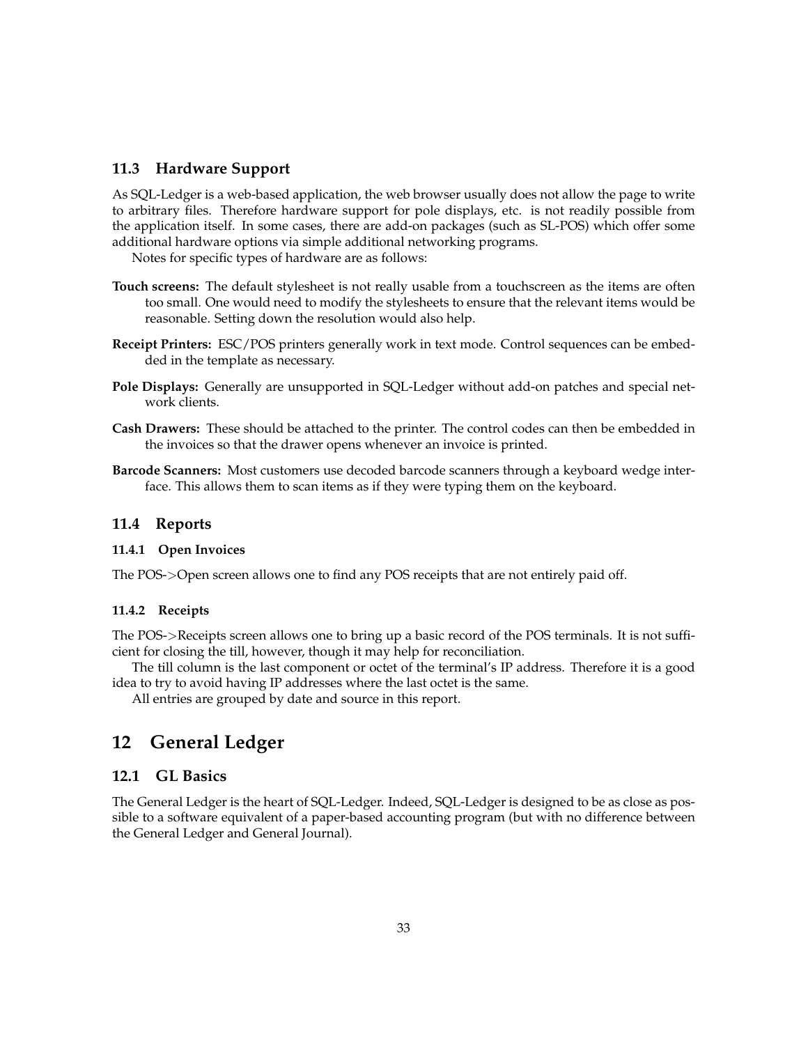### 11.3 Hardware Support

As SQL-Ledger is a web-based application, the web browser usually does not allow the page to write to arbitrary files. Therefore hardware support for pole displays, etc. is not readily possible from the application itself. In some cases, there are add-on packages (such as SL-POS) which offer some additional hardware options via simple additional networking programs.

Notes for specific types of hardware are as follows:

**Touch screens:** The default stylesheet is not really usable from a touchscreen as the items are often too small. One would need to modify the stylesheets to ensure that the relevant items would be reasonable. Setting down the resolution would also help.

**Receipt Printers:** ESC/POS printers generally work in text mode. Control sequences can be embedded in the template as necessary.

**Pole Displays:** Generally are unsupported in SQL-Ledger without add-on patches and special network clients.

**Cash Drawers:** These should be attached to the printer. The control codes can then be embedded in the invoices so that the drawer opens whenever an invoice is printed.

**Barcode Scanners:** Most customers use decoded barcode scanners through a keyboard wedge interface. This allows them to scan items as if they were typing them on the keyboard.

### 11.4 Reports

#### 11.4.1 Open Invoices

The POS->Open screen allows one to find any POS receipts that are not entirely paid off.

#### 11.4.2 Receipts

The POS->Receipts screen allows one to bring up a basic record of the POS terminals. It is not sufficient for closing the till, however, though it may help for reconciliation.

The till column is the last component or octet of the terminal's IP address. Therefore it is a good idea to try to avoid having IP addresses where the last octet is the same.

All entries are grouped by date and source in this report.

## 12 General Ledger

### 12.1 GL Basics

The General Ledger is the heart of SQL-Ledger. Indeed, SQL-Ledger is designed to be as close as possible to a software equivalent of a paper-based accounting program (but with no difference between the General Ledger and General Journal).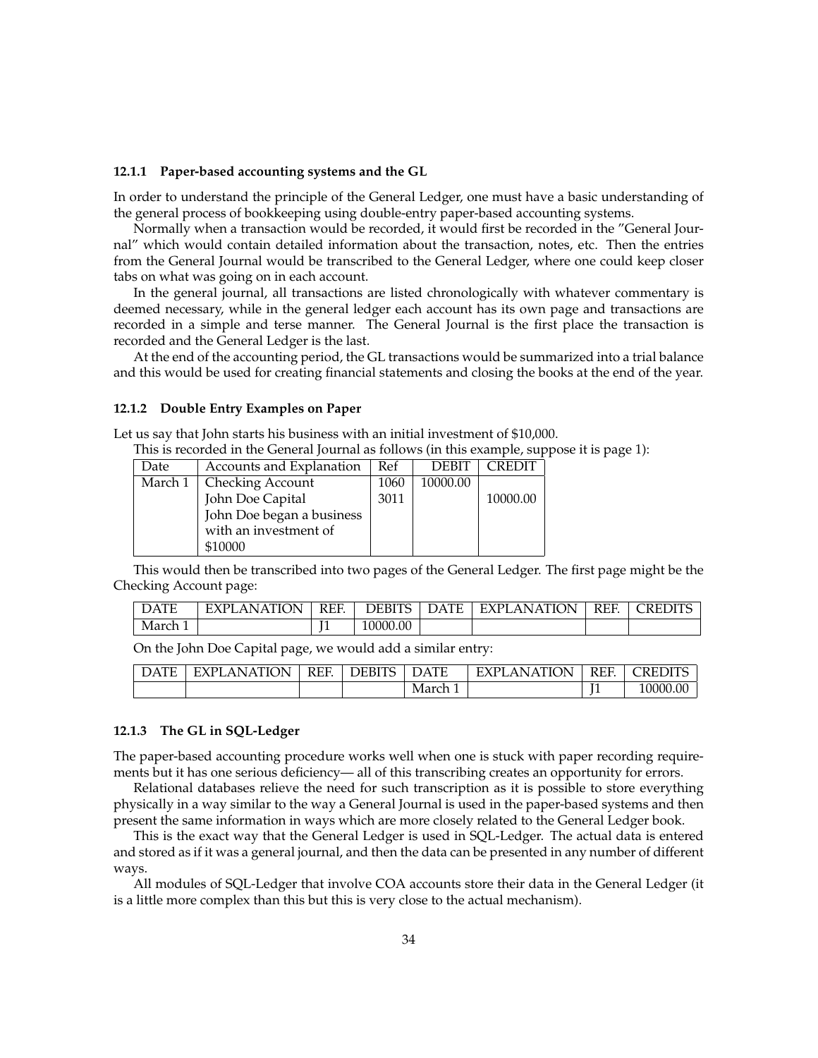### 12.1.1 Paper-based accounting systems and the GL

In order to understand the principle of the General Ledger, one must have a basic understanding of the general process of bookkeeping using double-entry paper-based accounting systems.

Normally when a transaction would be recorded, it would first be recorded in the "General Journal" which would contain detailed information about the transaction, notes, etc. Then the entries from the General Journal would be transcribed to the General Ledger, where one could keep closer tabs on what was going on in each account.

In the general journal, all transactions are listed chronologically with whatever commentary is deemed necessary, while in the general ledger each account has its own page and transactions are recorded in a simple and terse manner. The General Journal is the first place the transaction is recorded and the General Ledger is the last.

At the end of the accounting period, the GL transactions would be summarized into a trial balance and this would be used for creating financial statements and closing the books at the end of the year.

### 12.1.2 Double Entry Examples on Paper

Let us say that John starts his business with an initial investment of $10,000.

This is recorded in the General Journal as follows (in this example, suppose it is page 1):

| Date | Accounts and Explanation | Ref | DEBIT | CREDIT |
|---|---|---|---|---|
| March 1 | Checking Account | 1060 | 10000.00 | |
| | John Doe Capital | 3011 | | 10000.00 |
| | John Doe began a business with an investment of $10000 | | | |

This would then be transcribed into two pages of the General Ledger. The first page might be the Checking Account page:

| DATE | EXPLANATION | REF. | DEBITS | DATE | EXPLANATION | REF. | CREDITS |
|---|---|---|---|---|---|---|---|
| March 1 | | J1 | 10000.00 | | | | |

On the John Doe Capital page, we would add a similar entry:

| DATE | EXPLANATION | REF. | DEBITS | DATE | EXPLANATION | REF. | CREDITS |
|---|---|---|---|---|---|---|---|
| | | | | March 1 | | J1 | 10000.00 |

### 12.1.3 The GL in SQL-Ledger

The paper-based accounting procedure works well when one is stuck with paper recording requirements but it has one serious deficiency— all of this transcribing creates an opportunity for errors.

Relational databases relieve the need for such transcription as it is possible to store everything physically in a way similar to the way a General Journal is used in the paper-based systems and then present the same information in ways which are more closely related to the General Ledger book.

This is the exact way that the General Ledger is used in SQL-Ledger. The actual data is entered and stored as if it was a general journal, and then the data can be presented in any number of different ways.

All modules of SQL-Ledger that involve COA accounts store their data in the General Ledger (it is a little more complex than this but this is very close to the actual mechanism).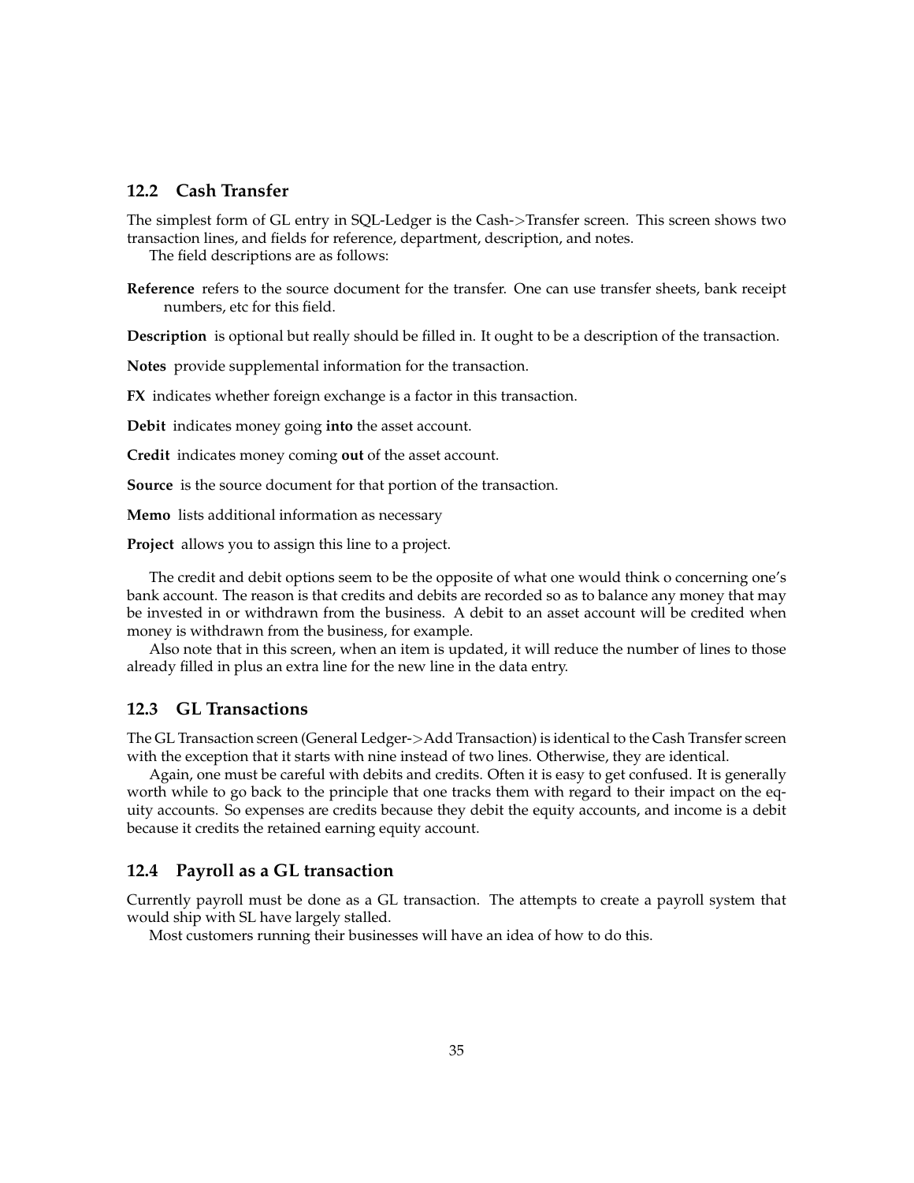## 12.2 Cash Transfer

The simplest form of GL entry in SQL-Ledger is the Cash->Transfer screen. This screen shows two transaction lines, and fields for reference, department, description, and notes.

The field descriptions are as follows:

**Reference** refers to the source document for the transfer. One can use transfer sheets, bank receipt numbers, etc for this field.

**Description** is optional but really should be filled in. It ought to be a description of the transaction.

**Notes** provide supplemental information for the transaction.

**FX** indicates whether foreign exchange is a factor in this transaction.

**Debit** indicates money going **into** the asset account.

**Credit** indicates money coming **out** of the asset account.

**Source** is the source document for that portion of the transaction.

**Memo** lists additional information as necessary

**Project** allows you to assign this line to a project.

The credit and debit options seem to be the opposite of what one would think o concerning one's bank account. The reason is that credits and debits are recorded so as to balance any money that may be invested in or withdrawn from the business. A debit to an asset account will be credited when money is withdrawn from the business, for example.

Also note that in this screen, when an item is updated, it will reduce the number of lines to those already filled in plus an extra line for the new line in the data entry.

## 12.3 GL Transactions

The GL Transaction screen (General Ledger->Add Transaction) is identical to the Cash Transfer screen with the exception that it starts with nine instead of two lines. Otherwise, they are identical.

Again, one must be careful with debits and credits. Often it is easy to get confused. It is generally worth while to go back to the principle that one tracks them with regard to their impact on the equity accounts. So expenses are credits because they debit the equity accounts, and income is a debit because it credits the retained earning equity account.

## 12.4 Payroll as a GL transaction

Currently payroll must be done as a GL transaction. The attempts to create a payroll system that would ship with SL have largely stalled.

Most customers running their businesses will have an idea of how to do this.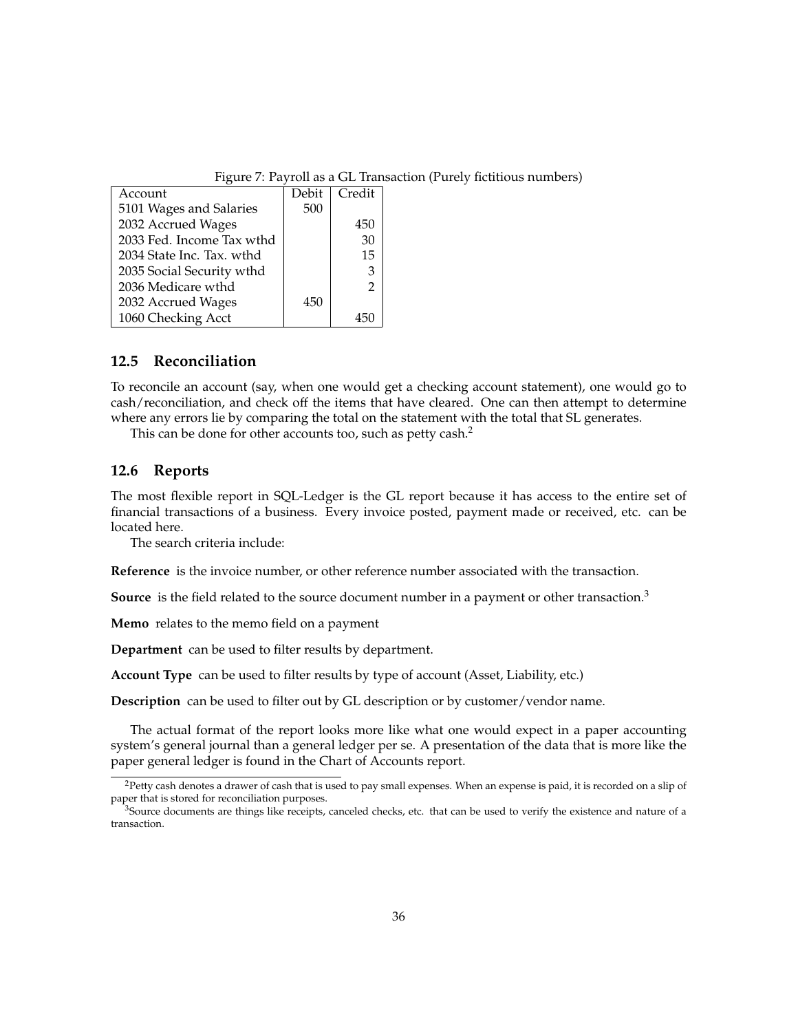Figure 7: Payroll as a GL Transaction (Purely fictitious numbers)

| Account | Debit | Credit |
|---|---|---|
| 5101 Wages and Salaries | 500 | |
| 2032 Accrued Wages | | 450 |
| 2033 Fed. Income Tax wthd | | 30 |
| 2034 State Inc. Tax. wthd | | 15 |
| 2035 Social Security wthd | | 3 |
| 2036 Medicare wthd | | 2 |
| 2032 Accrued Wages | 450 | |
| 1060 Checking Acct | | 450 |

## 12.5 Reconciliation

To reconcile an account (say, when one would get a checking account statement), one would go to cash/reconciliation, and check off the items that have cleared. One can then attempt to determine where any errors lie by comparing the total on the statement with the total that SL generates.

This can be done for other accounts too, such as petty cash.[2]

## 12.6 Reports

The most flexible report in SQL-Ledger is the GL report because it has access to the entire set of financial transactions of a business. Every invoice posted, payment made or received, etc. can be located here.

The search criteria include:

**Reference** is the invoice number, or other reference number associated with the transaction.

**Source** is the field related to the source document number in a payment or other transaction.[3]

**Memo** relates to the memo field on a payment

**Department** can be used to filter results by department.

**Account Type** can be used to filter results by type of account (Asset, Liability, etc.)

**Description** can be used to filter out by GL description or by customer/vendor name.

The actual format of the report looks more like what one would expect in a paper accounting system's general journal than a general ledger per se. A presentation of the data that is more like the paper general ledger is found in the Chart of Accounts report.

---

[2] Petty cash denotes a drawer of cash that is used to pay small expenses. When an expense is paid, it is recorded on a slip of paper that is stored for reconciliation purposes.

[3] Source documents are things like receipts, canceled checks, etc. that can be used to verify the existence and nature of a transaction.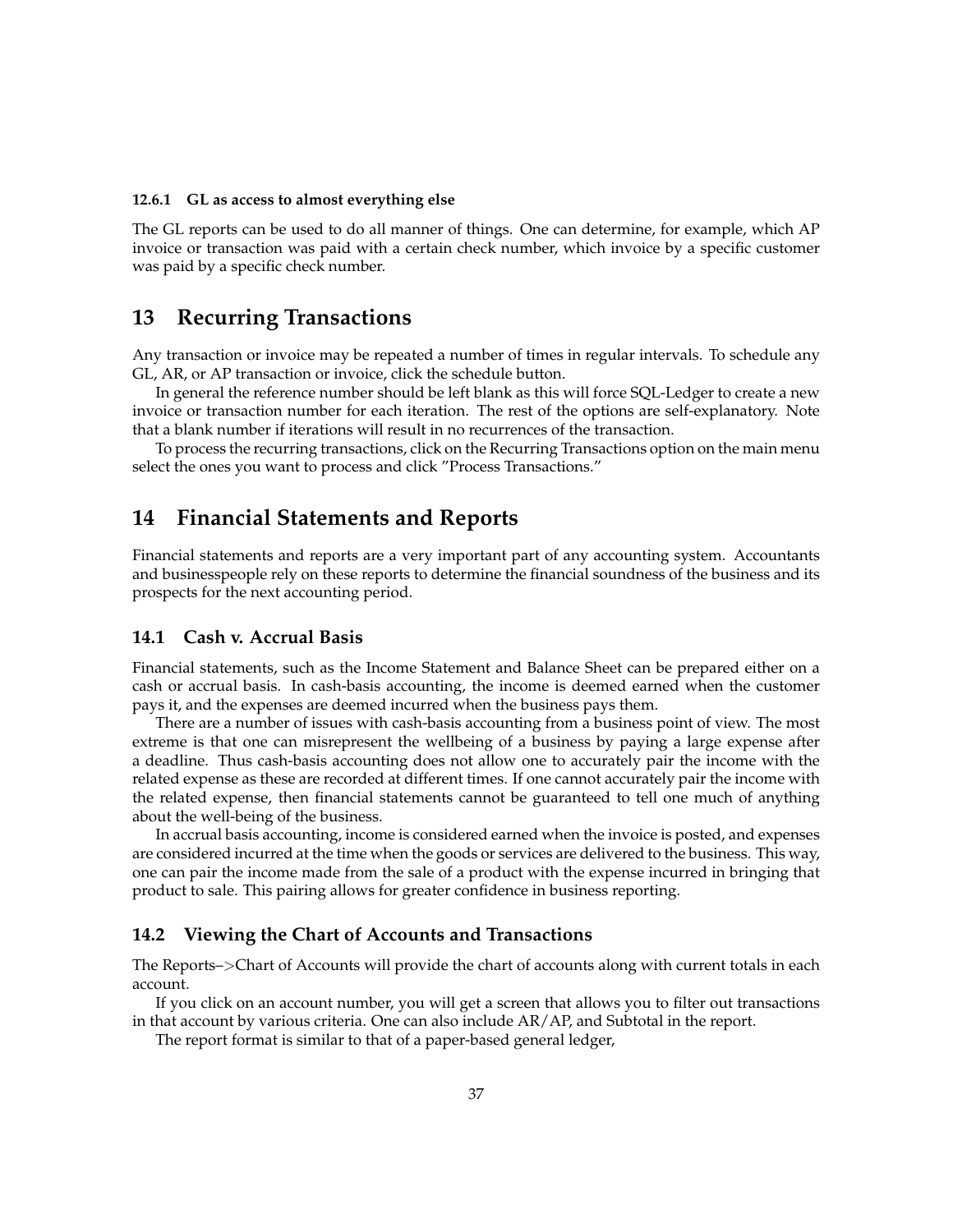#### 12.6.1 GL as access to almost everything else

The GL reports can be used to do all manner of things. One can determine, for example, which AP invoice or transaction was paid with a certain check number, which invoice by a specific customer was paid by a specific check number.

# 13 Recurring Transactions

Any transaction or invoice may be repeated a number of times in regular intervals. To schedule any GL, AR, or AP transaction or invoice, click the schedule button.

In general the reference number should be left blank as this will force SQL-Ledger to create a new invoice or transaction number for each iteration. The rest of the options are self-explanatory. Note that a blank number if iterations will result in no recurrences of the transaction.

To process the recurring transactions, click on the Recurring Transactions option on the main menu select the ones you want to process and click "Process Transactions."

# 14 Financial Statements and Reports

Financial statements and reports are a very important part of any accounting system. Accountants and businesspeople rely on these reports to determine the financial soundness of the business and its prospects for the next accounting period.

## 14.1 Cash v. Accrual Basis

Financial statements, such as the Income Statement and Balance Sheet can be prepared either on a cash or accrual basis. In cash-basis accounting, the income is deemed earned when the customer pays it, and the expenses are deemed incurred when the business pays them.

There are a number of issues with cash-basis accounting from a business point of view. The most extreme is that one can misrepresent the wellbeing of a business by paying a large expense after a deadline. Thus cash-basis accounting does not allow one to accurately pair the income with the related expense as these are recorded at different times. If one cannot accurately pair the income with the related expense, then financial statements cannot be guaranteed to tell one much of anything about the well-being of the business.

In accrual basis accounting, income is considered earned when the invoice is posted, and expenses are considered incurred at the time when the goods or services are delivered to the business. This way, one can pair the income made from the sale of a product with the expense incurred in bringing that product to sale. This pairing allows for greater confidence in business reporting.

## 14.2 Viewing the Chart of Accounts and Transactions

The Reports–>Chart of Accounts will provide the chart of accounts along with current totals in each account.

If you click on an account number, you will get a screen that allows you to filter out transactions in that account by various criteria. One can also include AR/AP, and Subtotal in the report.

The report format is similar to that of a paper-based general ledger,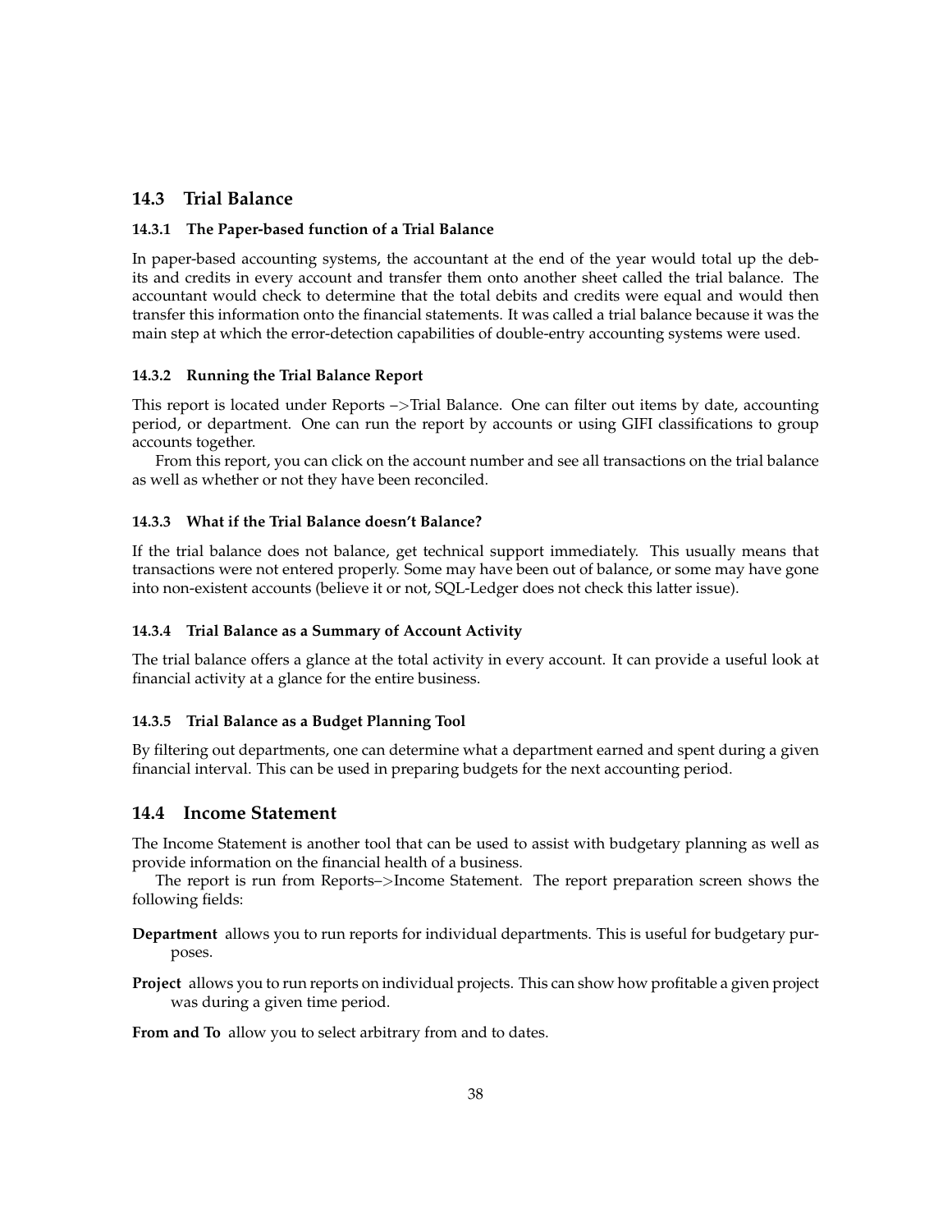## 14.3 Trial Balance

### 14.3.1 The Paper-based function of a Trial Balance

In paper-based accounting systems, the accountant at the end of the year would total up the debits and credits in every account and transfer them onto another sheet called the trial balance. The accountant would check to determine that the total debits and credits were equal and would then transfer this information onto the financial statements. It was called a trial balance because it was the main step at which the error-detection capabilities of double-entry accounting systems were used.

### 14.3.2 Running the Trial Balance Report

This report is located under Reports −>Trial Balance. One can filter out items by date, accounting period, or department. One can run the report by accounts or using GIFI classifications to group accounts together.

From this report, you can click on the account number and see all transactions on the trial balance as well as whether or not they have been reconciled.

### 14.3.3 What if the Trial Balance doesn't Balance?

If the trial balance does not balance, get technical support immediately. This usually means that transactions were not entered properly. Some may have been out of balance, or some may have gone into non-existent accounts (believe it or not, SQL-Ledger does not check this latter issue).

### 14.3.4 Trial Balance as a Summary of Account Activity

The trial balance offers a glance at the total activity in every account. It can provide a useful look at financial activity at a glance for the entire business.

### 14.3.5 Trial Balance as a Budget Planning Tool

By filtering out departments, one can determine what a department earned and spent during a given financial interval. This can be used in preparing budgets for the next accounting period.

## 14.4 Income Statement

The Income Statement is another tool that can be used to assist with budgetary planning as well as provide information on the financial health of a business.

The report is run from Reports–>Income Statement. The report preparation screen shows the following fields:

**Department** allows you to run reports for individual departments. This is useful for budgetary purposes.

**Project** allows you to run reports on individual projects. This can show how profitable a given project was during a given time period.

**From and To** allow you to select arbitrary from and to dates.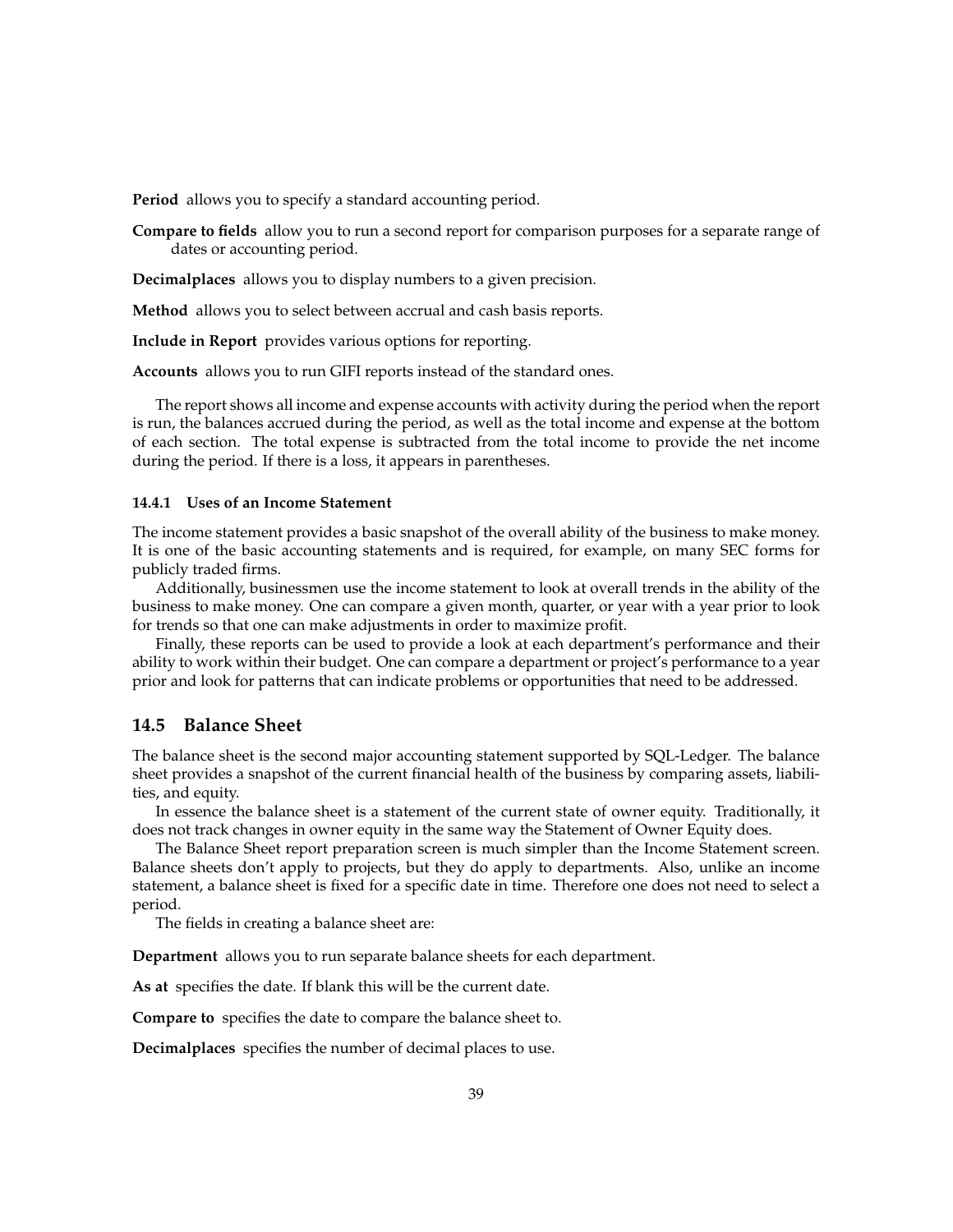**Period** allows you to specify a standard accounting period.

**Compare to fields** allow you to run a second report for comparison purposes for a separate range of dates or accounting period.

**Decimalplaces** allows you to display numbers to a given precision.

**Method** allows you to select between accrual and cash basis reports.

**Include in Report** provides various options for reporting.

**Accounts** allows you to run GIFI reports instead of the standard ones.

The report shows all income and expense accounts with activity during the period when the report is run, the balances accrued during the period, as well as the total income and expense at the bottom of each section. The total expense is subtracted from the total income to provide the net income during the period. If there is a loss, it appears in parentheses.

#### 14.4.1 Uses of an Income Statement

The income statement provides a basic snapshot of the overall ability of the business to make money. It is one of the basic accounting statements and is required, for example, on many SEC forms for publicly traded firms.

Additionally, businessmen use the income statement to look at overall trends in the ability of the business to make money. One can compare a given month, quarter, or year with a year prior to look for trends so that one can make adjustments in order to maximize profit.

Finally, these reports can be used to provide a look at each department's performance and their ability to work within their budget. One can compare a department or project's performance to a year prior and look for patterns that can indicate problems or opportunities that need to be addressed.

### 14.5 Balance Sheet

The balance sheet is the second major accounting statement supported by SQL-Ledger. The balance sheet provides a snapshot of the current financial health of the business by comparing assets, liabilities, and equity.

In essence the balance sheet is a statement of the current state of owner equity. Traditionally, it does not track changes in owner equity in the same way the Statement of Owner Equity does.

The Balance Sheet report preparation screen is much simpler than the Income Statement screen. Balance sheets don't apply to projects, but they do apply to departments. Also, unlike an income statement, a balance sheet is fixed for a specific date in time. Therefore one does not need to select a period.

The fields in creating a balance sheet are:

**Department** allows you to run separate balance sheets for each department.

**As at** specifies the date. If blank this will be the current date.

**Compare to** specifies the date to compare the balance sheet to.

**Decimalplaces** specifies the number of decimal places to use.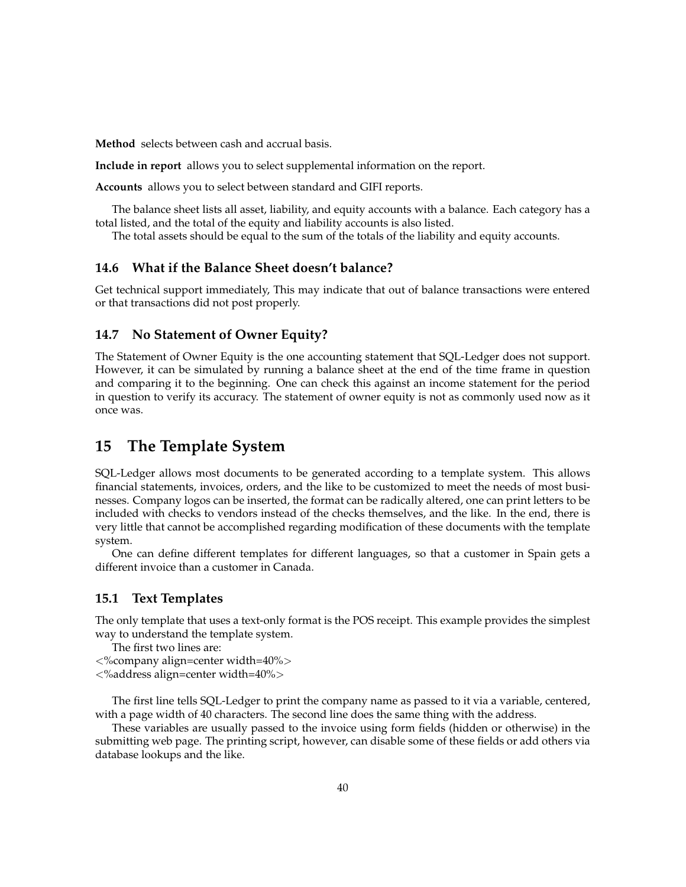**Method** selects between cash and accrual basis.

**Include in report** allows you to select supplemental information on the report.

**Accounts** allows you to select between standard and GIFI reports.

The balance sheet lists all asset, liability, and equity accounts with a balance. Each category has a total listed, and the total of the equity and liability accounts is also listed.

The total assets should be equal to the sum of the totals of the liability and equity accounts.

### 14.6 What if the Balance Sheet doesn't balance?

Get technical support immediately, This may indicate that out of balance transactions were entered or that transactions did not post properly.

### 14.7 No Statement of Owner Equity?

The Statement of Owner Equity is the one accounting statement that SQL-Ledger does not support. However, it can be simulated by running a balance sheet at the end of the time frame in question and comparing it to the beginning. One can check this against an income statement for the period in question to verify its accuracy. The statement of owner equity is not as commonly used now as it once was.

## 15 The Template System

SQL-Ledger allows most documents to be generated according to a template system. This allows financial statements, invoices, orders, and the like to be customized to meet the needs of most businesses. Company logos can be inserted, the format can be radically altered, one can print letters to be included with checks to vendors instead of the checks themselves, and the like. In the end, there is very little that cannot be accomplished regarding modification of these documents with the template system.

One can define different templates for different languages, so that a customer in Spain gets a different invoice than a customer in Canada.

### 15.1 Text Templates

The only template that uses a text-only format is the POS receipt. This example provides the simplest way to understand the template system.

The first two lines are:

```
<%company align=center width=40%>
<%address align=center width=40%>
```

The first line tells SQL-Ledger to print the company name as passed to it via a variable, centered, with a page width of 40 characters. The second line does the same thing with the address.

These variables are usually passed to the invoice using form fields (hidden or otherwise) in the submitting web page. The printing script, however, can disable some of these fields or add others via database lookups and the like.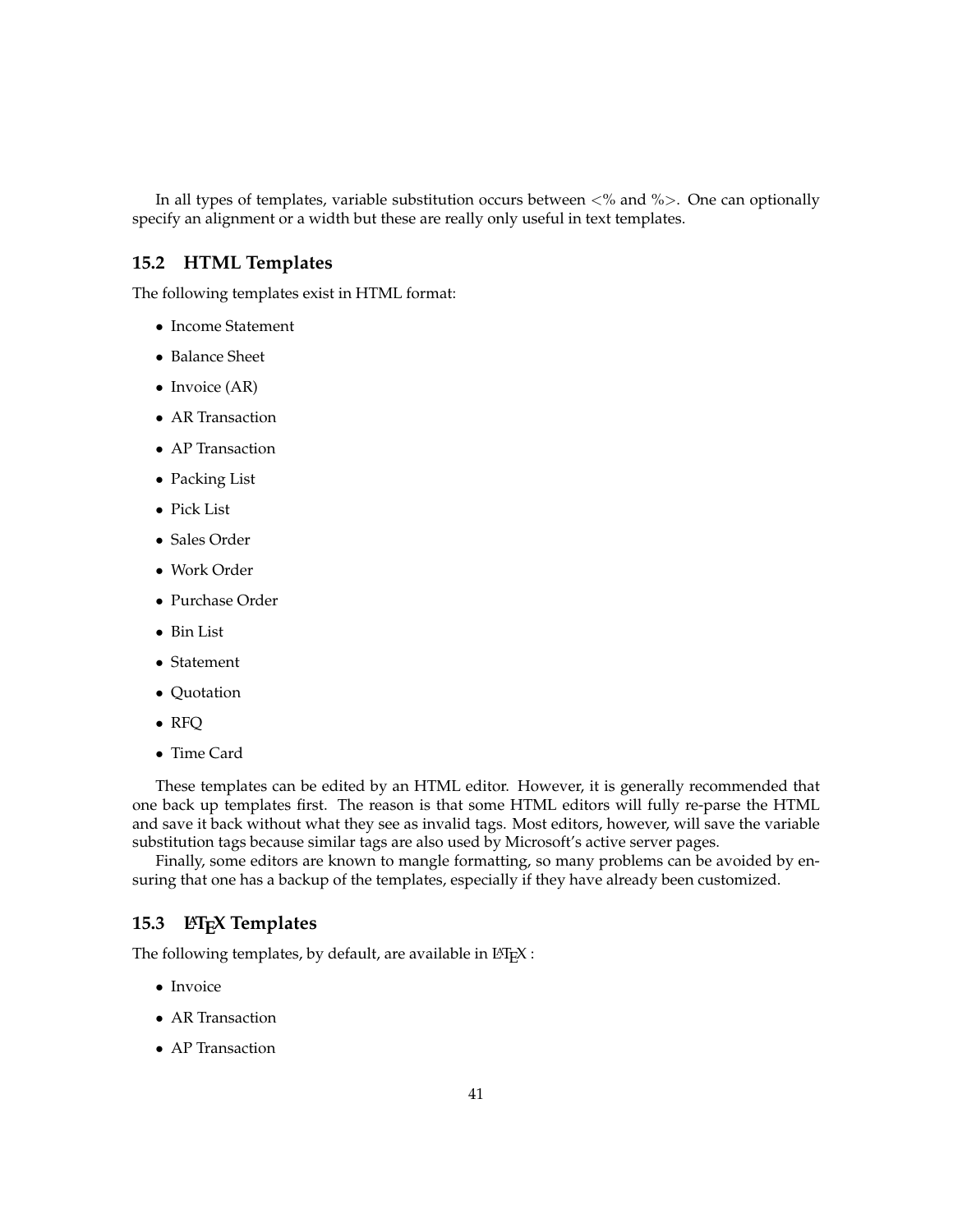In all types of templates, variable substitution occurs between <% and %>. One can optionally specify an alignment or a width but these are really only useful in text templates.

## 15.2 HTML Templates

The following templates exist in HTML format:

- Income Statement
- Balance Sheet
- Invoice (AR)
- AR Transaction
- AP Transaction
- Packing List
- Pick List
- Sales Order
- Work Order
- Purchase Order
- Bin List
- Statement
- Quotation
- RFQ
- Time Card

These templates can be edited by an HTML editor. However, it is generally recommended that one back up templates first. The reason is that some HTML editors will fully re-parse the HTML and save it back without what they see as invalid tags. Most editors, however, will save the variable substitution tags because similar tags are also used by Microsoft's active server pages.

Finally, some editors are known to mangle formatting, so many problems can be avoided by ensuring that one has a backup of the templates, especially if they have already been customized.

## 15.3 LaTeX Templates

The following templates, by default, are available in LaTeX :

- Invoice
- AR Transaction
- AP Transaction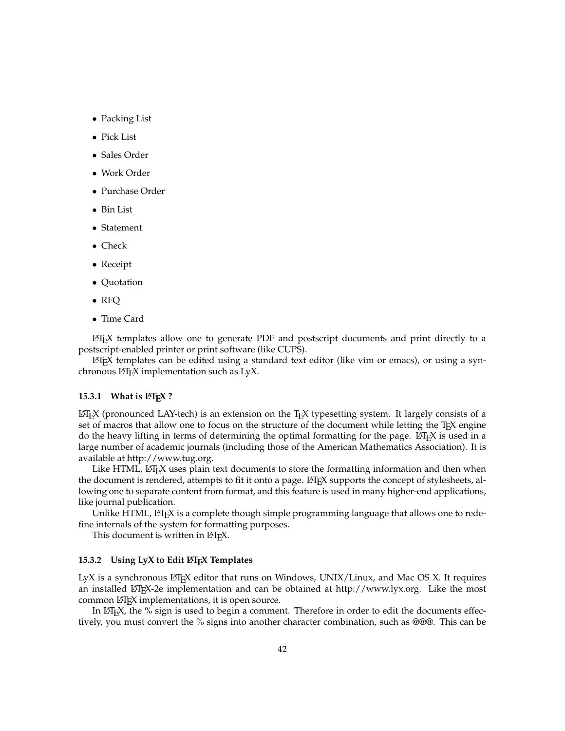- Packing List
- Pick List
- Sales Order
- Work Order
- Purchase Order
- Bin List
- Statement
- Check
- Receipt
- Quotation
- RFQ
- Time Card

LaTeX templates allow one to generate PDF and postscript documents and print directly to a postscript-enabled printer or print software (like CUPS).

LaTeX templates can be edited using a standard text editor (like vim or emacs), or using a synchronous LaTeX implementation such as LyX.

### 15.3.1 What is LaTeX ?

LaTeX (pronounced LAY-tech) is an extension on the TeX typesetting system. It largely consists of a set of macros that allow one to focus on the structure of the document while letting the TeX engine do the heavy lifting in terms of determining the optimal formatting for the page. LaTeX is used in a large number of academic journals (including those of the American Mathematics Association). It is available at http://www.tug.org.

Like HTML, LaTeX uses plain text documents to store the formatting information and then when the document is rendered, attempts to fit it onto a page. LaTeX supports the concept of stylesheets, allowing one to separate content from format, and this feature is used in many higher-end applications, like journal publication.

Unlike HTML, LaTeX is a complete though simple programming language that allows one to redefine internals of the system for formatting purposes.

This document is written in LaTeX.

### 15.3.2 Using LyX to Edit LaTeX Templates

LyX is a synchronous LaTeX editor that runs on Windows, UNIX/Linux, and Mac OS X. It requires an installed LaTeX-2e implementation and can be obtained at http://www.lyx.org. Like the most common LaTeX implementations, it is open source.

In LaTeX, the % sign is used to begin a comment. Therefore in order to edit the documents effectively, you must convert the % signs into another character combination, such as @@@. This can be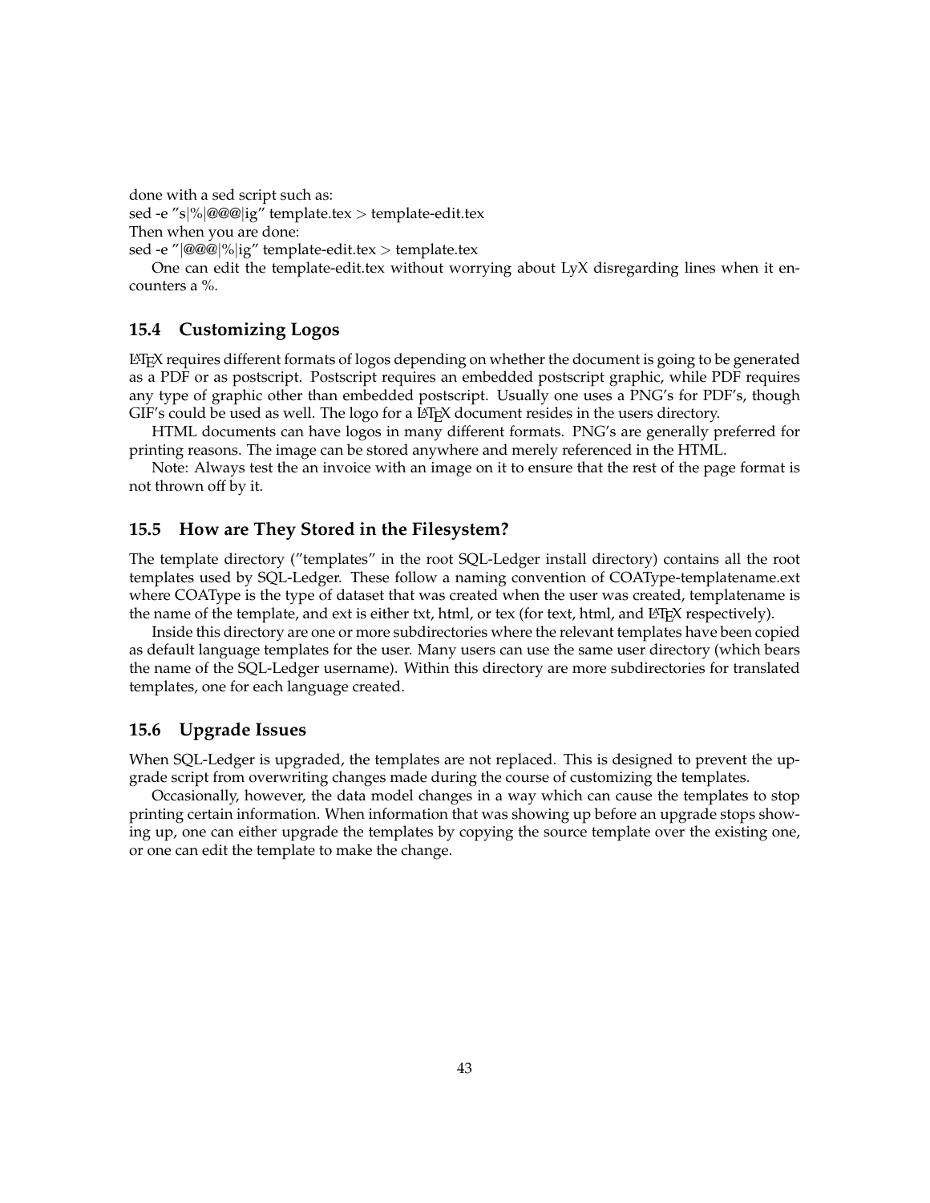done with a sed script such as:
sed -e ”s|%|@@@|ig” template.tex > template-edit.tex
Then when you are done:
sed -e ”|@@@|%|ig” template-edit.tex > template.tex

One can edit the template-edit.tex without worrying about LyX disregarding lines when it encounters a %.

### 15.4 Customizing Logos

LaTeX requires different formats of logos depending on whether the document is going to be generated as a PDF or as postscript. Postscript requires an embedded postscript graphic, while PDF requires any type of graphic other than embedded postscript. Usually one uses a PNG's for PDF's, though GIF's could be used as well. The logo for a LaTeX document resides in the users directory.

HTML documents can have logos in many different formats. PNG's are generally preferred for printing reasons. The image can be stored anywhere and merely referenced in the HTML.

Note: Always test the an invoice with an image on it to ensure that the rest of the page format is not thrown off by it.

### 15.5 How are They Stored in the Filesystem?

The template directory (”templates” in the root SQL-Ledger install directory) contains all the root templates used by SQL-Ledger. These follow a naming convention of COAType-templatename.ext where COAType is the type of dataset that was created when the user was created, templatename is the name of the template, and ext is either txt, html, or tex (for text, html, and LaTeX respectively).

Inside this directory are one or more subdirectories where the relevant templates have been copied as default language templates for the user. Many users can use the same user directory (which bears the name of the SQL-Ledger username). Within this directory are more subdirectories for translated templates, one for each language created.

### 15.6 Upgrade Issues

When SQL-Ledger is upgraded, the templates are not replaced. This is designed to prevent the upgrade script from overwriting changes made during the course of customizing the templates.

Occasionally, however, the data model changes in a way which can cause the templates to stop printing certain information. When information that was showing up before an upgrade stops showing up, one can either upgrade the templates by copying the source template over the existing one, or one can edit the template to make the change.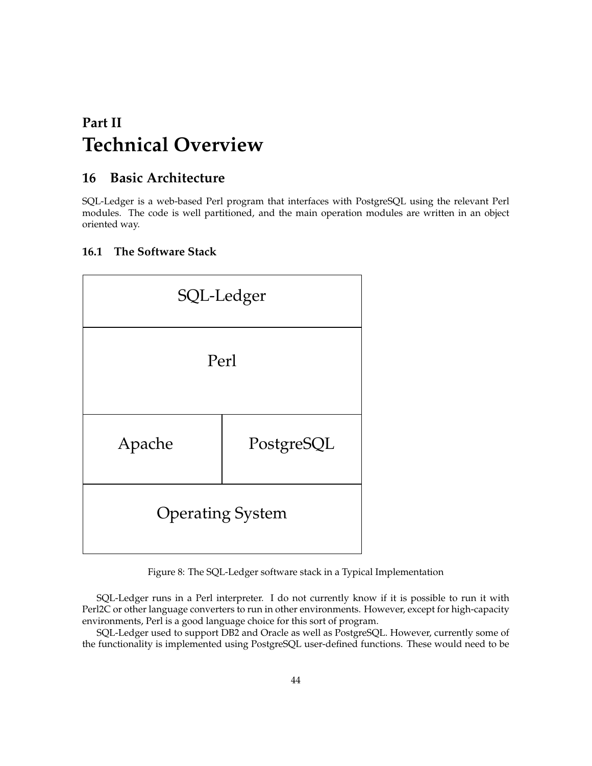# Part II
# Technical Overview

## 16 Basic Architecture

SQL-Ledger is a web-based Perl program that interfaces with PostgreSQL using the relevant Perl modules. The code is well partitioned, and the main operation modules are written in an object oriented way.

### 16.1 The Software Stack

| SQL-Ledger | |
|---|---|
| Perl | |
| Apache | PostgreSQL |
| Operating System | |

Figure 8: The SQL-Ledger software stack in a Typical Implementation

SQL-Ledger runs in a Perl interpreter. I do not currently know if it is possible to run it with Perl2C or other language converters to run in other environments. However, except for high-capacity environments, Perl is a good language choice for this sort of program.

SQL-Ledger used to support DB2 and Oracle as well as PostgreSQL. However, currently some of the functionality is implemented using PostgreSQL user-defined functions. These would need to be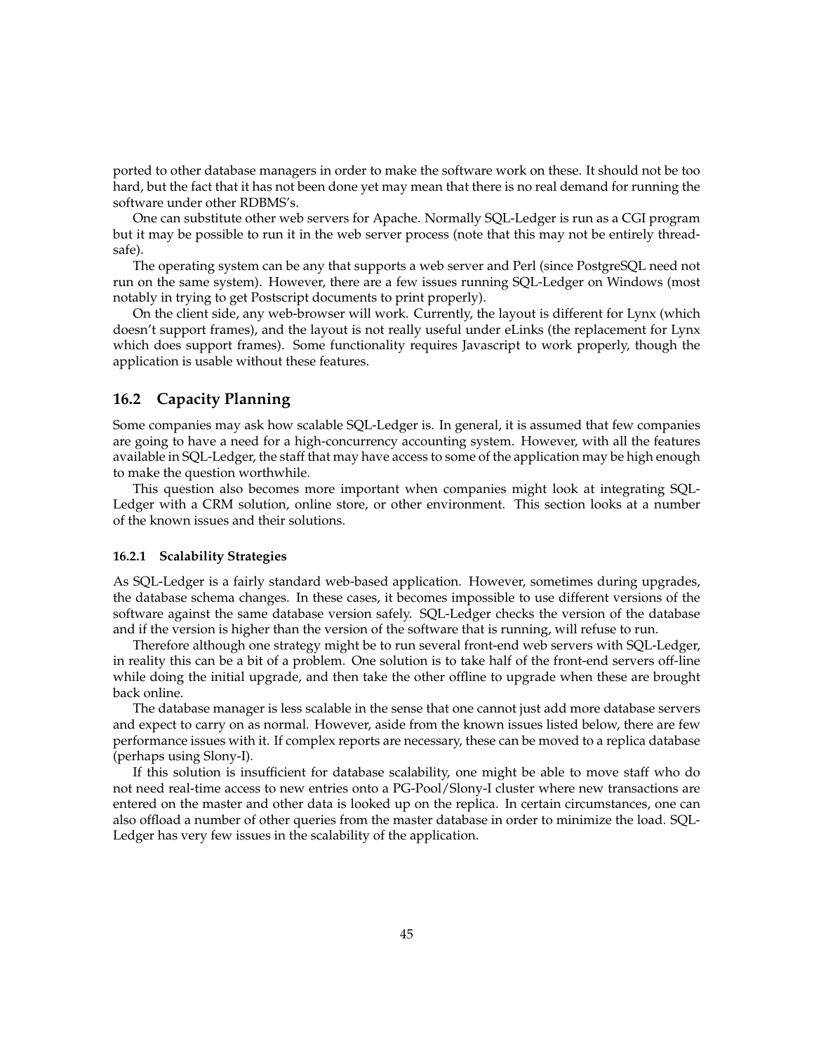ported to other database managers in order to make the software work on these. It should not be too hard, but the fact that it has not been done yet may mean that there is no real demand for running the software under other RDBMS's.

One can substitute other web servers for Apache. Normally SQL-Ledger is run as a CGI program but it may be possible to run it in the web server process (note that this may not be entirely thread-safe).

The operating system can be any that supports a web server and Perl (since PostgreSQL need not run on the same system). However, there are a few issues running SQL-Ledger on Windows (most notably in trying to get Postscript documents to print properly).

On the client side, any web-browser will work. Currently, the layout is different for Lynx (which doesn't support frames), and the layout is not really useful under eLinks (the replacement for Lynx which does support frames). Some functionality requires Javascript to work properly, though the application is usable without these features.

## 16.2 Capacity Planning

Some companies may ask how scalable SQL-Ledger is. In general, it is assumed that few companies are going to have a need for a high-concurrency accounting system. However, with all the features available in SQL-Ledger, the staff that may have access to some of the application may be high enough to make the question worthwhile.

This question also becomes more important when companies might look at integrating SQL-Ledger with a CRM solution, online store, or other environment. This section looks at a number of the known issues and their solutions.

### 16.2.1 Scalability Strategies

As SQL-Ledger is a fairly standard web-based application. However, sometimes during upgrades, the database schema changes. In these cases, it becomes impossible to use different versions of the software against the same database version safely. SQL-Ledger checks the version of the database and if the version is higher than the version of the software that is running, will refuse to run.

Therefore although one strategy might be to run several front-end web servers with SQL-Ledger, in reality this can be a bit of a problem. One solution is to take half of the front-end servers off-line while doing the initial upgrade, and then take the other offline to upgrade when these are brought back online.

The database manager is less scalable in the sense that one cannot just add more database servers and expect to carry on as normal. However, aside from the known issues listed below, there are few performance issues with it. If complex reports are necessary, these can be moved to a replica database (perhaps using Slony-I).

If this solution is insufficient for database scalability, one might be able to move staff who do not need real-time access to new entries onto a PG-Pool/Slony-I cluster where new transactions are entered on the master and other data is looked up on the replica. In certain circumstances, one can also offload a number of other queries from the master database in order to minimize the load. SQL-Ledger has very few issues in the scalability of the application.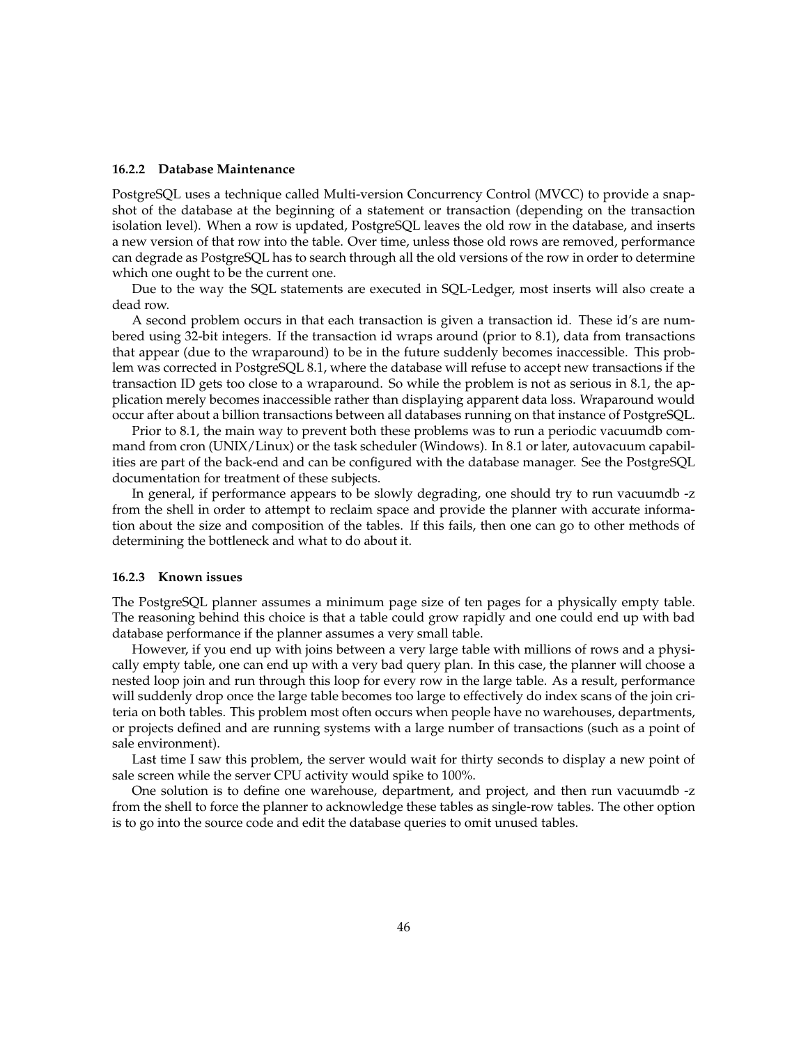### 16.2.2 Database Maintenance

PostgreSQL uses a technique called Multi-version Concurrency Control (MVCC) to provide a snapshot of the database at the beginning of a statement or transaction (depending on the transaction isolation level). When a row is updated, PostgreSQL leaves the old row in the database, and inserts a new version of that row into the table. Over time, unless those old rows are removed, performance can degrade as PostgreSQL has to search through all the old versions of the row in order to determine which one ought to be the current one.

Due to the way the SQL statements are executed in SQL-Ledger, most inserts will also create a dead row.

A second problem occurs in that each transaction is given a transaction id. These id's are numbered using 32-bit integers. If the transaction id wraps around (prior to 8.1), data from transactions that appear (due to the wraparound) to be in the future suddenly becomes inaccessible. This problem was corrected in PostgreSQL 8.1, where the database will refuse to accept new transactions if the transaction ID gets too close to a wraparound. So while the problem is not as serious in 8.1, the application merely becomes inaccessible rather than displaying apparent data loss. Wraparound would occur after about a billion transactions between all databases running on that instance of PostgreSQL.

Prior to 8.1, the main way to prevent both these problems was to run a periodic vacuumdb command from cron (UNIX/Linux) or the task scheduler (Windows). In 8.1 or later, autovacuum capabilities are part of the back-end and can be configured with the database manager. See the PostgreSQL documentation for treatment of these subjects.

In general, if performance appears to be slowly degrading, one should try to run vacuumdb -z from the shell in order to attempt to reclaim space and provide the planner with accurate information about the size and composition of the tables. If this fails, then one can go to other methods of determining the bottleneck and what to do about it.

### 16.2.3 Known issues

The PostgreSQL planner assumes a minimum page size of ten pages for a physically empty table. The reasoning behind this choice is that a table could grow rapidly and one could end up with bad database performance if the planner assumes a very small table.

However, if you end up with joins between a very large table with millions of rows and a physically empty table, one can end up with a very bad query plan. In this case, the planner will choose a nested loop join and run through this loop for every row in the large table. As a result, performance will suddenly drop once the large table becomes too large to effectively do index scans of the join criteria on both tables. This problem most often occurs when people have no warehouses, departments, or projects defined and are running systems with a large number of transactions (such as a point of sale environment).

Last time I saw this problem, the server would wait for thirty seconds to display a new point of sale screen while the server CPU activity would spike to 100%.

One solution is to define one warehouse, department, and project, and then run vacuumdb -z from the shell to force the planner to acknowledge these tables as single-row tables. The other option is to go into the source code and edit the database queries to omit unused tables.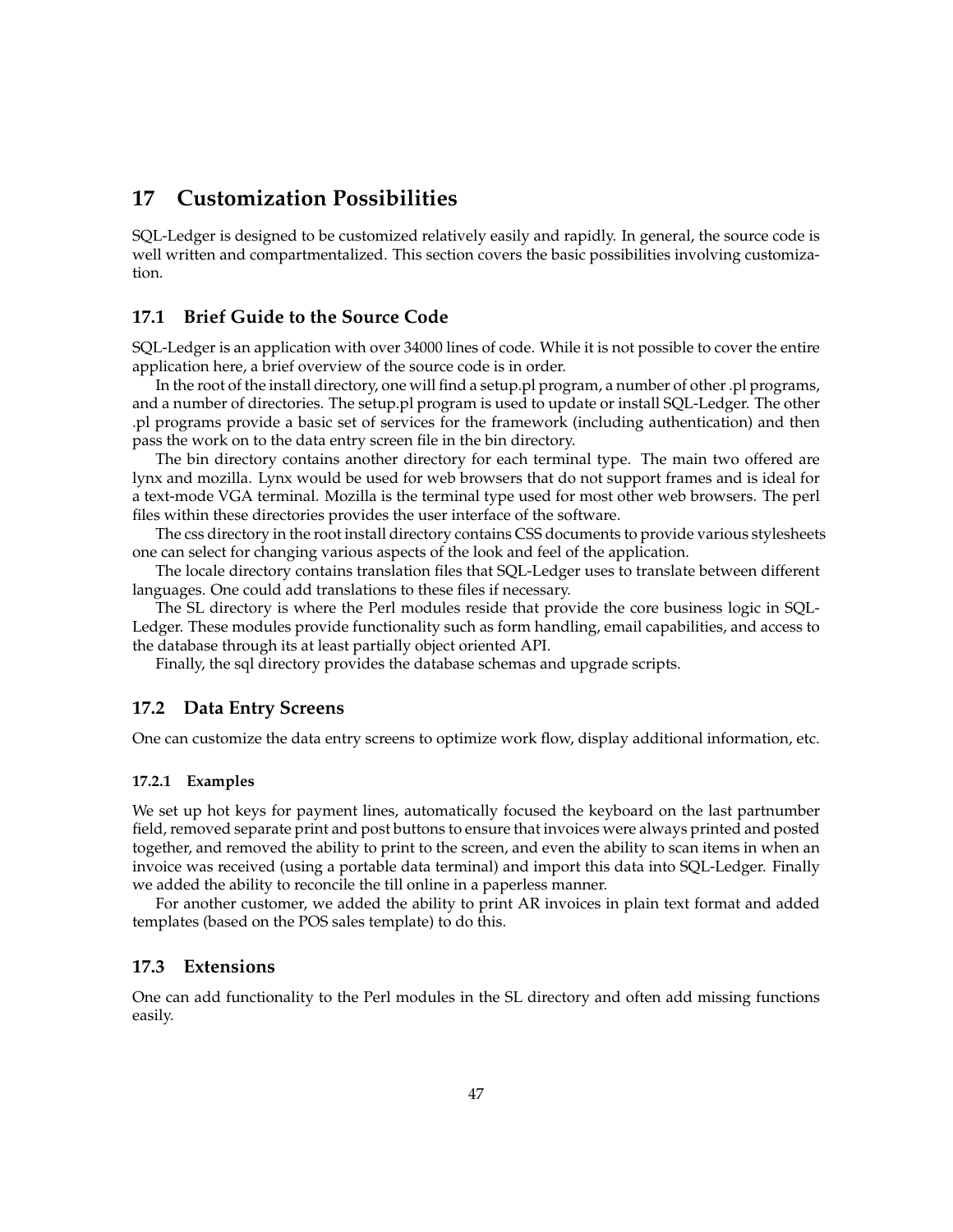# 17 Customization Possibilities

SQL-Ledger is designed to be customized relatively easily and rapidly. In general, the source code is well written and compartmentalized. This section covers the basic possibilities involving customization.

## 17.1 Brief Guide to the Source Code

SQL-Ledger is an application with over 34000 lines of code. While it is not possible to cover the entire application here, a brief overview of the source code is in order.

In the root of the install directory, one will find a setup.pl program, a number of other .pl programs, and a number of directories. The setup.pl program is used to update or install SQL-Ledger. The other .pl programs provide a basic set of services for the framework (including authentication) and then pass the work on to the data entry screen file in the bin directory.

The bin directory contains another directory for each terminal type. The main two offered are lynx and mozilla. Lynx would be used for web browsers that do not support frames and is ideal for a text-mode VGA terminal. Mozilla is the terminal type used for most other web browsers. The perl files within these directories provides the user interface of the software.

The css directory in the root install directory contains CSS documents to provide various stylesheets one can select for changing various aspects of the look and feel of the application.

The locale directory contains translation files that SQL-Ledger uses to translate between different languages. One could add translations to these files if necessary.

The SL directory is where the Perl modules reside that provide the core business logic in SQL-Ledger. These modules provide functionality such as form handling, email capabilities, and access to the database through its at least partially object oriented API.

Finally, the sql directory provides the database schemas and upgrade scripts.

## 17.2 Data Entry Screens

One can customize the data entry screens to optimize work flow, display additional information, etc.

### 17.2.1 Examples

We set up hot keys for payment lines, automatically focused the keyboard on the last partnumber field, removed separate print and post buttons to ensure that invoices were always printed and posted together, and removed the ability to print to the screen, and even the ability to scan items in when an invoice was received (using a portable data terminal) and import this data into SQL-Ledger. Finally we added the ability to reconcile the till online in a paperless manner.

For another customer, we added the ability to print AR invoices in plain text format and added templates (based on the POS sales template) to do this.

## 17.3 Extensions

One can add functionality to the Perl modules in the SL directory and often add missing functions easily.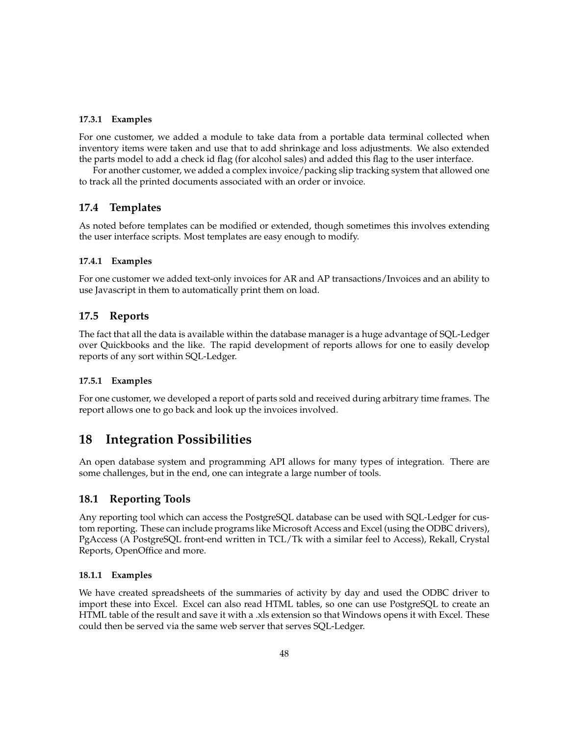#### 17.3.1 Examples

For one customer, we added a module to take data from a portable data terminal collected when inventory items were taken and use that to add shrinkage and loss adjustments. We also extended the parts model to add a check id flag (for alcohol sales) and added this flag to the user interface.

For another customer, we added a complex invoice/packing slip tracking system that allowed one to track all the printed documents associated with an order or invoice.

### 17.4 Templates

As noted before templates can be modified or extended, though sometimes this involves extending the user interface scripts. Most templates are easy enough to modify.

#### 17.4.1 Examples

For one customer we added text-only invoices for AR and AP transactions/Invoices and an ability to use Javascript in them to automatically print them on load.

### 17.5 Reports

The fact that all the data is available within the database manager is a huge advantage of SQL-Ledger over Quickbooks and the like. The rapid development of reports allows for one to easily develop reports of any sort within SQL-Ledger.

#### 17.5.1 Examples

For one customer, we developed a report of parts sold and received during arbitrary time frames. The report allows one to go back and look up the invoices involved.

## 18 Integration Possibilities

An open database system and programming API allows for many types of integration. There are some challenges, but in the end, one can integrate a large number of tools.

### 18.1 Reporting Tools

Any reporting tool which can access the PostgreSQL database can be used with SQL-Ledger for custom reporting. These can include programs like Microsoft Access and Excel (using the ODBC drivers), PgAccess (A PostgreSQL front-end written in TCL/Tk with a similar feel to Access), Rekall, Crystal Reports, OpenOffice and more.

#### 18.1.1 Examples

We have created spreadsheets of the summaries of activity by day and used the ODBC driver to import these into Excel. Excel can also read HTML tables, so one can use PostgreSQL to create an HTML table of the result and save it with a .xls extension so that Windows opens it with Excel. These could then be served via the same web server that serves SQL-Ledger.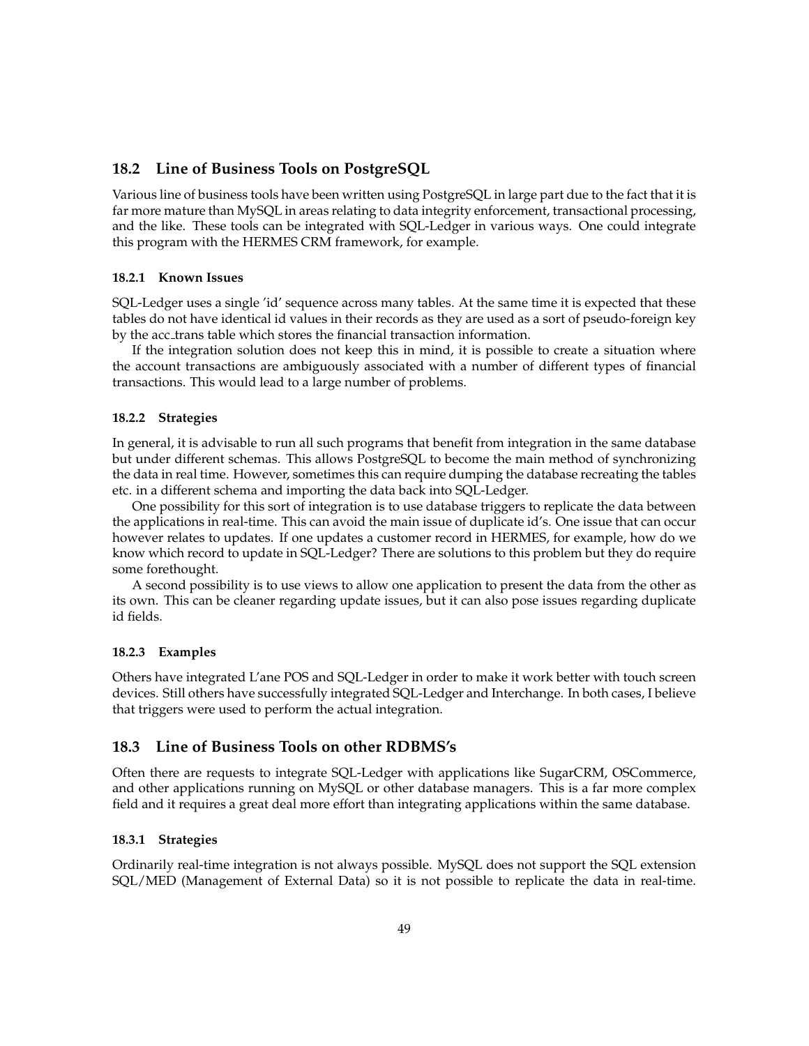## 18.2 Line of Business Tools on PostgreSQL

Various line of business tools have been written using PostgreSQL in large part due to the fact that it is far more mature than MySQL in areas relating to data integrity enforcement, transactional processing, and the like. These tools can be integrated with SQL-Ledger in various ways. One could integrate this program with the HERMES CRM framework, for example.

### 18.2.1 Known Issues

SQL-Ledger uses a single 'id' sequence across many tables. At the same time it is expected that these tables do not have identical id values in their records as they are used as a sort of pseudo-foreign key by the acc_trans table which stores the financial transaction information.

If the integration solution does not keep this in mind, it is possible to create a situation where the account transactions are ambiguously associated with a number of different types of financial transactions. This would lead to a large number of problems.

### 18.2.2 Strategies

In general, it is advisable to run all such programs that benefit from integration in the same database but under different schemas. This allows PostgreSQL to become the main method of synchronizing the data in real time. However, sometimes this can require dumping the database recreating the tables etc. in a different schema and importing the data back into SQL-Ledger.

One possibility for this sort of integration is to use database triggers to replicate the data between the applications in real-time. This can avoid the main issue of duplicate id's. One issue that can occur however relates to updates. If one updates a customer record in HERMES, for example, how do we know which record to update in SQL-Ledger? There are solutions to this problem but they do require some forethought.

A second possibility is to use views to allow one application to present the data from the other as its own. This can be cleaner regarding update issues, but it can also pose issues regarding duplicate id fields.

### 18.2.3 Examples

Others have integrated L'ane POS and SQL-Ledger in order to make it work better with touch screen devices. Still others have successfully integrated SQL-Ledger and Interchange. In both cases, I believe that triggers were used to perform the actual integration.

## 18.3 Line of Business Tools on other RDBMS's

Often there are requests to integrate SQL-Ledger with applications like SugarCRM, OSCommerce, and other applications running on MySQL or other database managers. This is a far more complex field and it requires a great deal more effort than integrating applications within the same database.

### 18.3.1 Strategies

Ordinarily real-time integration is not always possible. MySQL does not support the SQL extension SQL/MED (Management of External Data) so it is not possible to replicate the data in real-time.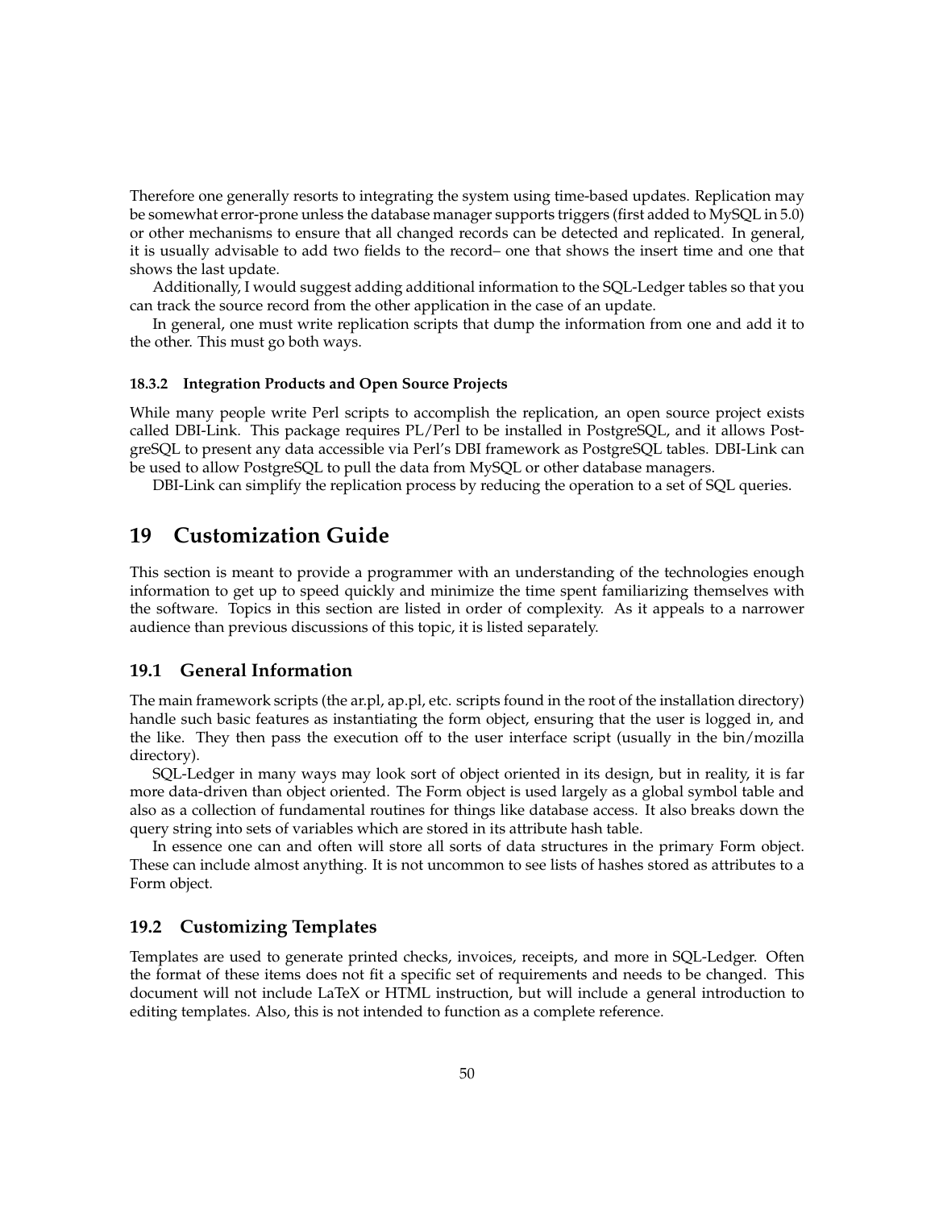Therefore one generally resorts to integrating the system using time-based updates. Replication may be somewhat error-prone unless the database manager supports triggers (first added to MySQL in 5.0) or other mechanisms to ensure that all changed records can be detected and replicated. In general, it is usually advisable to add two fields to the record– one that shows the insert time and one that shows the last update.

Additionally, I would suggest adding additional information to the SQL-Ledger tables so that you can track the source record from the other application in the case of an update.

In general, one must write replication scripts that dump the information from one and add it to the other. This must go both ways.

#### 18.3.2 Integration Products and Open Source Projects

While many people write Perl scripts to accomplish the replication, an open source project exists called DBI-Link. This package requires PL/Perl to be installed in PostgreSQL, and it allows PostgreSQL to present any data accessible via Perl's DBI framework as PostgreSQL tables. DBI-Link can be used to allow PostgreSQL to pull the data from MySQL or other database managers.

DBI-Link can simplify the replication process by reducing the operation to a set of SQL queries.

# 19 Customization Guide

This section is meant to provide a programmer with an understanding of the technologies enough information to get up to speed quickly and minimize the time spent familiarizing themselves with the software. Topics in this section are listed in order of complexity. As it appeals to a narrower audience than previous discussions of this topic, it is listed separately.

## 19.1 General Information

The main framework scripts (the ar.pl, ap.pl, etc. scripts found in the root of the installation directory) handle such basic features as instantiating the form object, ensuring that the user is logged in, and the like. They then pass the execution off to the user interface script (usually in the bin/mozilla directory).

SQL-Ledger in many ways may look sort of object oriented in its design, but in reality, it is far more data-driven than object oriented. The Form object is used largely as a global symbol table and also as a collection of fundamental routines for things like database access. It also breaks down the query string into sets of variables which are stored in its attribute hash table.

In essence one can and often will store all sorts of data structures in the primary Form object. These can include almost anything. It is not uncommon to see lists of hashes stored as attributes to a Form object.

## 19.2 Customizing Templates

Templates are used to generate printed checks, invoices, receipts, and more in SQL-Ledger. Often the format of these items does not fit a specific set of requirements and needs to be changed. This document will not include LaTeX or HTML instruction, but will include a general introduction to editing templates. Also, this is not intended to function as a complete reference.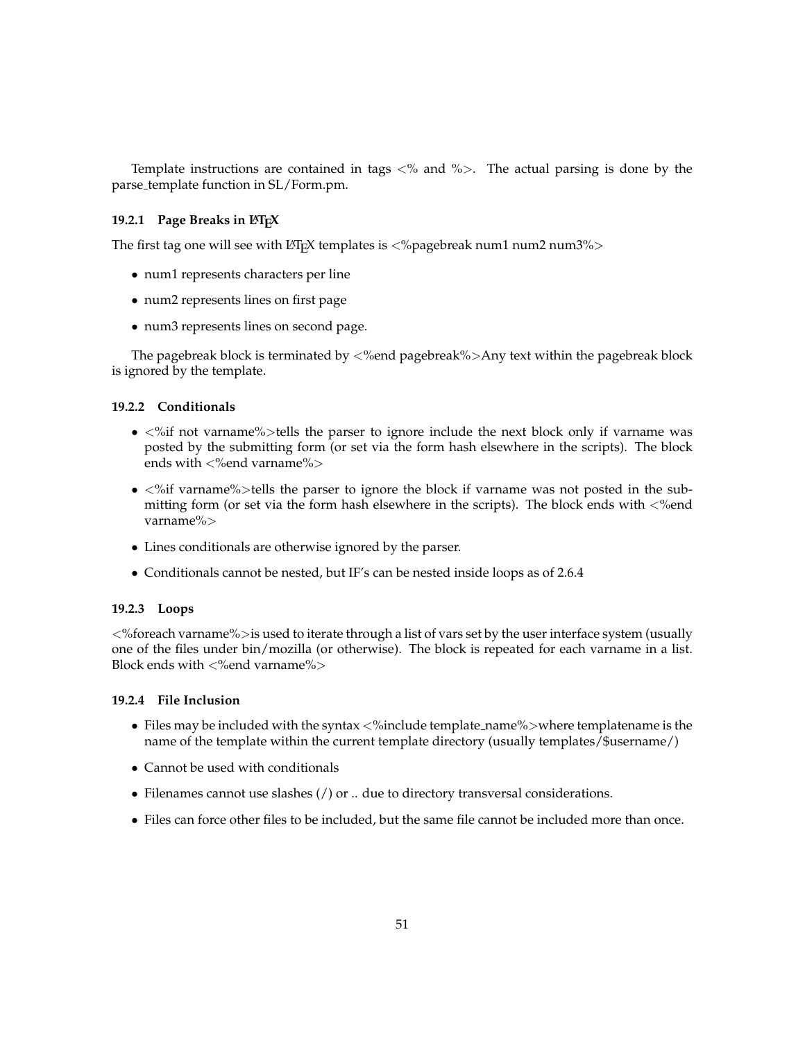Template instructions are contained in tags <% and %>. The actual parsing is done by the parse_template function in SL/Form.pm.

### 19.2.1 Page Breaks in LaTeX

The first tag one will see with LaTeX templates is <%pagebreak num1 num2 num3%>

- num1 represents characters per line
- num2 represents lines on first page
- num3 represents lines on second page.

The pagebreak block is terminated by <%end pagebreak%>Any text within the pagebreak block is ignored by the template.

### 19.2.2 Conditionals

- <%if not varname%>tells the parser to ignore include the next block only if varname was posted by the submitting form (or set via the form hash elsewhere in the scripts). The block ends with <%end varname%>
- <%if varname%>tells the parser to ignore the block if varname was not posted in the submitting form (or set via the form hash elsewhere in the scripts). The block ends with <%end varname%>
- Lines conditionals are otherwise ignored by the parser.
- Conditionals cannot be nested, but IF's can be nested inside loops as of 2.6.4

### 19.2.3 Loops

<%foreach varname%>is used to iterate through a list of vars set by the user interface system (usually one of the files under bin/mozilla (or otherwise). The block is repeated for each varname in a list. Block ends with <%end varname%>

### 19.2.4 File Inclusion

- Files may be included with the syntax <%include template_name%>where templatename is the name of the template within the current template directory (usually templates/$username/)
- Cannot be used with conditionals
- Filenames cannot use slashes (/) or .. due to directory transversal considerations.
- Files can force other files to be included, but the same file cannot be included more than once.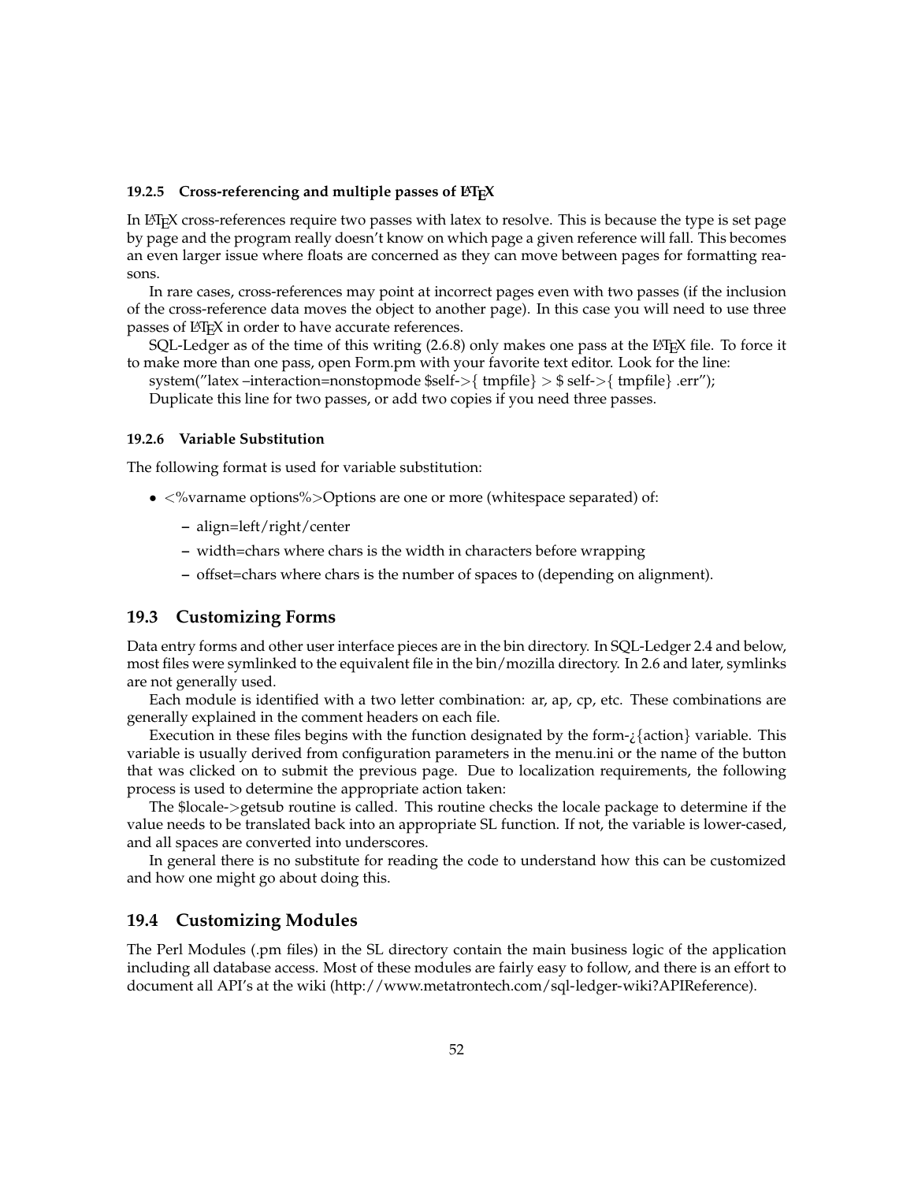#### 19.2.5 Cross-referencing and multiple passes of LaTeX

In LaTeX cross-references require two passes with latex to resolve. This is because the type is set page by page and the program really doesn't know on which page a given reference will fall. This becomes an even larger issue where floats are concerned as they can move between pages for formatting reasons.

In rare cases, cross-references may point at incorrect pages even with two passes (if the inclusion of the cross-reference data moves the object to another page). In this case you will need to use three passes of LaTeX in order to have accurate references.

SQL-Ledger as of the time of this writing (2.6.8) only makes one pass at the LaTeX file. To force it to make more than one pass, open Form.pm with your favorite text editor. Look for the line:

system("latex –interaction=nonstopmode $self->{ tmpfile} > $ self->{ tmpfile} .err");

Duplicate this line for two passes, or add two copies if you need three passes.

#### 19.2.6 Variable Substitution

The following format is used for variable substitution:

- <%varname options%>Options are one or more (whitespace separated) of:
  - align=left/right/center
  - width=chars where chars is the width in characters before wrapping
  - offset=chars where chars is the number of spaces to (depending on alignment).

### 19.3 Customizing Forms

Data entry forms and other user interface pieces are in the bin directory. In SQL-Ledger 2.4 and below, most files were symlinked to the equivalent file in the bin/mozilla directory. In 2.6 and later, symlinks are not generally used.

Each module is identified with a two letter combination: ar, ap, cp, etc. These combinations are generally explained in the comment headers on each file.

Execution in these files begins with the function designated by the form-¿{action} variable. This variable is usually derived from configuration parameters in the menu.ini or the name of the button that was clicked on to submit the previous page. Due to localization requirements, the following process is used to determine the appropriate action taken:

The $locale->getsub routine is called. This routine checks the locale package to determine if the value needs to be translated back into an appropriate SL function. If not, the variable is lower-cased, and all spaces are converted into underscores.

In general there is no substitute for reading the code to understand how this can be customized and how one might go about doing this.

### 19.4 Customizing Modules

The Perl Modules (.pm files) in the SL directory contain the main business logic of the application including all database access. Most of these modules are fairly easy to follow, and there is an effort to document all API's at the wiki (http://www.metatrontech.com/sql-ledger-wiki?APIReference).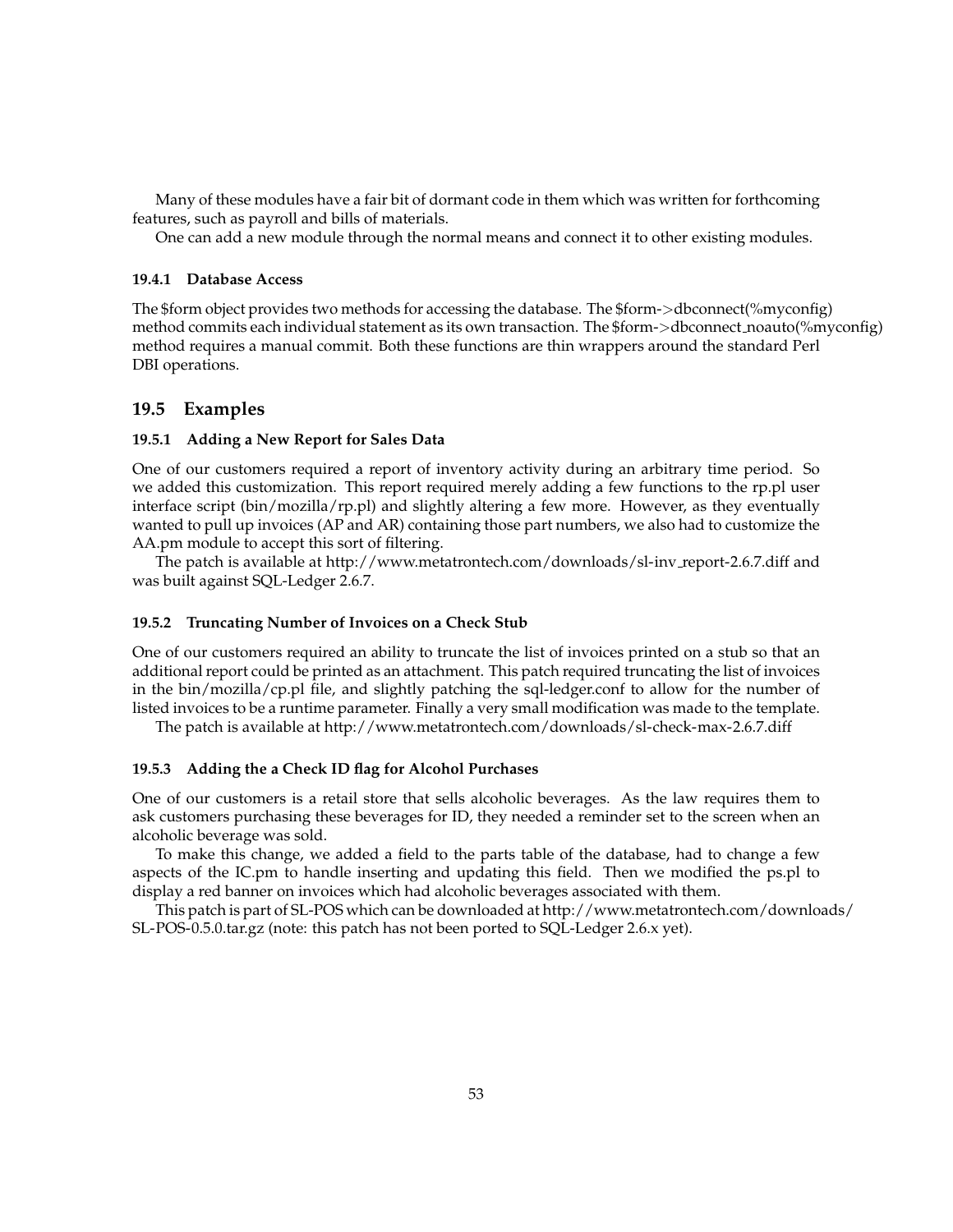Many of these modules have a fair bit of dormant code in them which was written for forthcoming features, such as payroll and bills of materials.

One can add a new module through the normal means and connect it to other existing modules.

#### 19.4.1 Database Access

The $form object provides two methods for accessing the database. The $form->dbconnect(%myconfig) method commits each individual statement as its own transaction. The $form->dbconnect_noauto(%myconfig) method requires a manual commit. Both these functions are thin wrappers around the standard Perl DBI operations.

### 19.5 Examples

#### 19.5.1 Adding a New Report for Sales Data

One of our customers required a report of inventory activity during an arbitrary time period. So we added this customization. This report required merely adding a few functions to the rp.pl user interface script (bin/mozilla/rp.pl) and slightly altering a few more. However, as they eventually wanted to pull up invoices (AP and AR) containing those part numbers, we also had to customize the AA.pm module to accept this sort of filtering.

The patch is available at http://www.metatrontech.com/downloads/sl-inv_report-2.6.7.diff and was built against SQL-Ledger 2.6.7.

#### 19.5.2 Truncating Number of Invoices on a Check Stub

One of our customers required an ability to truncate the list of invoices printed on a stub so that an additional report could be printed as an attachment. This patch required truncating the list of invoices in the bin/mozilla/cp.pl file, and slightly patching the sql-ledger.conf to allow for the number of listed invoices to be a runtime parameter. Finally a very small modification was made to the template.

The patch is available at http://www.metatrontech.com/downloads/sl-check-max-2.6.7.diff

#### 19.5.3 Adding the a Check ID flag for Alcohol Purchases

One of our customers is a retail store that sells alcoholic beverages. As the law requires them to ask customers purchasing these beverages for ID, they needed a reminder set to the screen when an alcoholic beverage was sold.

To make this change, we added a field to the parts table of the database, had to change a few aspects of the IC.pm to handle inserting and updating this field. Then we modified the ps.pl to display a red banner on invoices which had alcoholic beverages associated with them.

This patch is part of SL-POS which can be downloaded at http://www.metatrontech.com/downloads/SL-POS-0.5.0.tar.gz (note: this patch has not been ported to SQL-Ledger 2.6.x yet).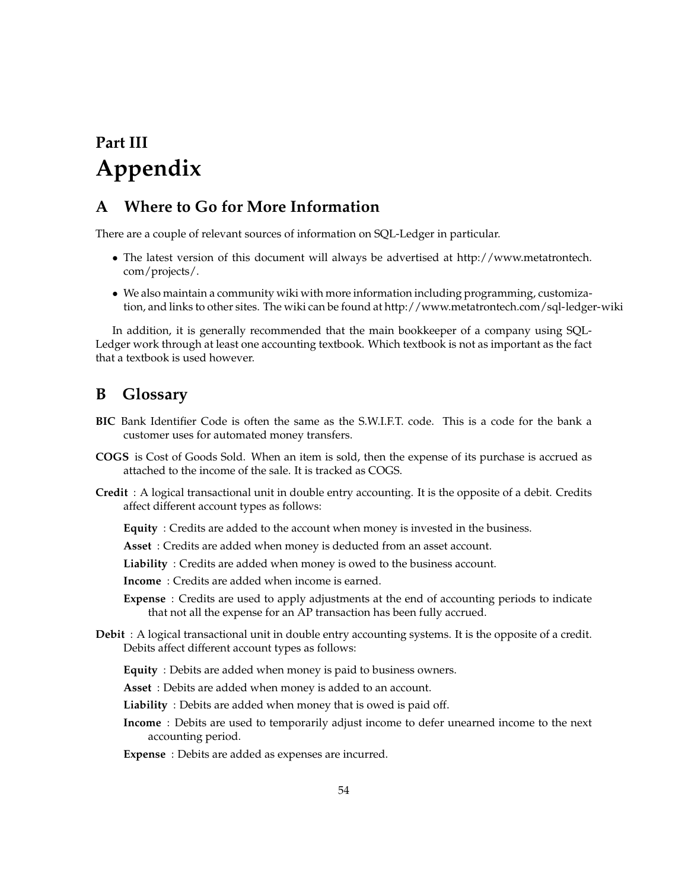# Part III
# Appendix

## A Where to Go for More Information

There are a couple of relevant sources of information on SQL-Ledger in particular.

- The latest version of this document will always be advertised at http://www.metatrontech.com/projects/.
- We also maintain a community wiki with more information including programming, customization, and links to other sites. The wiki can be found at http://www.metatrontech.com/sql-ledger-wiki

In addition, it is generally recommended that the main bookkeeper of a company using SQL-Ledger work through at least one accounting textbook. Which textbook is not as important as the fact that a textbook is used however.

## B Glossary

**BIC** Bank Identifier Code is often the same as the S.W.I.F.T. code. This is a code for the bank a customer uses for automated money transfers.

**COGS** is Cost of Goods Sold. When an item is sold, then the expense of its purchase is accrued as attached to the income of the sale. It is tracked as COGS.

**Credit** : A logical transactional unit in double entry accounting. It is the opposite of a debit. Credits affect different account types as follows:

- **Equity** : Credits are added to the account when money is invested in the business.
- **Asset** : Credits are added when money is deducted from an asset account.
- **Liability** : Credits are added when money is owed to the business account.
- **Income** : Credits are added when income is earned.
- **Expense** : Credits are used to apply adjustments at the end of accounting periods to indicate that not all the expense for an AP transaction has been fully accrued.

**Debit** : A logical transactional unit in double entry accounting systems. It is the opposite of a credit. Debits affect different account types as follows:

- **Equity** : Debits are added when money is paid to business owners.
- **Asset** : Debits are added when money is added to an account.
- **Liability** : Debits are added when money that is owed is paid off.
- **Income** : Debits are used to temporarily adjust income to defer unearned income to the next accounting period.
- **Expense** : Debits are added as expenses are incurred.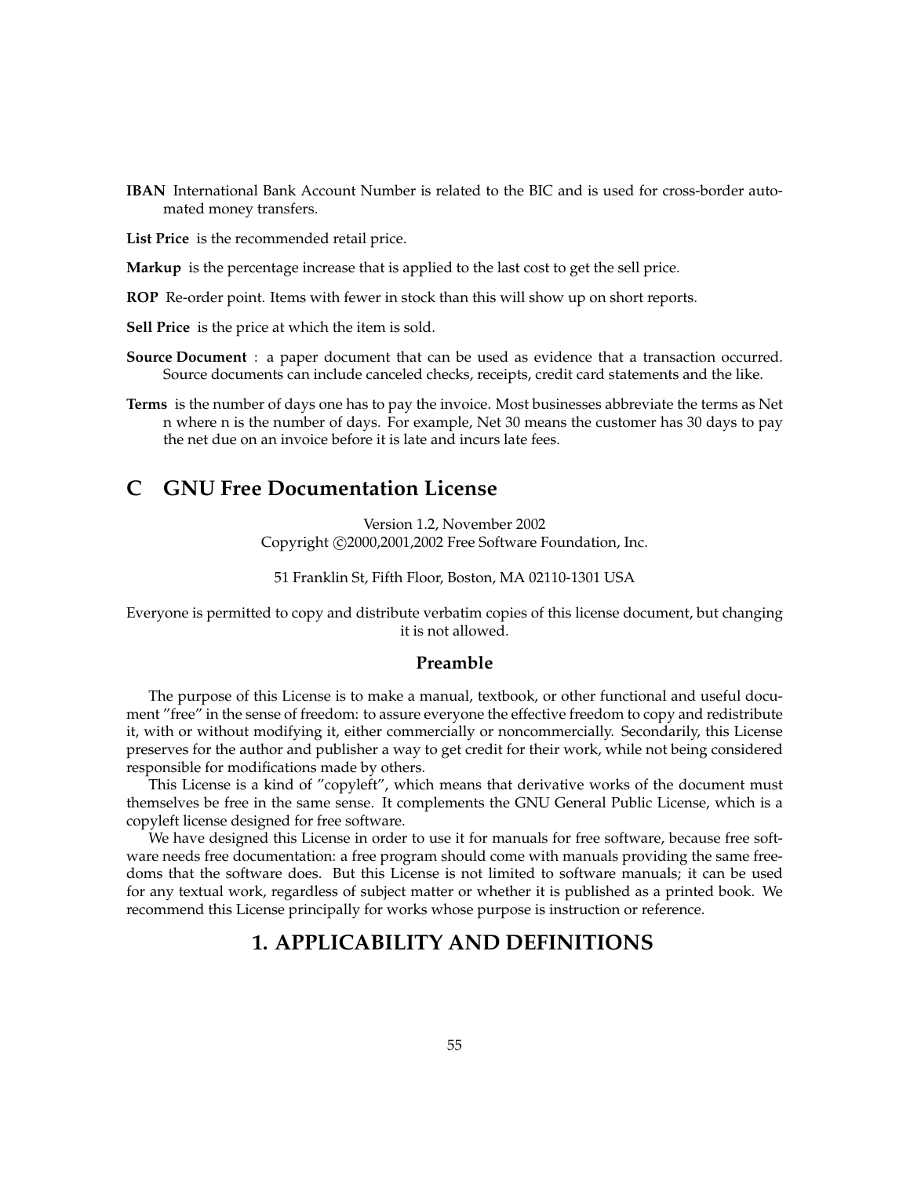**IBAN** International Bank Account Number is related to the BIC and is used for cross-border automated money transfers.

**List Price** is the recommended retail price.

**Markup** is the percentage increase that is applied to the last cost to get the sell price.

**ROP** Re-order point. Items with fewer in stock than this will show up on short reports.

**Sell Price** is the price at which the item is sold.

**Source Document** : a paper document that can be used as evidence that a transaction occurred. Source documents can include canceled checks, receipts, credit card statements and the like.

**Terms** is the number of days one has to pay the invoice. Most businesses abbreviate the terms as Net n where n is the number of days. For example, Net 30 means the customer has 30 days to pay the net due on an invoice before it is late and incurs late fees.

# C GNU Free Documentation License

Version 1.2, November 2002
Copyright ©2000,2001,2002 Free Software Foundation, Inc.

51 Franklin St, Fifth Floor, Boston, MA 02110-1301 USA

Everyone is permitted to copy and distribute verbatim copies of this license document, but changing it is not allowed.

### Preamble

The purpose of this License is to make a manual, textbook, or other functional and useful document "free" in the sense of freedom: to assure everyone the effective freedom to copy and redistribute it, with or without modifying it, either commercially or noncommercially. Secondarily, this License preserves for the author and publisher a way to get credit for their work, while not being considered responsible for modifications made by others.

This License is a kind of "copyleft", which means that derivative works of the document must themselves be free in the same sense. It complements the GNU General Public License, which is a copyleft license designed for free software.

We have designed this License in order to use it for manuals for free software, because free software needs free documentation: a free program should come with manuals providing the same freedoms that the software does. But this License is not limited to software manuals; it can be used for any textual work, regardless of subject matter or whether it is published as a printed book. We recommend this License principally for works whose purpose is instruction or reference.

## 1. APPLICABILITY AND DEFINITIONS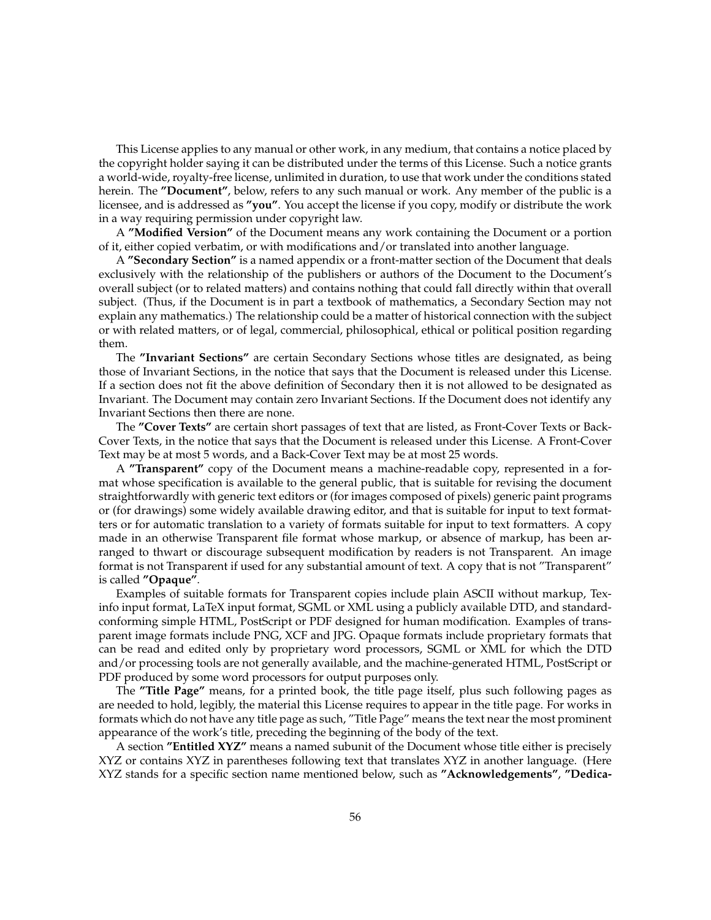This License applies to any manual or other work, in any medium, that contains a notice placed by the copyright holder saying it can be distributed under the terms of this License. Such a notice grants a world-wide, royalty-free license, unlimited in duration, to use that work under the conditions stated herein. The **"Document"**, below, refers to any such manual or work. Any member of the public is a licensee, and is addressed as **"you"**. You accept the license if you copy, modify or distribute the work in a way requiring permission under copyright law.

A **"Modified Version"** of the Document means any work containing the Document or a portion of it, either copied verbatim, or with modifications and/or translated into another language.

A **"Secondary Section"** is a named appendix or a front-matter section of the Document that deals exclusively with the relationship of the publishers or authors of the Document to the Document's overall subject (or to related matters) and contains nothing that could fall directly within that overall subject. (Thus, if the Document is in part a textbook of mathematics, a Secondary Section may not explain any mathematics.) The relationship could be a matter of historical connection with the subject or with related matters, or of legal, commercial, philosophical, ethical or political position regarding them.

The **"Invariant Sections"** are certain Secondary Sections whose titles are designated, as being those of Invariant Sections, in the notice that says that the Document is released under this License. If a section does not fit the above definition of Secondary then it is not allowed to be designated as Invariant. The Document may contain zero Invariant Sections. If the Document does not identify any Invariant Sections then there are none.

The **"Cover Texts"** are certain short passages of text that are listed, as Front-Cover Texts or Back-Cover Texts, in the notice that says that the Document is released under this License. A Front-Cover Text may be at most 5 words, and a Back-Cover Text may be at most 25 words.

A **"Transparent"** copy of the Document means a machine-readable copy, represented in a format whose specification is available to the general public, that is suitable for revising the document straightforwardly with generic text editors or (for images composed of pixels) generic paint programs or (for drawings) some widely available drawing editor, and that is suitable for input to text formatters or for automatic translation to a variety of formats suitable for input to text formatters. A copy made in an otherwise Transparent file format whose markup, or absence of markup, has been arranged to thwart or discourage subsequent modification by readers is not Transparent. An image format is not Transparent if used for any substantial amount of text. A copy that is not "Transparent" is called **"Opaque"**.

Examples of suitable formats for Transparent copies include plain ASCII without markup, Texinfo input format, LaTeX input format, SGML or XML using a publicly available DTD, and standard-conforming simple HTML, PostScript or PDF designed for human modification. Examples of transparent image formats include PNG, XCF and JPG. Opaque formats include proprietary formats that can be read and edited only by proprietary word processors, SGML or XML for which the DTD and/or processing tools are not generally available, and the machine-generated HTML, PostScript or PDF produced by some word processors for output purposes only.

The **"Title Page"** means, for a printed book, the title page itself, plus such following pages as are needed to hold, legibly, the material this License requires to appear in the title page. For works in formats which do not have any title page as such, "Title Page" means the text near the most prominent appearance of the work's title, preceding the beginning of the body of the text.

A section **"Entitled XYZ"** means a named subunit of the Document whose title either is precisely XYZ or contains XYZ in parentheses following text that translates XYZ in another language. (Here XYZ stands for a specific section name mentioned below, such as **"Acknowledgements"**, **"Dedica-**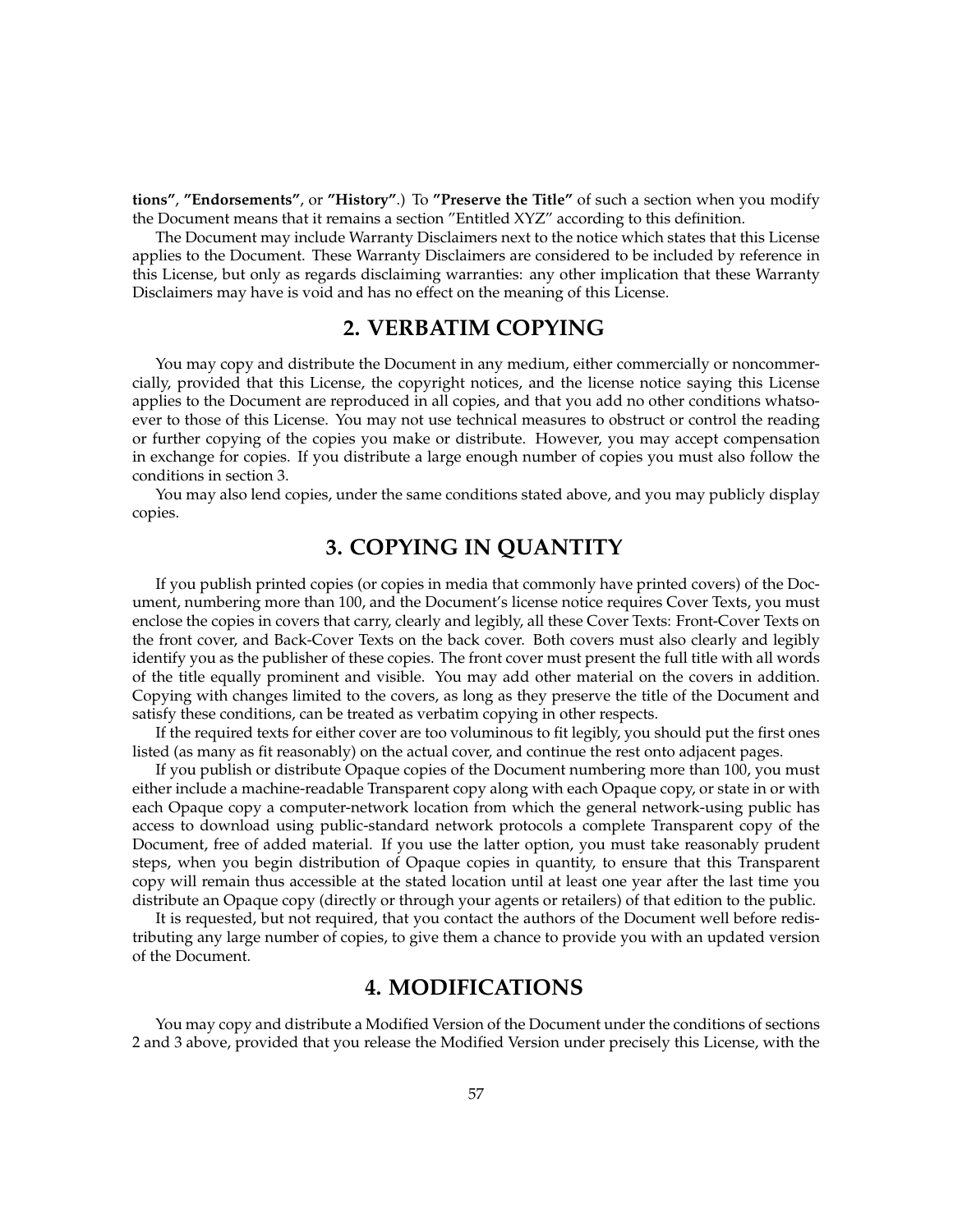**tions"**, **"Endorsements"**, or **"History"**.) To **"Preserve the Title"** of such a section when you modify the Document means that it remains a section "Entitled XYZ" according to this definition.

The Document may include Warranty Disclaimers next to the notice which states that this License applies to the Document. These Warranty Disclaimers are considered to be included by reference in this License, but only as regards disclaiming warranties: any other implication that these Warranty Disclaimers may have is void and has no effect on the meaning of this License.

## 2. VERBATIM COPYING

You may copy and distribute the Document in any medium, either commercially or noncommercially, provided that this License, the copyright notices, and the license notice saying this License applies to the Document are reproduced in all copies, and that you add no other conditions whatsoever to those of this License. You may not use technical measures to obstruct or control the reading or further copying of the copies you make or distribute. However, you may accept compensation in exchange for copies. If you distribute a large enough number of copies you must also follow the conditions in section 3.

You may also lend copies, under the same conditions stated above, and you may publicly display copies.

## 3. COPYING IN QUANTITY

If you publish printed copies (or copies in media that commonly have printed covers) of the Document, numbering more than 100, and the Document's license notice requires Cover Texts, you must enclose the copies in covers that carry, clearly and legibly, all these Cover Texts: Front-Cover Texts on the front cover, and Back-Cover Texts on the back cover. Both covers must also clearly and legibly identify you as the publisher of these copies. The front cover must present the full title with all words of the title equally prominent and visible. You may add other material on the covers in addition. Copying with changes limited to the covers, as long as they preserve the title of the Document and satisfy these conditions, can be treated as verbatim copying in other respects.

If the required texts for either cover are too voluminous to fit legibly, you should put the first ones listed (as many as fit reasonably) on the actual cover, and continue the rest onto adjacent pages.

If you publish or distribute Opaque copies of the Document numbering more than 100, you must either include a machine-readable Transparent copy along with each Opaque copy, or state in or with each Opaque copy a computer-network location from which the general network-using public has access to download using public-standard network protocols a complete Transparent copy of the Document, free of added material. If you use the latter option, you must take reasonably prudent steps, when you begin distribution of Opaque copies in quantity, to ensure that this Transparent copy will remain thus accessible at the stated location until at least one year after the last time you distribute an Opaque copy (directly or through your agents or retailers) of that edition to the public.

It is requested, but not required, that you contact the authors of the Document well before redistributing any large number of copies, to give them a chance to provide you with an updated version of the Document.

## 4. MODIFICATIONS

You may copy and distribute a Modified Version of the Document under the conditions of sections 2 and 3 above, provided that you release the Modified Version under precisely this License, with the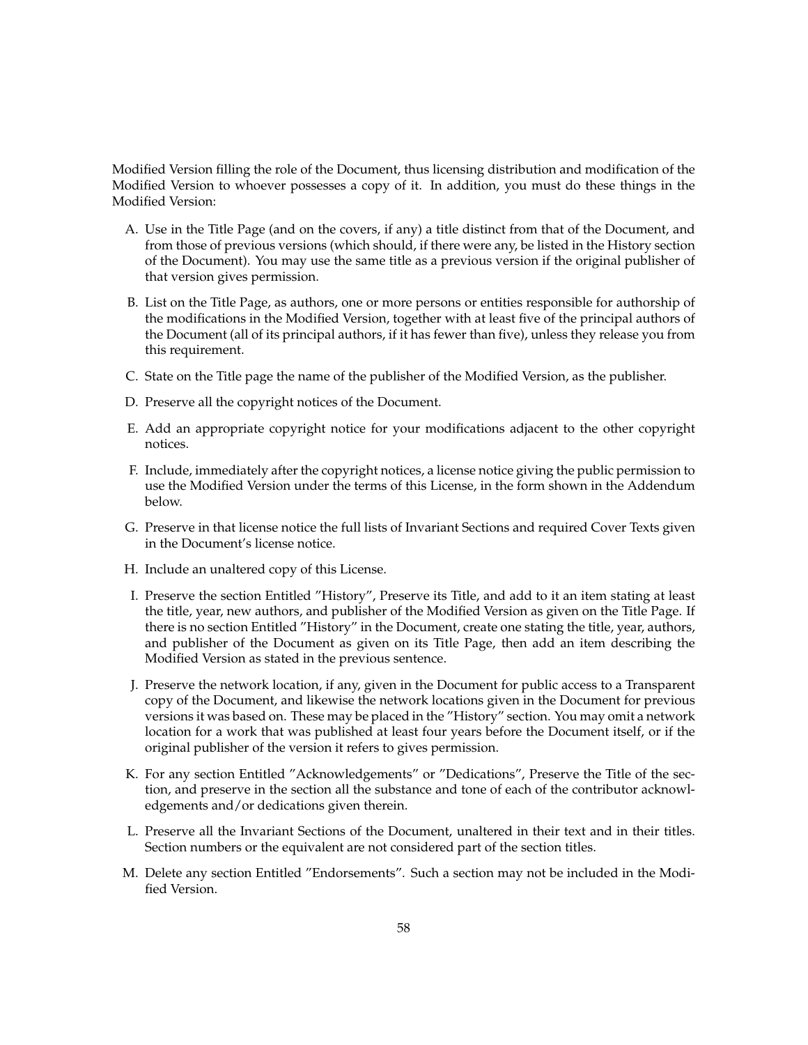Modified Version filling the role of the Document, thus licensing distribution and modification of the Modified Version to whoever possesses a copy of it. In addition, you must do these things in the Modified Version:

A. Use in the Title Page (and on the covers, if any) a title distinct from that of the Document, and from those of previous versions (which should, if there were any, be listed in the History section of the Document). You may use the same title as a previous version if the original publisher of that version gives permission.

B. List on the Title Page, as authors, one or more persons or entities responsible for authorship of the modifications in the Modified Version, together with at least five of the principal authors of the Document (all of its principal authors, if it has fewer than five), unless they release you from this requirement.

C. State on the Title page the name of the publisher of the Modified Version, as the publisher.

D. Preserve all the copyright notices of the Document.

E. Add an appropriate copyright notice for your modifications adjacent to the other copyright notices.

F. Include, immediately after the copyright notices, a license notice giving the public permission to use the Modified Version under the terms of this License, in the form shown in the Addendum below.

G. Preserve in that license notice the full lists of Invariant Sections and required Cover Texts given in the Document's license notice.

H. Include an unaltered copy of this License.

I. Preserve the section Entitled "History", Preserve its Title, and add to it an item stating at least the title, year, new authors, and publisher of the Modified Version as given on the Title Page. If there is no section Entitled "History" in the Document, create one stating the title, year, authors, and publisher of the Document as given on its Title Page, then add an item describing the Modified Version as stated in the previous sentence.

J. Preserve the network location, if any, given in the Document for public access to a Transparent copy of the Document, and likewise the network locations given in the Document for previous versions it was based on. These may be placed in the "History" section. You may omit a network location for a work that was published at least four years before the Document itself, or if the original publisher of the version it refers to gives permission.

K. For any section Entitled "Acknowledgements" or "Dedications", Preserve the Title of the section, and preserve in the section all the substance and tone of each of the contributor acknowledgements and/or dedications given therein.

L. Preserve all the Invariant Sections of the Document, unaltered in their text and in their titles. Section numbers or the equivalent are not considered part of the section titles.

M. Delete any section Entitled "Endorsements". Such a section may not be included in the Modified Version.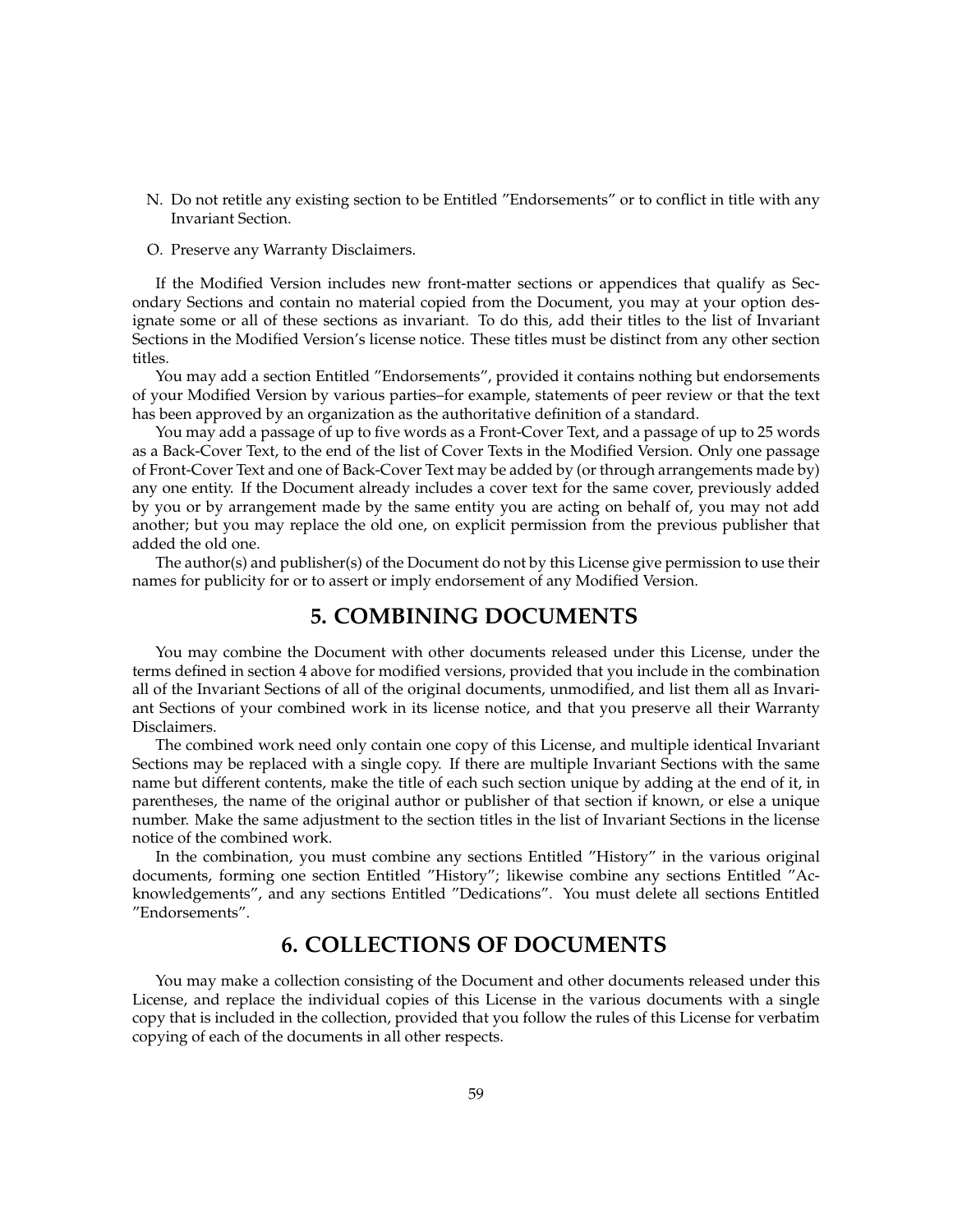N. Do not retitle any existing section to be Entitled ”Endorsements” or to conflict in title with any Invariant Section.

O. Preserve any Warranty Disclaimers.

If the Modified Version includes new front-matter sections or appendices that qualify as Secondary Sections and contain no material copied from the Document, you may at your option designate some or all of these sections as invariant. To do this, add their titles to the list of Invariant Sections in the Modified Version's license notice. These titles must be distinct from any other section titles.

You may add a section Entitled ”Endorsements”, provided it contains nothing but endorsements of your Modified Version by various parties–for example, statements of peer review or that the text has been approved by an organization as the authoritative definition of a standard.

You may add a passage of up to five words as a Front-Cover Text, and a passage of up to 25 words as a Back-Cover Text, to the end of the list of Cover Texts in the Modified Version. Only one passage of Front-Cover Text and one of Back-Cover Text may be added by (or through arrangements made by) any one entity. If the Document already includes a cover text for the same cover, previously added by you or by arrangement made by the same entity you are acting on behalf of, you may not add another; but you may replace the old one, on explicit permission from the previous publisher that added the old one.

The author(s) and publisher(s) of the Document do not by this License give permission to use their names for publicity for or to assert or imply endorsement of any Modified Version.

## 5. COMBINING DOCUMENTS

You may combine the Document with other documents released under this License, under the terms defined in section 4 above for modified versions, provided that you include in the combination all of the Invariant Sections of all of the original documents, unmodified, and list them all as Invariant Sections of your combined work in its license notice, and that you preserve all their Warranty Disclaimers.

The combined work need only contain one copy of this License, and multiple identical Invariant Sections may be replaced with a single copy. If there are multiple Invariant Sections with the same name but different contents, make the title of each such section unique by adding at the end of it, in parentheses, the name of the original author or publisher of that section if known, or else a unique number. Make the same adjustment to the section titles in the list of Invariant Sections in the license notice of the combined work.

In the combination, you must combine any sections Entitled ”History” in the various original documents, forming one section Entitled ”History”; likewise combine any sections Entitled ”Acknowledgements”, and any sections Entitled ”Dedications”. You must delete all sections Entitled ”Endorsements”.

## 6. COLLECTIONS OF DOCUMENTS

You may make a collection consisting of the Document and other documents released under this License, and replace the individual copies of this License in the various documents with a single copy that is included in the collection, provided that you follow the rules of this License for verbatim copying of each of the documents in all other respects.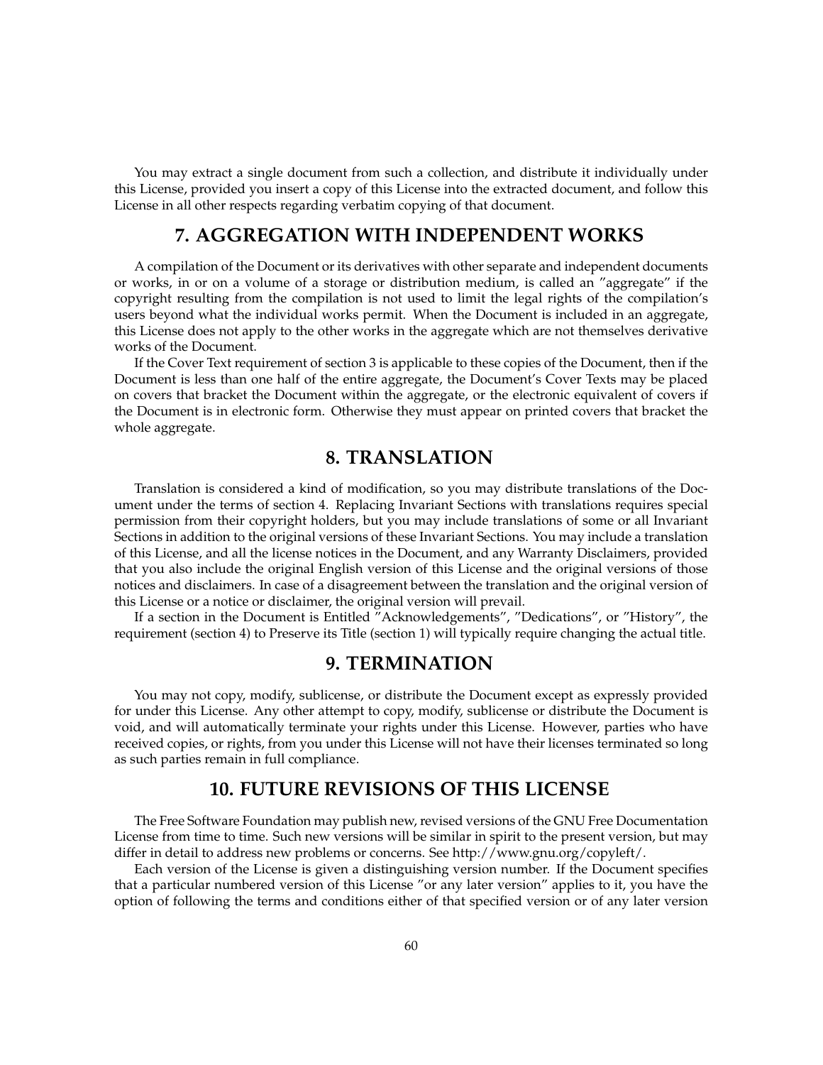You may extract a single document from such a collection, and distribute it individually under this License, provided you insert a copy of this License into the extracted document, and follow this License in all other respects regarding verbatim copying of that document.

## 7. AGGREGATION WITH INDEPENDENT WORKS

A compilation of the Document or its derivatives with other separate and independent documents or works, in or on a volume of a storage or distribution medium, is called an "aggregate" if the copyright resulting from the compilation is not used to limit the legal rights of the compilation's users beyond what the individual works permit. When the Document is included in an aggregate, this License does not apply to the other works in the aggregate which are not themselves derivative works of the Document.

If the Cover Text requirement of section 3 is applicable to these copies of the Document, then if the Document is less than one half of the entire aggregate, the Document's Cover Texts may be placed on covers that bracket the Document within the aggregate, or the electronic equivalent of covers if the Document is in electronic form. Otherwise they must appear on printed covers that bracket the whole aggregate.

## 8. TRANSLATION

Translation is considered a kind of modification, so you may distribute translations of the Document under the terms of section 4. Replacing Invariant Sections with translations requires special permission from their copyright holders, but you may include translations of some or all Invariant Sections in addition to the original versions of these Invariant Sections. You may include a translation of this License, and all the license notices in the Document, and any Warranty Disclaimers, provided that you also include the original English version of this License and the original versions of those notices and disclaimers. In case of a disagreement between the translation and the original version of this License or a notice or disclaimer, the original version will prevail.

If a section in the Document is Entitled "Acknowledgements", "Dedications", or "History", the requirement (section 4) to Preserve its Title (section 1) will typically require changing the actual title.

## 9. TERMINATION

You may not copy, modify, sublicense, or distribute the Document except as expressly provided for under this License. Any other attempt to copy, modify, sublicense or distribute the Document is void, and will automatically terminate your rights under this License. However, parties who have received copies, or rights, from you under this License will not have their licenses terminated so long as such parties remain in full compliance.

## 10. FUTURE REVISIONS OF THIS LICENSE

The Free Software Foundation may publish new, revised versions of the GNU Free Documentation License from time to time. Such new versions will be similar in spirit to the present version, but may differ in detail to address new problems or concerns. See http://www.gnu.org/copyleft/.

Each version of the License is given a distinguishing version number. If the Document specifies that a particular numbered version of this License "or any later version" applies to it, you have the option of following the terms and conditions either of that specified version or of any later version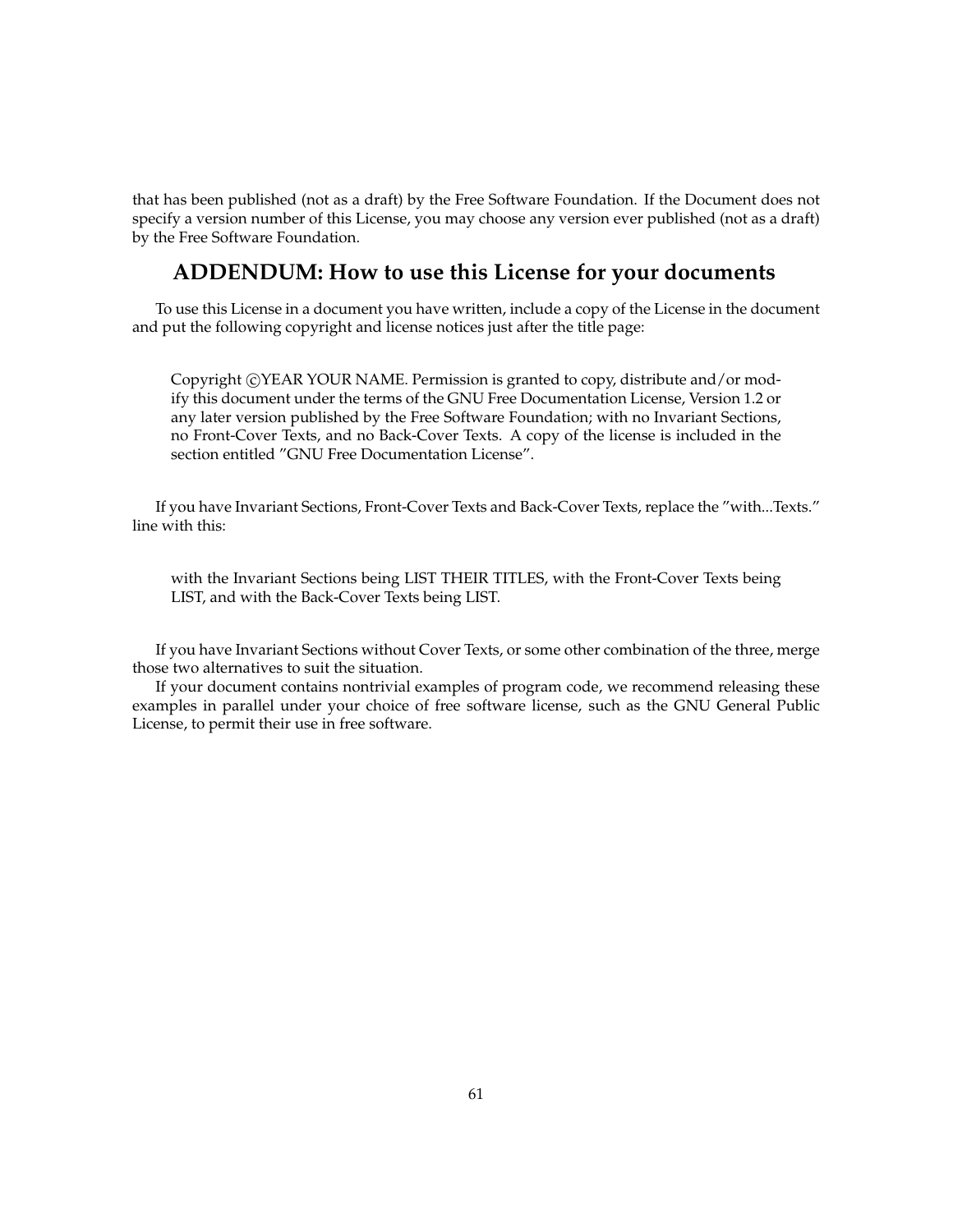that has been published (not as a draft) by the Free Software Foundation. If the Document does not specify a version number of this License, you may choose any version ever published (not as a draft) by the Free Software Foundation.

## ADDENDUM: How to use this License for your documents

To use this License in a document you have written, include a copy of the License in the document and put the following copyright and license notices just after the title page:

> Copyright ©YEAR YOUR NAME. Permission is granted to copy, distribute and/or modify this document under the terms of the GNU Free Documentation License, Version 1.2 or any later version published by the Free Software Foundation; with no Invariant Sections, no Front-Cover Texts, and no Back-Cover Texts. A copy of the license is included in the section entitled "GNU Free Documentation License".

If you have Invariant Sections, Front-Cover Texts and Back-Cover Texts, replace the "with...Texts." line with this:

> with the Invariant Sections being LIST THEIR TITLES, with the Front-Cover Texts being LIST, and with the Back-Cover Texts being LIST.

If you have Invariant Sections without Cover Texts, or some other combination of the three, merge those two alternatives to suit the situation.

If your document contains nontrivial examples of program code, we recommend releasing these examples in parallel under your choice of free software license, such as the GNU General Public License, to permit their use in free software.